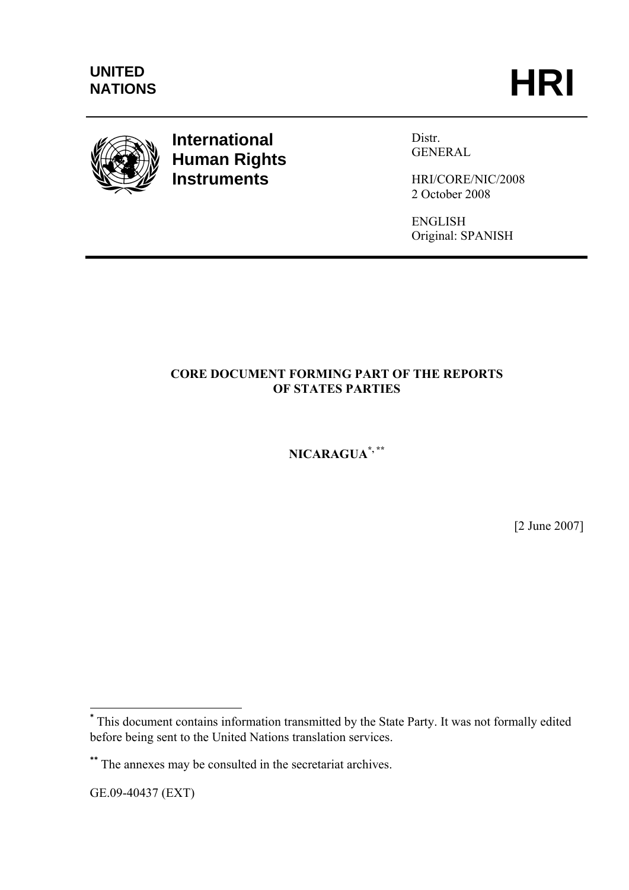UNITED NATIONS

# HRI

**International Human Rights Instruments**

Distr.
GENERAL

HRI/CORE/NIC/2008
2 October 2008

ENGLISH
Original: SPANISH

**CORE DOCUMENT FORMING PART OF THE REPORTS OF STATES PARTIES**

**NICARAGUA**[*, **]

[2 June 2007]

---

[*] This document contains information transmitted by the State Party. It was not formally edited before being sent to the United Nations translation services.

[**] The annexes may be consulted in the secretariat archives.

GE.09-40437 (EXT)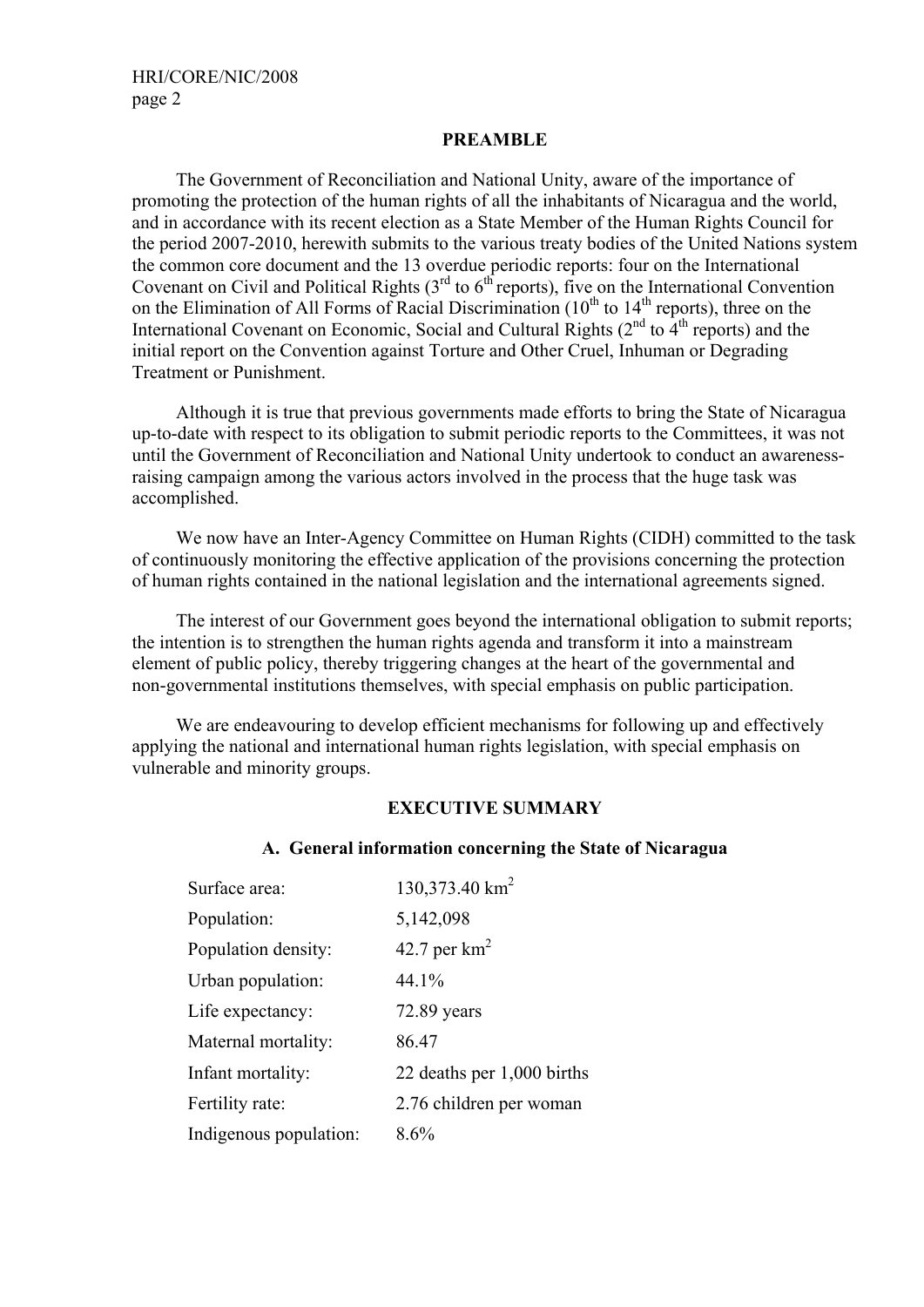## PREAMBLE

The Government of Reconciliation and National Unity, aware of the importance of promoting the protection of the human rights of all the inhabitants of Nicaragua and the world, and in accordance with its recent election as a State Member of the Human Rights Council for the period 2007-2010, herewith submits to the various treaty bodies of the United Nations system the common core document and the 13 overdue periodic reports: four on the International Covenant on Civil and Political Rights (3rd to 6th reports), five on the International Convention on the Elimination of All Forms of Racial Discrimination (10th to 14th reports), three on the International Covenant on Economic, Social and Cultural Rights (2nd to 4th reports) and the initial report on the Convention against Torture and Other Cruel, Inhuman or Degrading Treatment or Punishment.

Although it is true that previous governments made efforts to bring the State of Nicaragua up-to-date with respect to its obligation to submit periodic reports to the Committees, it was not until the Government of Reconciliation and National Unity undertook to conduct an awareness-raising campaign among the various actors involved in the process that the huge task was accomplished.

We now have an Inter-Agency Committee on Human Rights (CIDH) committed to the task of continuously monitoring the effective application of the provisions concerning the protection of human rights contained in the national legislation and the international agreements signed.

The interest of our Government goes beyond the international obligation to submit reports; the intention is to strengthen the human rights agenda and transform it into a mainstream element of public policy, thereby triggering changes at the heart of the governmental and non-governmental institutions themselves, with special emphasis on public participation.

We are endeavouring to develop efficient mechanisms for following up and effectively applying the national and international human rights legislation, with special emphasis on vulnerable and minority groups.

## EXECUTIVE SUMMARY

### A. General information concerning the State of Nicaragua

| | |
|---|---|
| Surface area: | 130,373.40 km$^2$ |
| Population: | 5,142,098 |
| Population density: | 42.7 per km$^2$ |
| Urban population: | 44.1% |
| Life expectancy: | 72.89 years |
| Maternal mortality: | 86.47 |
| Infant mortality: | 22 deaths per 1,000 births |
| Fertility rate: | 2.76 children per woman |
| Indigenous population: | 8.6% |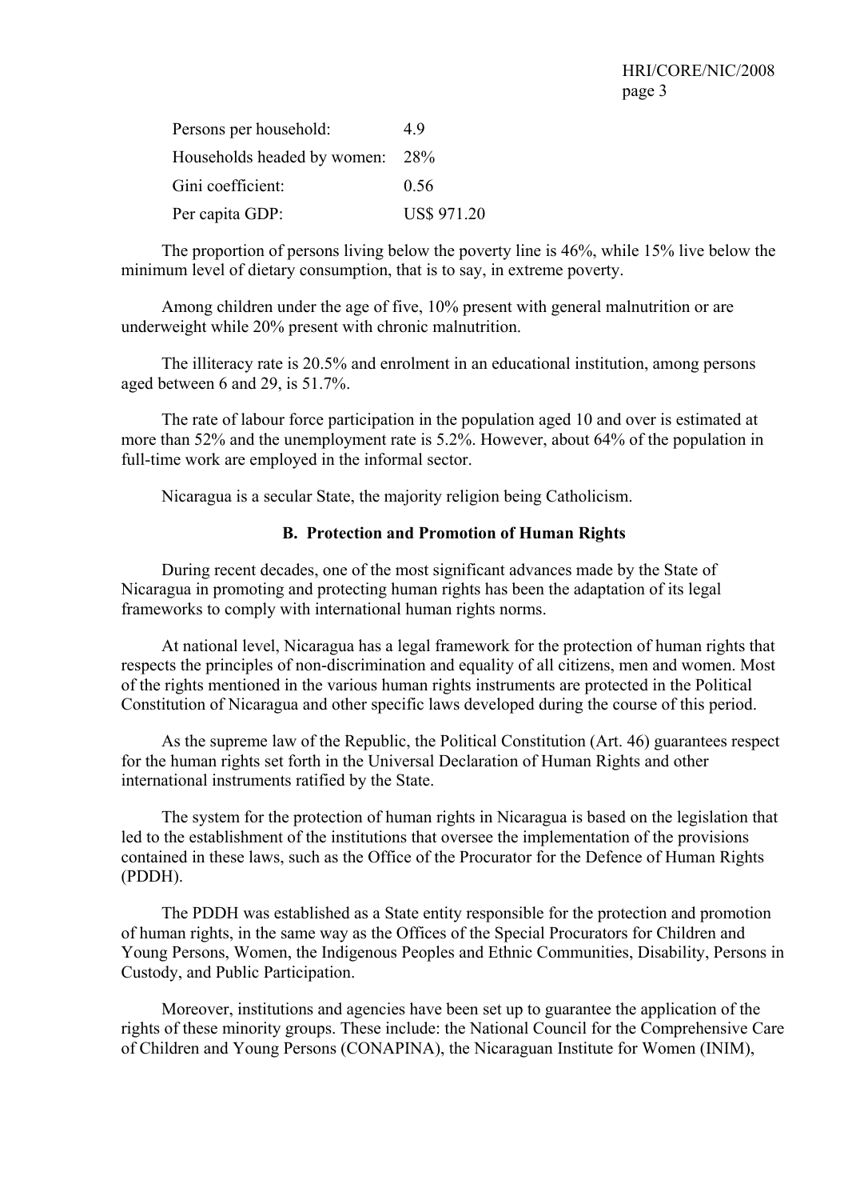| | |
|---|---|
| Persons per household: | 4.9 |
| Households headed by women: | 28% |
| Gini coefficient: | 0.56 |
| Per capita GDP: | US$ 971.20 |

The proportion of persons living below the poverty line is 46%, while 15% live below the minimum level of dietary consumption, that is to say, in extreme poverty.

Among children under the age of five, 10% present with general malnutrition or are underweight while 20% present with chronic malnutrition.

The illiteracy rate is 20.5% and enrolment in an educational institution, among persons aged between 6 and 29, is 51.7%.

The rate of labour force participation in the population aged 10 and over is estimated at more than 52% and the unemployment rate is 5.2%. However, about 64% of the population in full-time work are employed in the informal sector.

Nicaragua is a secular State, the majority religion being Catholicism.

### B. Protection and Promotion of Human Rights

During recent decades, one of the most significant advances made by the State of Nicaragua in promoting and protecting human rights has been the adaptation of its legal frameworks to comply with international human rights norms.

At national level, Nicaragua has a legal framework for the protection of human rights that respects the principles of non-discrimination and equality of all citizens, men and women. Most of the rights mentioned in the various human rights instruments are protected in the Political Constitution of Nicaragua and other specific laws developed during the course of this period.

As the supreme law of the Republic, the Political Constitution (Art. 46) guarantees respect for the human rights set forth in the Universal Declaration of Human Rights and other international instruments ratified by the State.

The system for the protection of human rights in Nicaragua is based on the legislation that led to the establishment of the institutions that oversee the implementation of the provisions contained in these laws, such as the Office of the Procurator for the Defence of Human Rights (PDDH).

The PDDH was established as a State entity responsible for the protection and promotion of human rights, in the same way as the Offices of the Special Procurators for Children and Young Persons, Women, the Indigenous Peoples and Ethnic Communities, Disability, Persons in Custody, and Public Participation.

Moreover, institutions and agencies have been set up to guarantee the application of the rights of these minority groups. These include: the National Council for the Comprehensive Care of Children and Young Persons (CONAPINA), the Nicaraguan Institute for Women (INIM),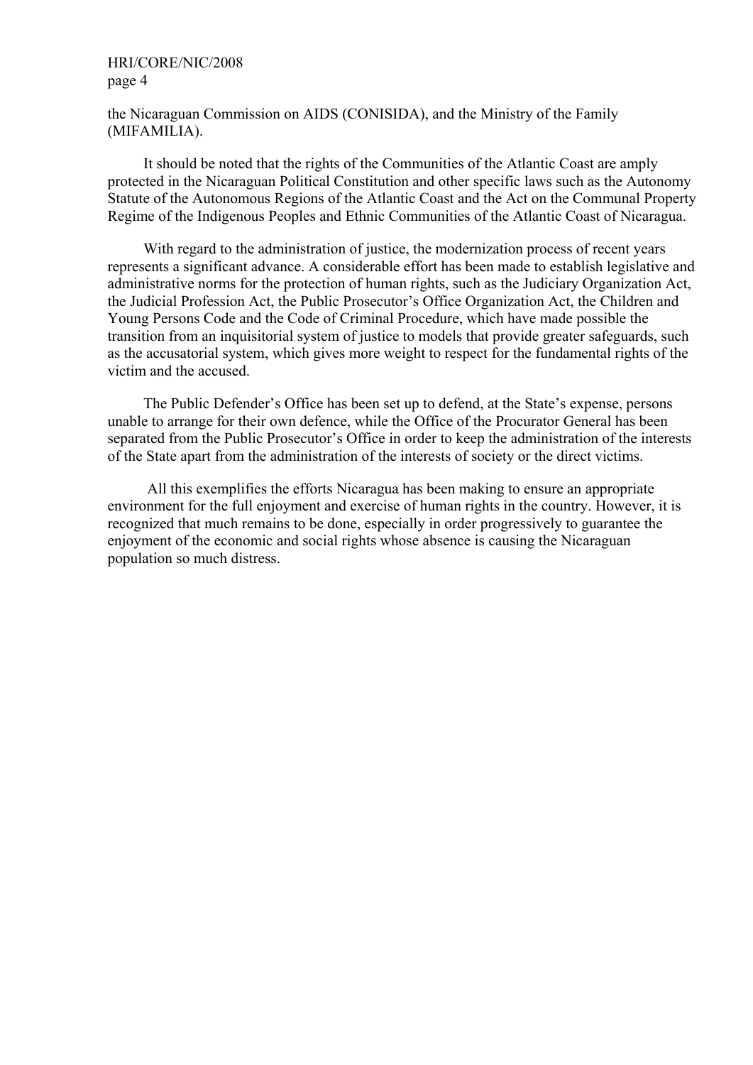the Nicaraguan Commission on AIDS (CONISIDA), and the Ministry of the Family (MIFAMILIA).

It should be noted that the rights of the Communities of the Atlantic Coast are amply protected in the Nicaraguan Political Constitution and other specific laws such as the Autonomy Statute of the Autonomous Regions of the Atlantic Coast and the Act on the Communal Property Regime of the Indigenous Peoples and Ethnic Communities of the Atlantic Coast of Nicaragua.

With regard to the administration of justice, the modernization process of recent years represents a significant advance. A considerable effort has been made to establish legislative and administrative norms for the protection of human rights, such as the Judiciary Organization Act, the Judicial Profession Act, the Public Prosecutor's Office Organization Act, the Children and Young Persons Code and the Code of Criminal Procedure, which have made possible the transition from an inquisitorial system of justice to models that provide greater safeguards, such as the accusatorial system, which gives more weight to respect for the fundamental rights of the victim and the accused.

The Public Defender's Office has been set up to defend, at the State's expense, persons unable to arrange for their own defence, while the Office of the Procurator General has been separated from the Public Prosecutor's Office in order to keep the administration of the interests of the State apart from the administration of the interests of society or the direct victims.

All this exemplifies the efforts Nicaragua has been making to ensure an appropriate environment for the full enjoyment and exercise of human rights in the country. However, it is recognized that much remains to be done, especially in order progressively to guarantee the enjoyment of the economic and social rights whose absence is causing the Nicaraguan population so much distress.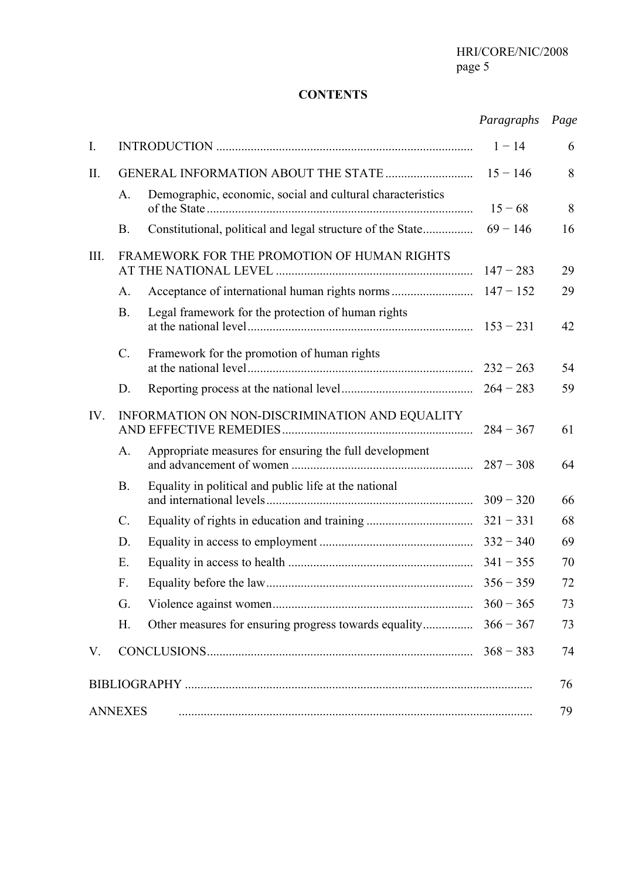**CONTENTS**

| | | *Paragraphs* | *Page* |
|---|---|---|---|
| I. | INTRODUCTION | 1 − 14 | 6 |
| II. | GENERAL INFORMATION ABOUT THE STATE | 15 − 146 | 8 |
| | A. Demographic, economic, social and cultural characteristics of the State | 15 − 68 | 8 |
| | B. Constitutional, political and legal structure of the State | 69 − 146 | 16 |
| III. | FRAMEWORK FOR THE PROMOTION OF HUMAN RIGHTS AT THE NATIONAL LEVEL | 147 − 283 | 29 |
| | A. Acceptance of international human rights norms | 147 − 152 | 29 |
| | B. Legal framework for the protection of human rights at the national level | 153 − 231 | 42 |
| | C. Framework for the promotion of human rights at the national level | 232 − 263 | 54 |
| | D. Reporting process at the national level | 264 − 283 | 59 |
| IV. | INFORMATION ON NON-DISCRIMINATION AND EQUALITY AND EFFECTIVE REMEDIES | 284 − 367 | 61 |
| | A. Appropriate measures for ensuring the full development and advancement of women | 287 − 308 | 64 |
| | B. Equality in political and public life at the national and international levels | 309 − 320 | 66 |
| | C. Equality of rights in education and training | 321 − 331 | 68 |
| | D. Equality in access to employment | 332 − 340 | 69 |
| | E. Equality in access to health | 341 − 355 | 70 |
| | F. Equality before the law | 356 − 359 | 72 |
| | G. Violence against women | 360 − 365 | 73 |
| | H. Other measures for ensuring progress towards equality | 366 − 367 | 73 |
| V. | CONCLUSIONS | 368 − 383 | 74 |
| BIBLIOGRAPHY | | | 76 |
| ANNEXES | | | 79 |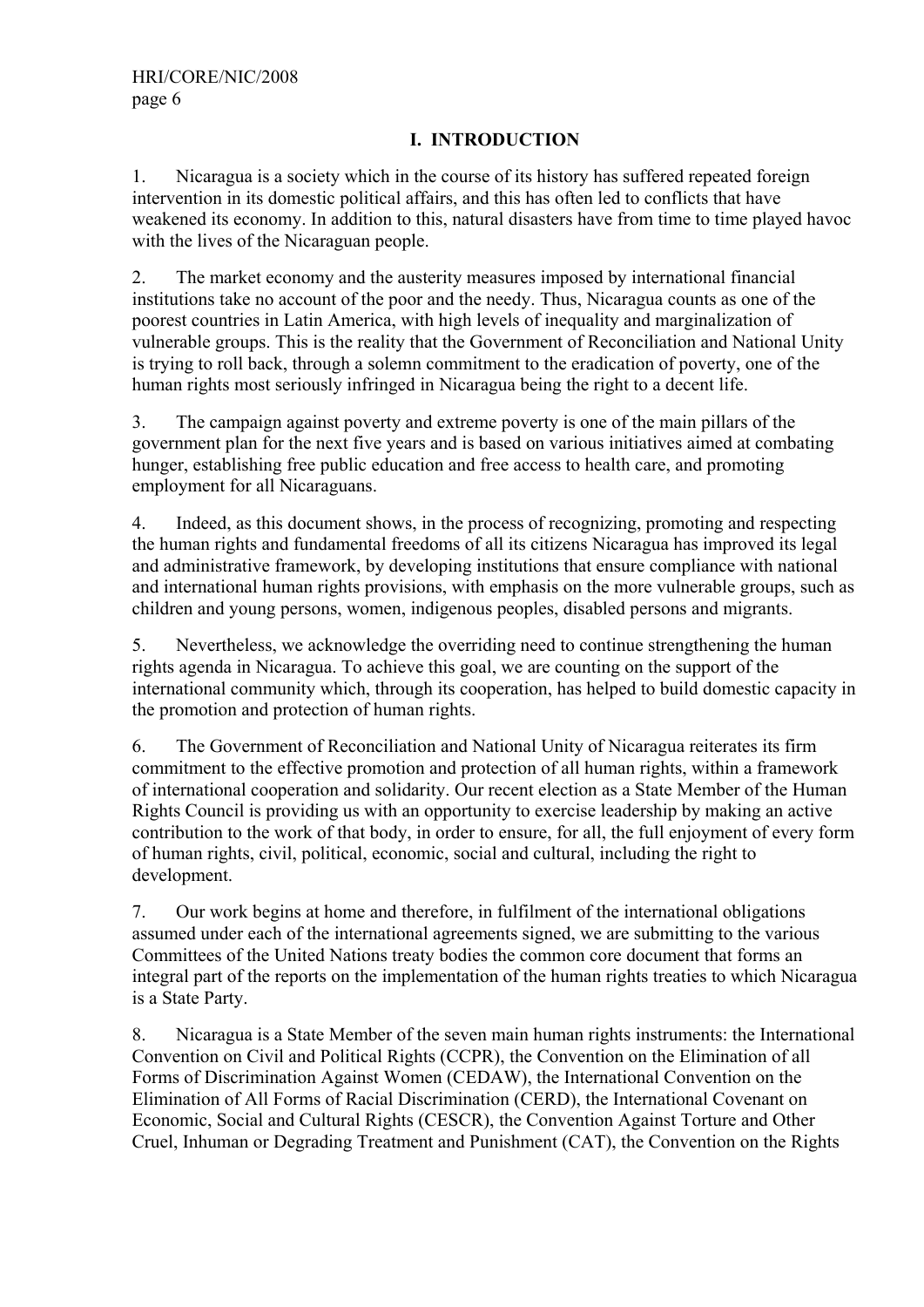## I. INTRODUCTION

1. Nicaragua is a society which in the course of its history has suffered repeated foreign intervention in its domestic political affairs, and this has often led to conflicts that have weakened its economy. In addition to this, natural disasters have from time to time played havoc with the lives of the Nicaraguan people.

2. The market economy and the austerity measures imposed by international financial institutions take no account of the poor and the needy. Thus, Nicaragua counts as one of the poorest countries in Latin America, with high levels of inequality and marginalization of vulnerable groups. This is the reality that the Government of Reconciliation and National Unity is trying to roll back, through a solemn commitment to the eradication of poverty, one of the human rights most seriously infringed in Nicaragua being the right to a decent life.

3. The campaign against poverty and extreme poverty is one of the main pillars of the government plan for the next five years and is based on various initiatives aimed at combating hunger, establishing free public education and free access to health care, and promoting employment for all Nicaraguans.

4. Indeed, as this document shows, in the process of recognizing, promoting and respecting the human rights and fundamental freedoms of all its citizens Nicaragua has improved its legal and administrative framework, by developing institutions that ensure compliance with national and international human rights provisions, with emphasis on the more vulnerable groups, such as children and young persons, women, indigenous peoples, disabled persons and migrants.

5. Nevertheless, we acknowledge the overriding need to continue strengthening the human rights agenda in Nicaragua. To achieve this goal, we are counting on the support of the international community which, through its cooperation, has helped to build domestic capacity in the promotion and protection of human rights.

6. The Government of Reconciliation and National Unity of Nicaragua reiterates its firm commitment to the effective promotion and protection of all human rights, within a framework of international cooperation and solidarity. Our recent election as a State Member of the Human Rights Council is providing us with an opportunity to exercise leadership by making an active contribution to the work of that body, in order to ensure, for all, the full enjoyment of every form of human rights, civil, political, economic, social and cultural, including the right to development.

7. Our work begins at home and therefore, in fulfilment of the international obligations assumed under each of the international agreements signed, we are submitting to the various Committees of the United Nations treaty bodies the common core document that forms an integral part of the reports on the implementation of the human rights treaties to which Nicaragua is a State Party.

8. Nicaragua is a State Member of the seven main human rights instruments: the International Convention on Civil and Political Rights (CCPR), the Convention on the Elimination of all Forms of Discrimination Against Women (CEDAW), the International Convention on the Elimination of All Forms of Racial Discrimination (CERD), the International Covenant on Economic, Social and Cultural Rights (CESCR), the Convention Against Torture and Other Cruel, Inhuman or Degrading Treatment and Punishment (CAT), the Convention on the Rights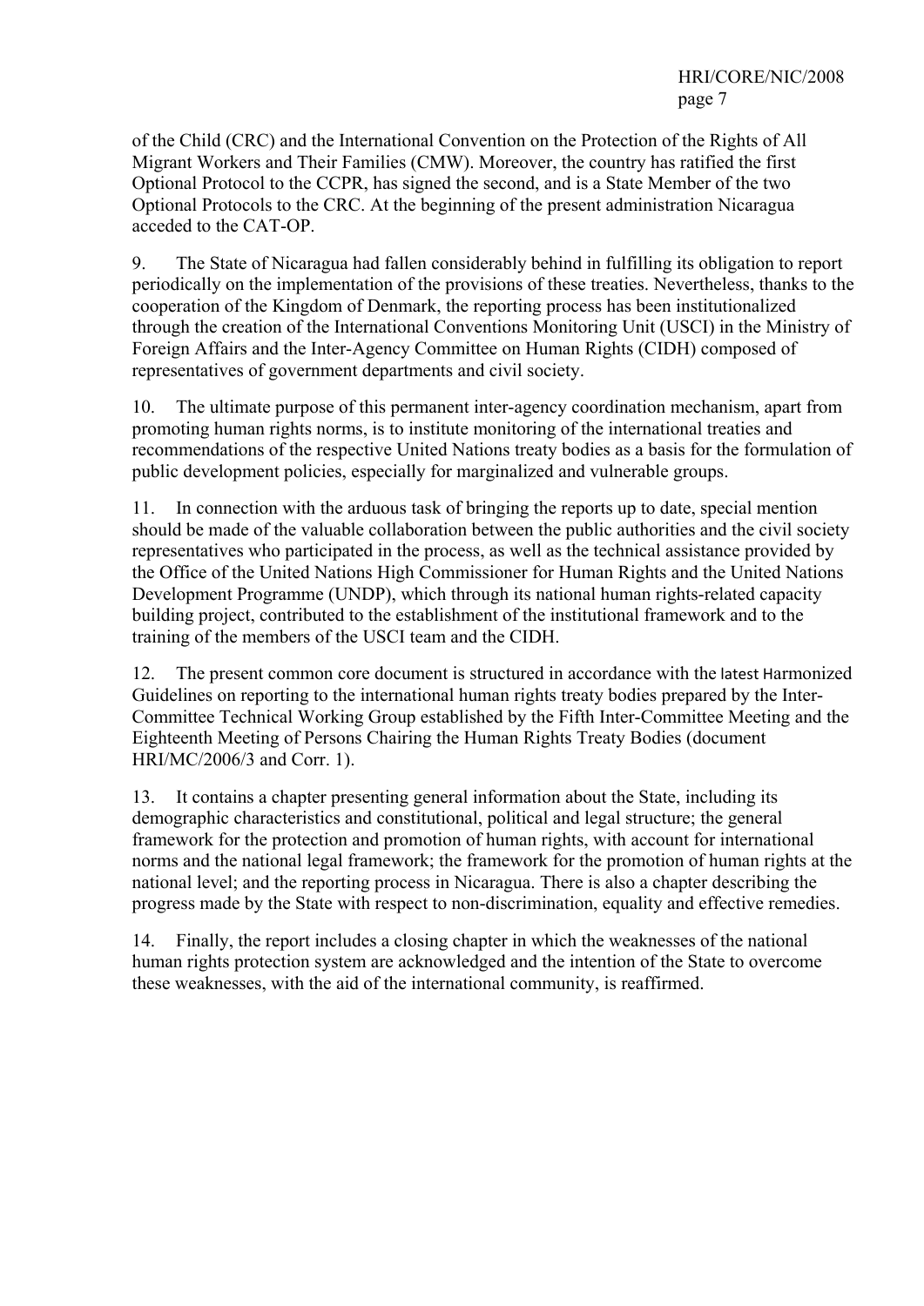of the Child (CRC) and the International Convention on the Protection of the Rights of All Migrant Workers and Their Families (CMW). Moreover, the country has ratified the first Optional Protocol to the CCPR, has signed the second, and is a State Member of the two Optional Protocols to the CRC. At the beginning of the present administration Nicaragua acceded to the CAT-OP.

9. The State of Nicaragua had fallen considerably behind in fulfilling its obligation to report periodically on the implementation of the provisions of these treaties. Nevertheless, thanks to the cooperation of the Kingdom of Denmark, the reporting process has been institutionalized through the creation of the International Conventions Monitoring Unit (USCI) in the Ministry of Foreign Affairs and the Inter-Agency Committee on Human Rights (CIDH) composed of representatives of government departments and civil society.

10. The ultimate purpose of this permanent inter-agency coordination mechanism, apart from promoting human rights norms, is to institute monitoring of the international treaties and recommendations of the respective United Nations treaty bodies as a basis for the formulation of public development policies, especially for marginalized and vulnerable groups.

11. In connection with the arduous task of bringing the reports up to date, special mention should be made of the valuable collaboration between the public authorities and the civil society representatives who participated in the process, as well as the technical assistance provided by the Office of the United Nations High Commissioner for Human Rights and the United Nations Development Programme (UNDP), which through its national human rights-related capacity building project, contributed to the establishment of the institutional framework and to the training of the members of the USCI team and the CIDH.

12. The present common core document is structured in accordance with the latest Harmonized Guidelines on reporting to the international human rights treaty bodies prepared by the Inter-Committee Technical Working Group established by the Fifth Inter-Committee Meeting and the Eighteenth Meeting of Persons Chairing the Human Rights Treaty Bodies (document HRI/MC/2006/3 and Corr. 1).

13. It contains a chapter presenting general information about the State, including its demographic characteristics and constitutional, political and legal structure; the general framework for the protection and promotion of human rights, with account for international norms and the national legal framework; the framework for the promotion of human rights at the national level; and the reporting process in Nicaragua. There is also a chapter describing the progress made by the State with respect to non-discrimination, equality and effective remedies.

14. Finally, the report includes a closing chapter in which the weaknesses of the national human rights protection system are acknowledged and the intention of the State to overcome these weaknesses, with the aid of the international community, is reaffirmed.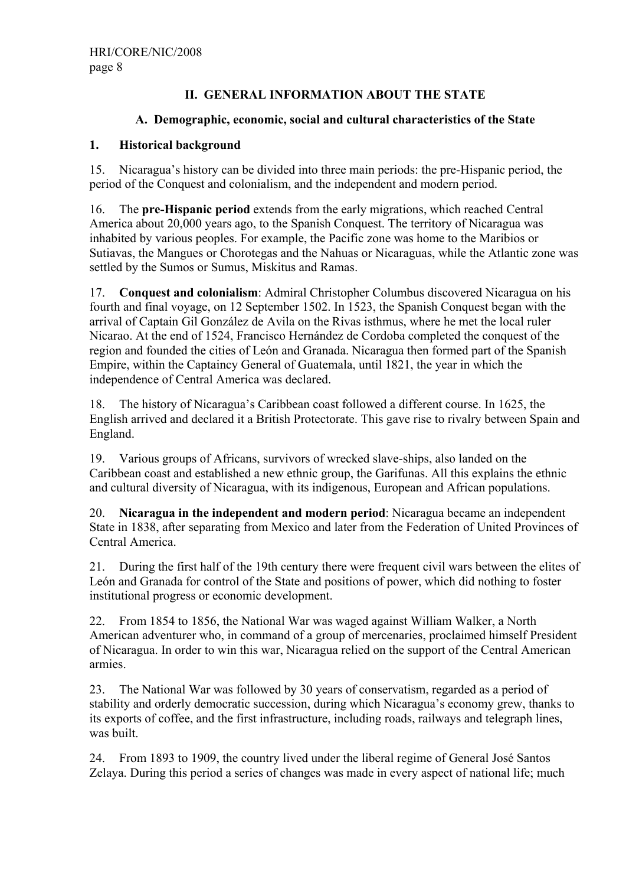## II. GENERAL INFORMATION ABOUT THE STATE

### A. Demographic, economic, social and cultural characteristics of the State

#### 1. Historical background

15. Nicaragua's history can be divided into three main periods: the pre-Hispanic period, the period of the Conquest and colonialism, and the independent and modern period.

16. The **pre-Hispanic period** extends from the early migrations, which reached Central America about 20,000 years ago, to the Spanish Conquest. The territory of Nicaragua was inhabited by various peoples. For example, the Pacific zone was home to the Maribios or Sutiavas, the Mangues or Chorotegas and the Nahuas or Nicaraguas, while the Atlantic zone was settled by the Sumos or Sumus, Miskitus and Ramas.

17. **Conquest and colonialism**: Admiral Christopher Columbus discovered Nicaragua on his fourth and final voyage, on 12 September 1502. In 1523, the Spanish Conquest began with the arrival of Captain Gil González de Avila on the Rivas isthmus, where he met the local ruler Nicarao. At the end of 1524, Francisco Hernández de Cordoba completed the conquest of the region and founded the cities of León and Granada. Nicaragua then formed part of the Spanish Empire, within the Captaincy General of Guatemala, until 1821, the year in which the independence of Central America was declared.

18. The history of Nicaragua's Caribbean coast followed a different course. In 1625, the English arrived and declared it a British Protectorate. This gave rise to rivalry between Spain and England.

19. Various groups of Africans, survivors of wrecked slave-ships, also landed on the Caribbean coast and established a new ethnic group, the Garifunas. All this explains the ethnic and cultural diversity of Nicaragua, with its indigenous, European and African populations.

20. **Nicaragua in the independent and modern period**: Nicaragua became an independent State in 1838, after separating from Mexico and later from the Federation of United Provinces of Central America.

21. During the first half of the 19th century there were frequent civil wars between the elites of León and Granada for control of the State and positions of power, which did nothing to foster institutional progress or economic development.

22. From 1854 to 1856, the National War was waged against William Walker, a North American adventurer who, in command of a group of mercenaries, proclaimed himself President of Nicaragua. In order to win this war, Nicaragua relied on the support of the Central American armies.

23. The National War was followed by 30 years of conservatism, regarded as a period of stability and orderly democratic succession, during which Nicaragua's economy grew, thanks to its exports of coffee, and the first infrastructure, including roads, railways and telegraph lines, was built.

24. From 1893 to 1909, the country lived under the liberal regime of General José Santos Zelaya. During this period a series of changes was made in every aspect of national life; much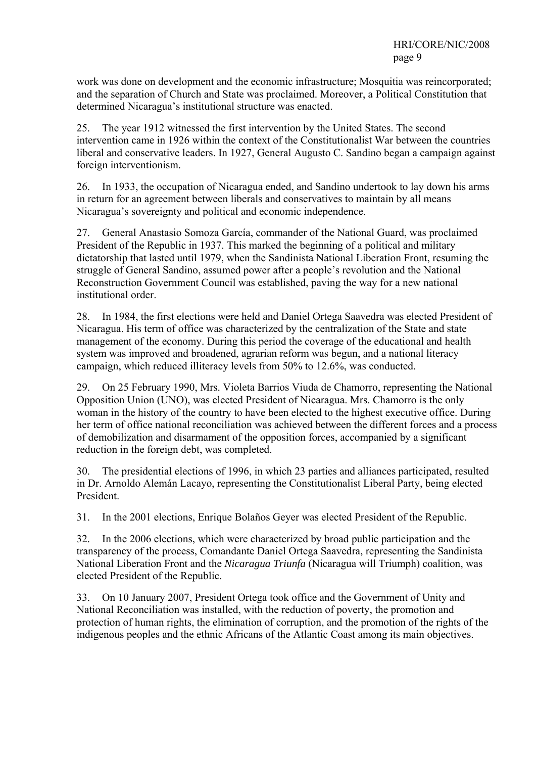work was done on development and the economic infrastructure; Mosquitia was reincorporated; and the separation of Church and State was proclaimed. Moreover, a Political Constitution that determined Nicaragua's institutional structure was enacted.

25. The year 1912 witnessed the first intervention by the United States. The second intervention came in 1926 within the context of the Constitutionalist War between the countries liberal and conservative leaders. In 1927, General Augusto C. Sandino began a campaign against foreign interventionism.

26. In 1933, the occupation of Nicaragua ended, and Sandino undertook to lay down his arms in return for an agreement between liberals and conservatives to maintain by all means Nicaragua's sovereignty and political and economic independence.

27. General Anastasio Somoza García, commander of the National Guard, was proclaimed President of the Republic in 1937. This marked the beginning of a political and military dictatorship that lasted until 1979, when the Sandinista National Liberation Front, resuming the struggle of General Sandino, assumed power after a people's revolution and the National Reconstruction Government Council was established, paving the way for a new national institutional order.

28. In 1984, the first elections were held and Daniel Ortega Saavedra was elected President of Nicaragua. His term of office was characterized by the centralization of the State and state management of the economy. During this period the coverage of the educational and health system was improved and broadened, agrarian reform was begun, and a national literacy campaign, which reduced illiteracy levels from 50% to 12.6%, was conducted.

29. On 25 February 1990, Mrs. Violeta Barrios Viuda de Chamorro, representing the National Opposition Union (UNO), was elected President of Nicaragua. Mrs. Chamorro is the only woman in the history of the country to have been elected to the highest executive office. During her term of office national reconciliation was achieved between the different forces and a process of demobilization and disarmament of the opposition forces, accompanied by a significant reduction in the foreign debt, was completed.

30. The presidential elections of 1996, in which 23 parties and alliances participated, resulted in Dr. Arnoldo Alemán Lacayo, representing the Constitutionalist Liberal Party, being elected President.

31. In the 2001 elections, Enrique Bolaños Geyer was elected President of the Republic.

32. In the 2006 elections, which were characterized by broad public participation and the transparency of the process, Comandante Daniel Ortega Saavedra, representing the Sandinista National Liberation Front and the *Nicaragua Triunfa* (Nicaragua will Triumph) coalition, was elected President of the Republic.

33. On 10 January 2007, President Ortega took office and the Government of Unity and National Reconciliation was installed, with the reduction of poverty, the promotion and protection of human rights, the elimination of corruption, and the promotion of the rights of the indigenous peoples and the ethnic Africans of the Atlantic Coast among its main objectives.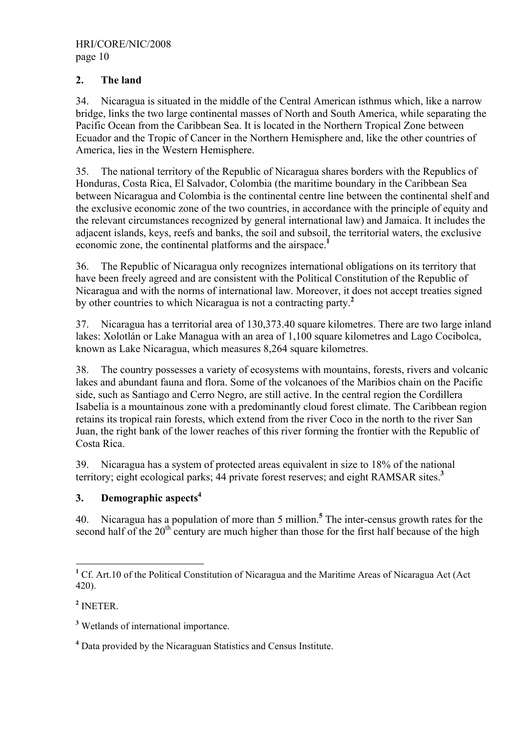## 2. The land

34. Nicaragua is situated in the middle of the Central American isthmus which, like a narrow bridge, links the two large continental masses of North and South America, while separating the Pacific Ocean from the Caribbean Sea. It is located in the Northern Tropical Zone between Ecuador and the Tropic of Cancer in the Northern Hemisphere and, like the other countries of America, lies in the Western Hemisphere.

35. The national territory of the Republic of Nicaragua shares borders with the Republics of Honduras, Costa Rica, El Salvador, Colombia (the maritime boundary in the Caribbean Sea between Nicaragua and Colombia is the continental centre line between the continental shelf and the exclusive economic zone of the two countries, in accordance with the principle of equity and the relevant circumstances recognized by general international law) and Jamaica. It includes the adjacent islands, keys, reefs and banks, the soil and subsoil, the territorial waters, the exclusive economic zone, the continental platforms and the airspace.[1]

36. The Republic of Nicaragua only recognizes international obligations on its territory that have been freely agreed and are consistent with the Political Constitution of the Republic of Nicaragua and with the norms of international law. Moreover, it does not accept treaties signed by other countries to which Nicaragua is not a contracting party.[2]

37. Nicaragua has a territorial area of 130,373.40 square kilometres. There are two large inland lakes: Xolotlán or Lake Managua with an area of 1,100 square kilometres and Lago Cocibolca, known as Lake Nicaragua, which measures 8,264 square kilometres.

38. The country possesses a variety of ecosystems with mountains, forests, rivers and volcanic lakes and abundant fauna and flora. Some of the volcanoes of the Maribios chain on the Pacific side, such as Santiago and Cerro Negro, are still active. In the central region the Cordillera Isabelia is a mountainous zone with a predominantly cloud forest climate. The Caribbean region retains its tropical rain forests, which extend from the river Coco in the north to the river San Juan, the right bank of the lower reaches of this river forming the frontier with the Republic of Costa Rica.

39. Nicaragua has a system of protected areas equivalent in size to 18% of the national territory; eight ecological parks; 44 private forest reserves; and eight RAMSAR sites.[3]

## 3. Demographic aspects[4]

40. Nicaragua has a population of more than 5 million.[5] The inter-census growth rates for the second half of the 20th century are much higher than those for the first half because of the high

---

[1] Cf. Art.10 of the Political Constitution of Nicaragua and the Maritime Areas of Nicaragua Act (Act 420).

[2] INETER.

[3] Wetlands of international importance.

[4] Data provided by the Nicaraguan Statistics and Census Institute.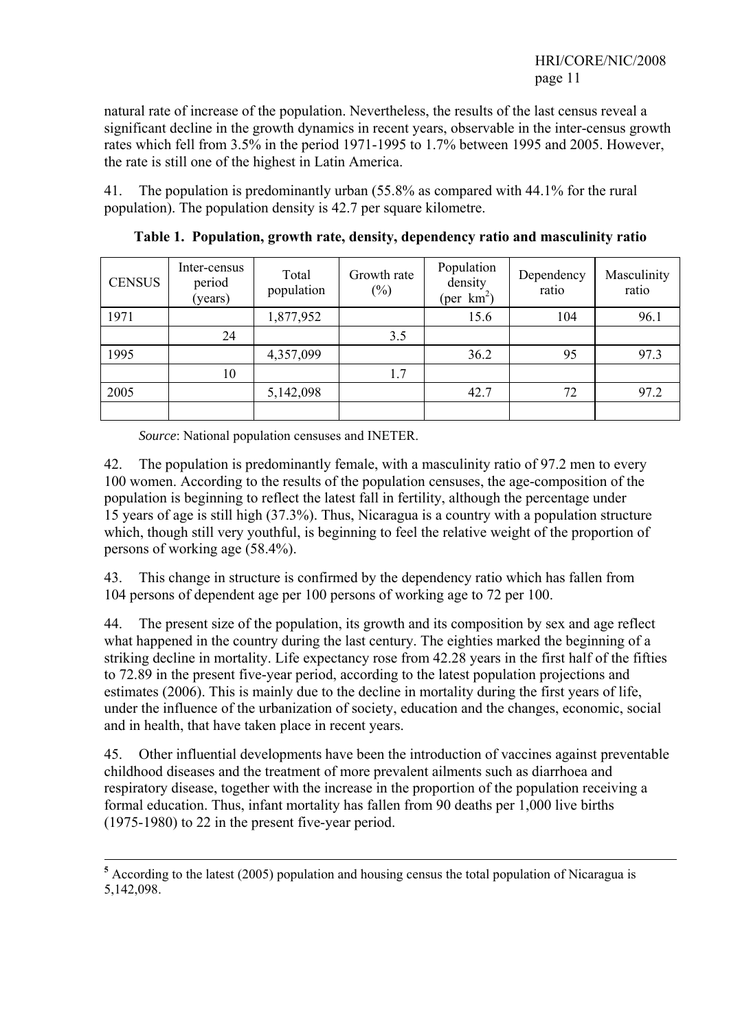natural rate of increase of the population. Nevertheless, the results of the last census reveal a significant decline in the growth dynamics in recent years, observable in the inter-census growth rates which fell from 3.5% in the period 1971-1995 to 1.7% between 1995 and 2005. However, the rate is still one of the highest in Latin America.

41. The population is predominantly urban (55.8% as compared with 44.1% for the rural population). The population density is 42.7 per square kilometre.

**Table 1. Population, growth rate, density, dependency ratio and masculinity ratio**

| CENSUS | Inter-census period (years) | Total population | Growth rate (%) | Population density (per $km^2$) | Dependency ratio | Masculinity ratio |
|---|---|---|---|---|---|---|
| 1971 | | 1,877,952 | | 15.6 | 104 | 96.1 |
| | 24 | | 3.5 | | | |
| 1995 | | 4,357,099 | | 36.2 | 95 | 97.3 |
| | 10 | | 1.7 | | | |
| 2005 | | 5,142,098 | | 42.7 | 72 | 97.2 |
| | | | | | | |

*Source*: National population censuses and INETER.

42. The population is predominantly female, with a masculinity ratio of 97.2 men to every 100 women. According to the results of the population censuses, the age-composition of the population is beginning to reflect the latest fall in fertility, although the percentage under 15 years of age is still high (37.3%). Thus, Nicaragua is a country with a population structure which, though still very youthful, is beginning to feel the relative weight of the proportion of persons of working age (58.4%).

43. This change in structure is confirmed by the dependency ratio which has fallen from 104 persons of dependent age per 100 persons of working age to 72 per 100.

44. The present size of the population, its growth and its composition by sex and age reflect what happened in the country during the last century. The eighties marked the beginning of a striking decline in mortality. Life expectancy rose from 42.28 years in the first half of the fifties to 72.89 in the present five-year period, according to the latest population projections and estimates (2006). This is mainly due to the decline in mortality during the first years of life, under the influence of the urbanization of society, education and the changes, economic, social and in health, that have taken place in recent years.

45. Other influential developments have been the introduction of vaccines against preventable childhood diseases and the treatment of more prevalent ailments such as diarrhoea and respiratory disease, together with the increase in the proportion of the population receiving a formal education. Thus, infant mortality has fallen from 90 deaths per 1,000 live births (1975-1980) to 22 in the present five-year period.

---

[5] According to the latest (2005) population and housing census the total population of Nicaragua is 5,142,098.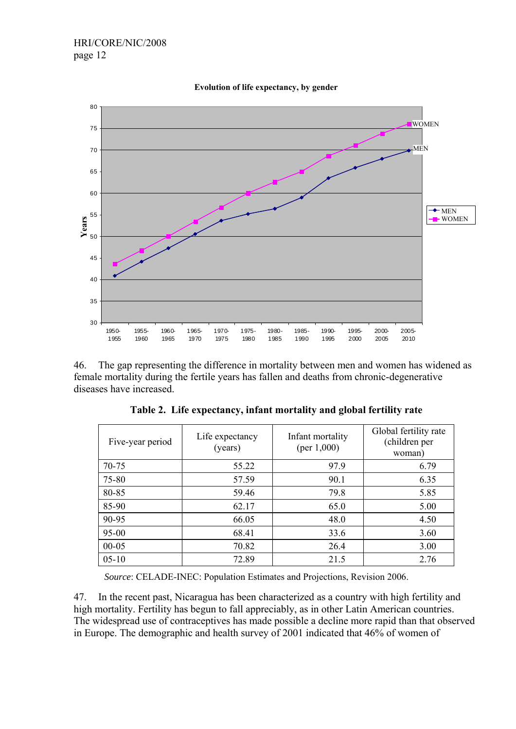**Evolution of life expectancy, by gender**

80
75
70
65
60
55
50
45
40
35
30

Years

1950-1955
1955-1960
1960-1965
1965-1970
1970-1975
1975-1980
1980-1985
1985-1990
1990-1995
1995-2000
2000-2005
2005-2010

WOMEN
MEN

MEN
WOMEN

46. The gap representing the difference in mortality between men and women has widened as female mortality during the fertile years has fallen and deaths from chronic-degenerative diseases have increased.

**Table 2. Life expectancy, infant mortality and global fertility rate**

| Five-year period | Life expectancy (years) | Infant mortality (per 1,000) | Global fertility rate (children per woman) |
|---|---|---|---|
| 70-75 | 55.22 | 97.9 | 6.79 |
| 75-80 | 57.59 | 90.1 | 6.35 |
| 80-85 | 59.46 | 79.8 | 5.85 |
| 85-90 | 62.17 | 65.0 | 5.00 |
| 90-95 | 66.05 | 48.0 | 4.50 |
| 95-00 | 68.41 | 33.6 | 3.60 |
| 00-05 | 70.82 | 26.4 | 3.00 |
| 05-10 | 72.89 | 21.5 | 2.76 |

*Source*: CELADE-INEC: Population Estimates and Projections, Revision 2006.

47. In the recent past, Nicaragua has been characterized as a country with high fertility and high mortality. Fertility has begun to fall appreciably, as in other Latin American countries. The widespread use of contraceptives has made possible a decline more rapid than that observed in Europe. The demographic and health survey of 2001 indicated that 46% of women of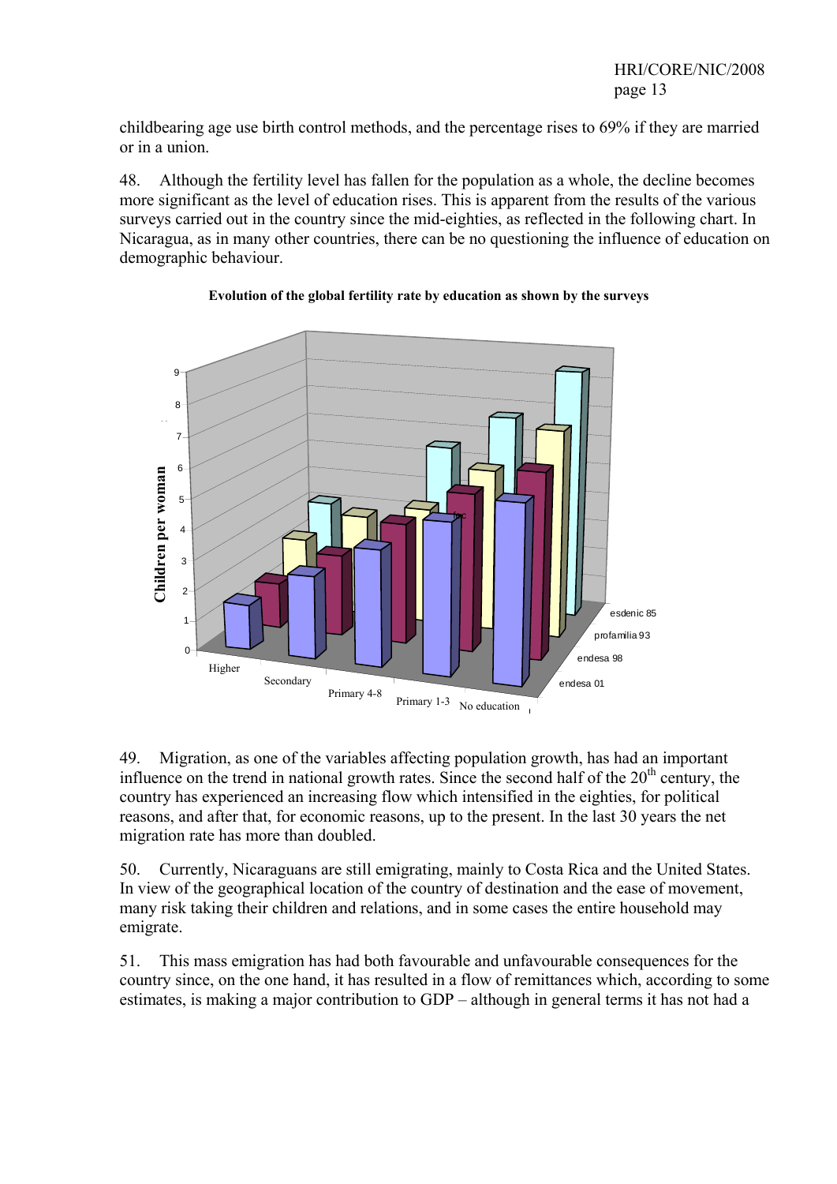childbearing age use birth control methods, and the percentage rises to 69% if they are married or in a union.

48. Although the fertility level has fallen for the population as a whole, the decline becomes more significant as the level of education rises. This is apparent from the results of the various surveys carried out in the country since the mid-eighties, as reflected in the following chart. In Nicaragua, as in many other countries, there can be no questioning the influence of education on demographic behaviour.

**Evolution of the global fertility rate by education as shown by the surveys**

Children per woman

0
1
2
3
4
5
6
7
8
9

Higher
Secondary
Primary 4-8
Primary 1-3
No education

esdenic 85
profamilia 93
endesa 98
endesa 01

49. Migration, as one of the variables affecting population growth, has had an important influence on the trend in national growth rates. Since the second half of the 20th century, the country has experienced an increasing flow which intensified in the eighties, for political reasons, and after that, for economic reasons, up to the present. In the last 30 years the net migration rate has more than doubled.

50. Currently, Nicaraguans are still emigrating, mainly to Costa Rica and the United States. In view of the geographical location of the country of destination and the ease of movement, many risk taking their children and relations, and in some cases the entire household may emigrate.

51. This mass emigration has had both favourable and unfavourable consequences for the country since, on the one hand, it has resulted in a flow of remittances which, according to some estimates, is making a major contribution to GDP – although in general terms it has not had a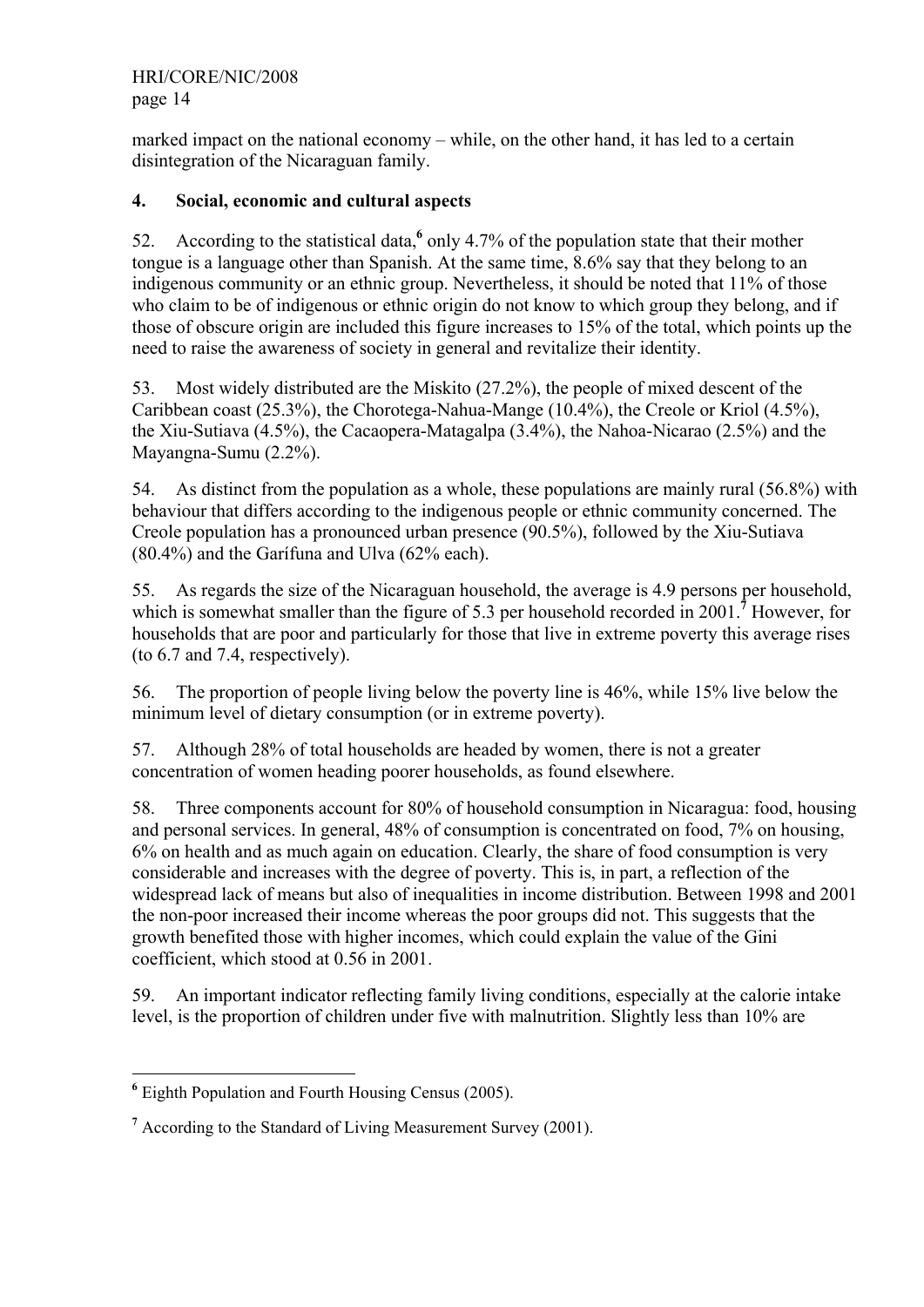marked impact on the national economy – while, on the other hand, it has led to a certain disintegration of the Nicaraguan family.

## 4. Social, economic and cultural aspects

52. According to the statistical data,[6] only 4.7% of the population state that their mother tongue is a language other than Spanish. At the same time, 8.6% say that they belong to an indigenous community or an ethnic group. Nevertheless, it should be noted that 11% of those who claim to be of indigenous or ethnic origin do not know to which group they belong, and if those of obscure origin are included this figure increases to 15% of the total, which points up the need to raise the awareness of society in general and revitalize their identity.

53. Most widely distributed are the Miskito (27.2%), the people of mixed descent of the Caribbean coast (25.3%), the Chorotega-Nahua-Mange (10.4%), the Creole or Kriol (4.5%), the Xiu-Sutiava (4.5%), the Cacaopera-Matagalpa (3.4%), the Nahoa-Nicarao (2.5%) and the Mayangna-Sumu (2.2%).

54. As distinct from the population as a whole, these populations are mainly rural (56.8%) with behaviour that differs according to the indigenous people or ethnic community concerned. The Creole population has a pronounced urban presence (90.5%), followed by the Xiu-Sutiava (80.4%) and the Garífuna and Ulva (62% each).

55. As regards the size of the Nicaraguan household, the average is 4.9 persons per household, which is somewhat smaller than the figure of 5.3 per household recorded in 2001.[7] However, for households that are poor and particularly for those that live in extreme poverty this average rises (to 6.7 and 7.4, respectively).

56. The proportion of people living below the poverty line is 46%, while 15% live below the minimum level of dietary consumption (or in extreme poverty).

57. Although 28% of total households are headed by women, there is not a greater concentration of women heading poorer households, as found elsewhere.

58. Three components account for 80% of household consumption in Nicaragua: food, housing and personal services. In general, 48% of consumption is concentrated on food, 7% on housing, 6% on health and as much again on education. Clearly, the share of food consumption is very considerable and increases with the degree of poverty. This is, in part, a reflection of the widespread lack of means but also of inequalities in income distribution. Between 1998 and 2001 the non-poor increased their income whereas the poor groups did not. This suggests that the growth benefited those with higher incomes, which could explain the value of the Gini coefficient, which stood at 0.56 in 2001.

59. An important indicator reflecting family living conditions, especially at the calorie intake level, is the proportion of children under five with malnutrition. Slightly less than 10% are

---

[6] Eighth Population and Fourth Housing Census (2005).

[7] According to the Standard of Living Measurement Survey (2001).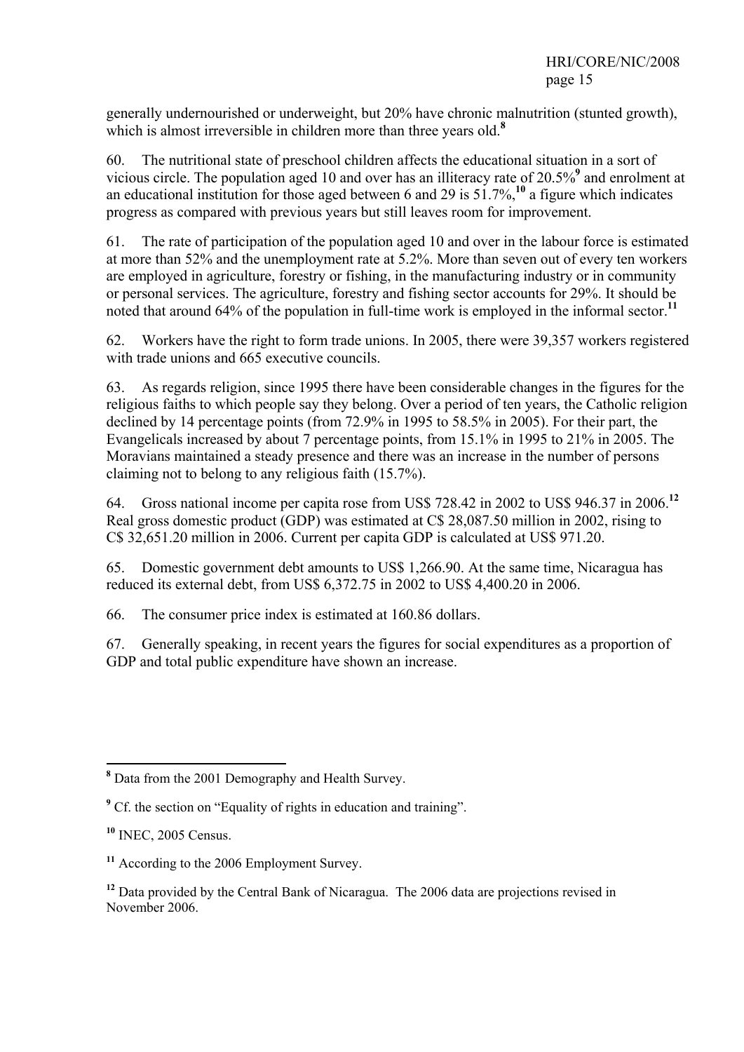generally undernourished or underweight, but 20% have chronic malnutrition (stunted growth), which is almost irreversible in children more than three years old.[8]

60. The nutritional state of preschool children affects the educational situation in a sort of vicious circle. The population aged 10 and over has an illiteracy rate of 20.5%[9] and enrolment at an educational institution for those aged between 6 and 29 is 51.7%,[10] a figure which indicates progress as compared with previous years but still leaves room for improvement.

61. The rate of participation of the population aged 10 and over in the labour force is estimated at more than 52% and the unemployment rate at 5.2%. More than seven out of every ten workers are employed in agriculture, forestry or fishing, in the manufacturing industry or in community or personal services. The agriculture, forestry and fishing sector accounts for 29%. It should be noted that around 64% of the population in full-time work is employed in the informal sector.[11]

62. Workers have the right to form trade unions. In 2005, there were 39,357 workers registered with trade unions and 665 executive councils.

63. As regards religion, since 1995 there have been considerable changes in the figures for the religious faiths to which people say they belong. Over a period of ten years, the Catholic religion declined by 14 percentage points (from 72.9% in 1995 to 58.5% in 2005). For their part, the Evangelicals increased by about 7 percentage points, from 15.1% in 1995 to 21% in 2005. The Moravians maintained a steady presence and there was an increase in the number of persons claiming not to belong to any religious faith (15.7%).

64. Gross national income per capita rose from US$ 728.42 in 2002 to US$ 946.37 in 2006.[12] Real gross domestic product (GDP) was estimated at C$ 28,087.50 million in 2002, rising to C$ 32,651.20 million in 2006. Current per capita GDP is calculated at US$ 971.20.

65. Domestic government debt amounts to US$ 1,266.90. At the same time, Nicaragua has reduced its external debt, from US$ 6,372.75 in 2002 to US$ 4,400.20 in 2006.

66. The consumer price index is estimated at 160.86 dollars.

67. Generally speaking, in recent years the figures for social expenditures as a proportion of GDP and total public expenditure have shown an increase.

---

[8] Data from the 2001 Demography and Health Survey.

[9] Cf. the section on "Equality of rights in education and training".

[10] INEC, 2005 Census.

[11] According to the 2006 Employment Survey.

[12] Data provided by the Central Bank of Nicaragua. The 2006 data are projections revised in November 2006.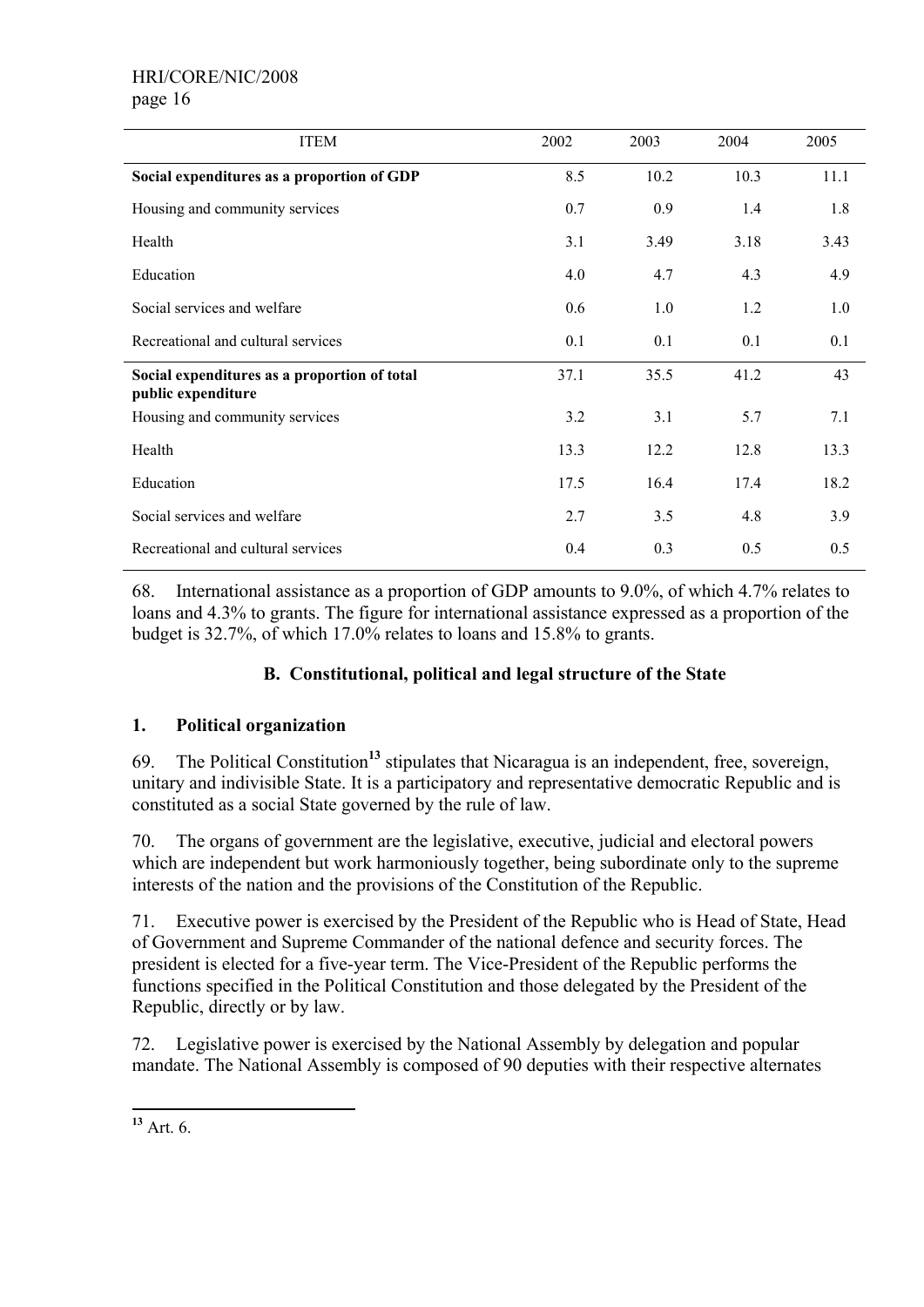| ITEM | 2002 | 2003 | 2004 | 2005 |
|---|---|---|---|---|
| **Social expenditures as a proportion of GDP** | 8.5 | 10.2 | 10.3 | 11.1 |
| Housing and community services | 0.7 | 0.9 | 1.4 | 1.8 |
| Health | 3.1 | 3.49 | 3.18 | 3.43 |
| Education | 4.0 | 4.7 | 4.3 | 4.9 |
| Social services and welfare | 0.6 | 1.0 | 1.2 | 1.0 |
| Recreational and cultural services | 0.1 | 0.1 | 0.1 | 0.1 |
| **Social expenditures as a proportion of total public expenditure** | 37.1 | 35.5 | 41.2 | 43 |
| Housing and community services | 3.2 | 3.1 | 5.7 | 7.1 |
| Health | 13.3 | 12.2 | 12.8 | 13.3 |
| Education | 17.5 | 16.4 | 17.4 | 18.2 |
| Social services and welfare | 2.7 | 3.5 | 4.8 | 3.9 |
| Recreational and cultural services | 0.4 | 0.3 | 0.5 | 0.5 |

68. International assistance as a proportion of GDP amounts to 9.0%, of which 4.7% relates to loans and 4.3% to grants. The figure for international assistance expressed as a proportion of the budget is 32.7%, of which 17.0% relates to loans and 15.8% to grants.

## B. Constitutional, political and legal structure of the State

### 1. Political organization

69. The Political Constitution[13] stipulates that Nicaragua is an independent, free, sovereign, unitary and indivisible State. It is a participatory and representative democratic Republic and is constituted as a social State governed by the rule of law.

70. The organs of government are the legislative, executive, judicial and electoral powers which are independent but work harmoniously together, being subordinate only to the supreme interests of the nation and the provisions of the Constitution of the Republic.

71. Executive power is exercised by the President of the Republic who is Head of State, Head of Government and Supreme Commander of the national defence and security forces. The president is elected for a five-year term. The Vice-President of the Republic performs the functions specified in the Political Constitution and those delegated by the President of the Republic, directly or by law.

72. Legislative power is exercised by the National Assembly by delegation and popular mandate. The National Assembly is composed of 90 deputies with their respective alternates

[13] Art. 6.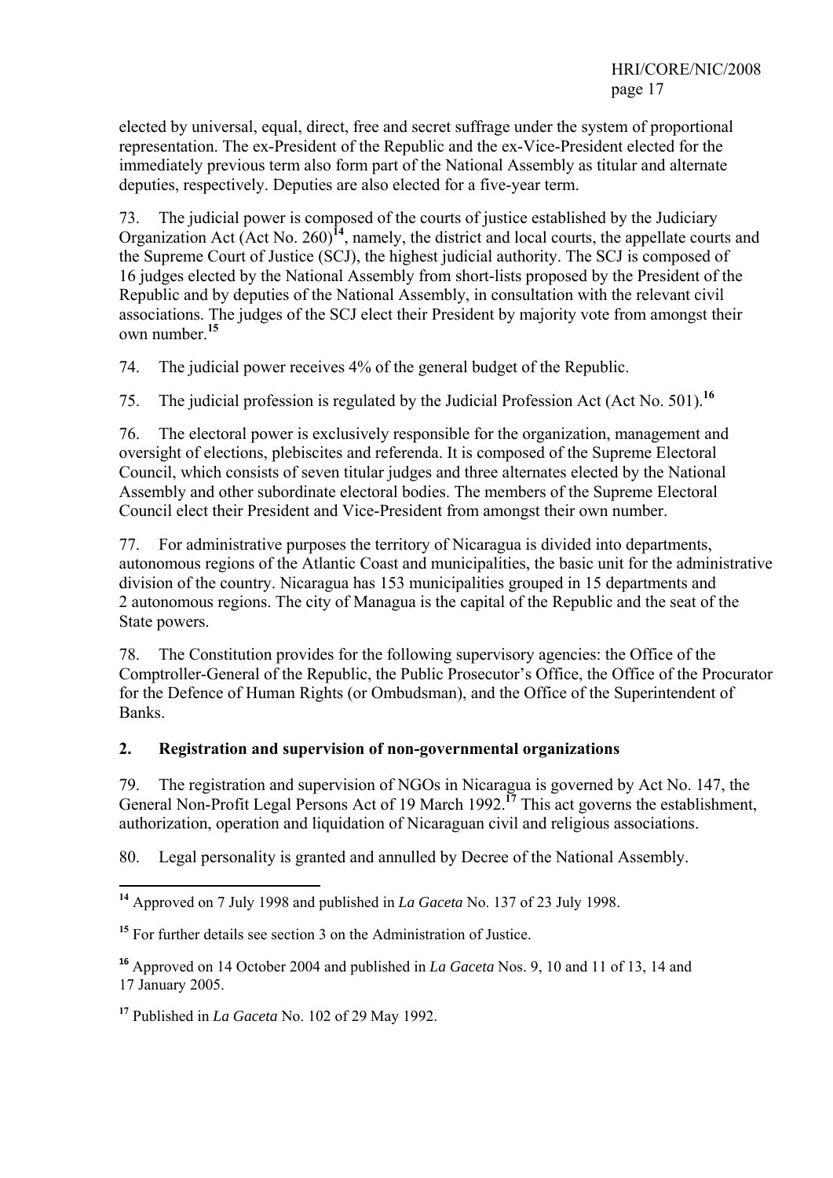elected by universal, equal, direct, free and secret suffrage under the system of proportional representation. The ex-President of the Republic and the ex-Vice-President elected for the immediately previous term also form part of the National Assembly as titular and alternate deputies, respectively. Deputies are also elected for a five-year term.

73. The judicial power is composed of the courts of justice established by the Judiciary Organization Act (Act No. 260)[14], namely, the district and local courts, the appellate courts and the Supreme Court of Justice (SCJ), the highest judicial authority. The SCJ is composed of 16 judges elected by the National Assembly from short-lists proposed by the President of the Republic and by deputies of the National Assembly, in consultation with the relevant civil associations. The judges of the SCJ elect their President by majority vote from amongst their own number.[15]

74. The judicial power receives 4% of the general budget of the Republic.

75. The judicial profession is regulated by the Judicial Profession Act (Act No. 501).[16]

76. The electoral power is exclusively responsible for the organization, management and oversight of elections, plebiscites and referenda. It is composed of the Supreme Electoral Council, which consists of seven titular judges and three alternates elected by the National Assembly and other subordinate electoral bodies. The members of the Supreme Electoral Council elect their President and Vice-President from amongst their own number.

77. For administrative purposes the territory of Nicaragua is divided into departments, autonomous regions of the Atlantic Coast and municipalities, the basic unit for the administrative division of the country. Nicaragua has 153 municipalities grouped in 15 departments and 2 autonomous regions. The city of Managua is the capital of the Republic and the seat of the State powers.

78. The Constitution provides for the following supervisory agencies: the Office of the Comptroller-General of the Republic, the Public Prosecutor's Office, the Office of the Procurator for the Defence of Human Rights (or Ombudsman), and the Office of the Superintendent of Banks.

## 2. Registration and supervision of non-governmental organizations

79. The registration and supervision of NGOs in Nicaragua is governed by Act No. 147, the General Non-Profit Legal Persons Act of 19 March 1992.[17] This act governs the establishment, authorization, operation and liquidation of Nicaraguan civil and religious associations.

80. Legal personality is granted and annulled by Decree of the National Assembly.

---

[14] Approved on 7 July 1998 and published in *La Gaceta* No. 137 of 23 July 1998.

[15] For further details see section 3 on the Administration of Justice.

[16] Approved on 14 October 2004 and published in *La Gaceta* Nos. 9, 10 and 11 of 13, 14 and 17 January 2005.

[17] Published in *La Gaceta* No. 102 of 29 May 1992.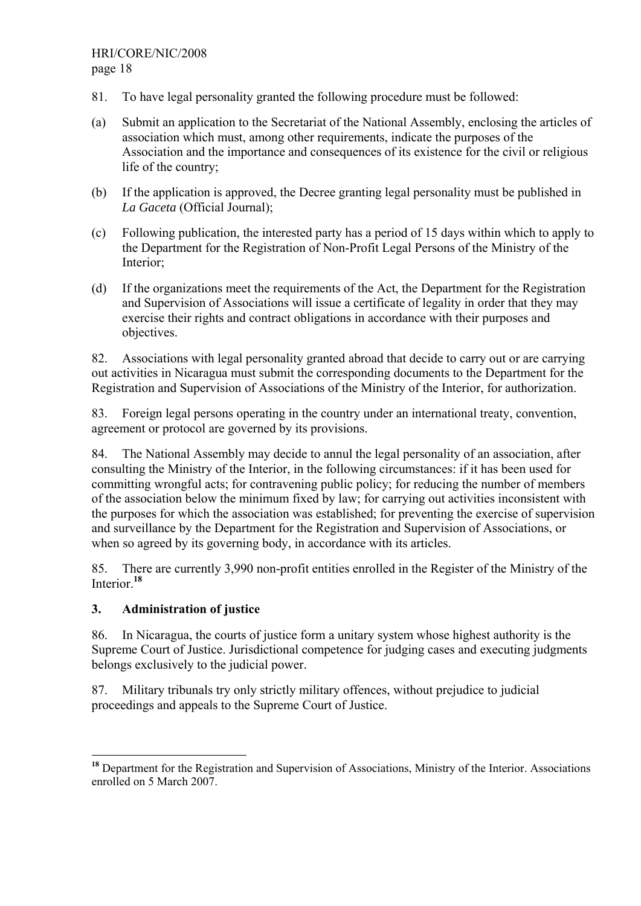81. To have legal personality granted the following procedure must be followed:

(a) Submit an application to the Secretariat of the National Assembly, enclosing the articles of association which must, among other requirements, indicate the purposes of the Association and the importance and consequences of its existence for the civil or religious life of the country;

(b) If the application is approved, the Decree granting legal personality must be published in *La Gaceta* (Official Journal);

(c) Following publication, the interested party has a period of 15 days within which to apply to the Department for the Registration of Non-Profit Legal Persons of the Ministry of the Interior;

(d) If the organizations meet the requirements of the Act, the Department for the Registration and Supervision of Associations will issue a certificate of legality in order that they may exercise their rights and contract obligations in accordance with their purposes and objectives.

82. Associations with legal personality granted abroad that decide to carry out or are carrying out activities in Nicaragua must submit the corresponding documents to the Department for the Registration and Supervision of Associations of the Ministry of the Interior, for authorization.

83. Foreign legal persons operating in the country under an international treaty, convention, agreement or protocol are governed by its provisions.

84. The National Assembly may decide to annul the legal personality of an association, after consulting the Ministry of the Interior, in the following circumstances: if it has been used for committing wrongful acts; for contravening public policy; for reducing the number of members of the association below the minimum fixed by law; for carrying out activities inconsistent with the purposes for which the association was established; for preventing the exercise of supervision and surveillance by the Department for the Registration and Supervision of Associations, or when so agreed by its governing body, in accordance with its articles.

85. There are currently 3,990 non-profit entities enrolled in the Register of the Ministry of the Interior.[18]

### 3. Administration of justice

86. In Nicaragua, the courts of justice form a unitary system whose highest authority is the Supreme Court of Justice. Jurisdictional competence for judging cases and executing judgments belongs exclusively to the judicial power.

87. Military tribunals try only strictly military offences, without prejudice to judicial proceedings and appeals to the Supreme Court of Justice.

---

[18] Department for the Registration and Supervision of Associations, Ministry of the Interior. Associations enrolled on 5 March 2007.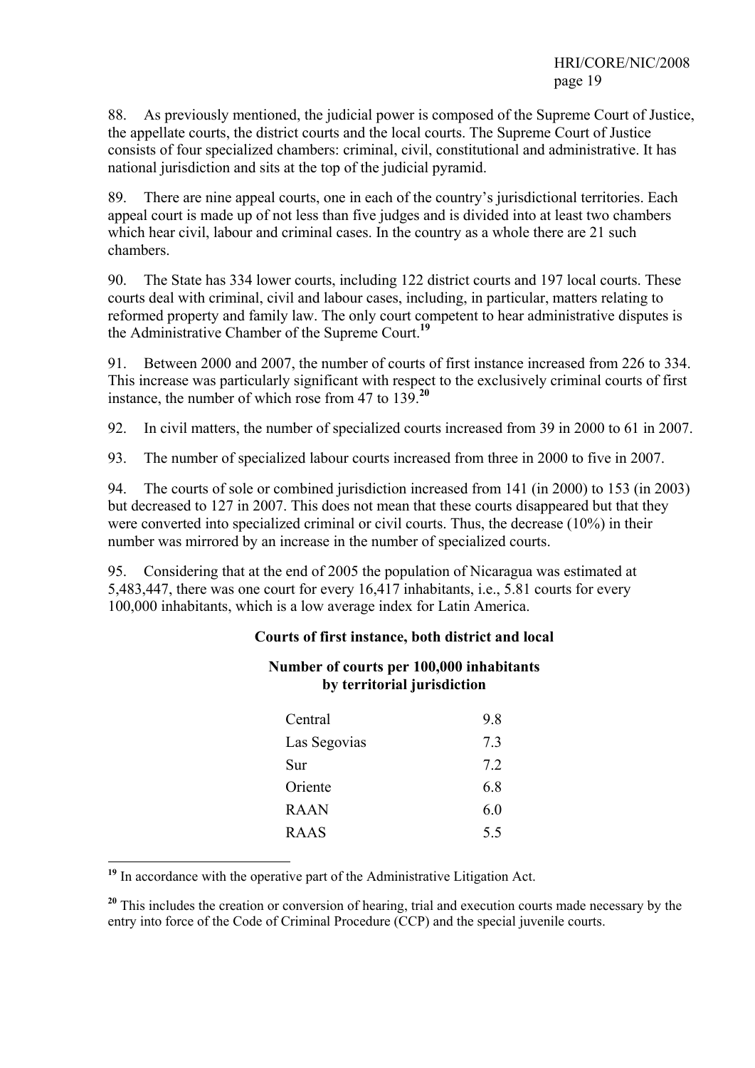88. As previously mentioned, the judicial power is composed of the Supreme Court of Justice, the appellate courts, the district courts and the local courts. The Supreme Court of Justice consists of four specialized chambers: criminal, civil, constitutional and administrative. It has national jurisdiction and sits at the top of the judicial pyramid.

89. There are nine appeal courts, one in each of the country's jurisdictional territories. Each appeal court is made up of not less than five judges and is divided into at least two chambers which hear civil, labour and criminal cases. In the country as a whole there are 21 such chambers.

90. The State has 334 lower courts, including 122 district courts and 197 local courts. These courts deal with criminal, civil and labour cases, including, in particular, matters relating to reformed property and family law. The only court competent to hear administrative disputes is the Administrative Chamber of the Supreme Court.[19]

91. Between 2000 and 2007, the number of courts of first instance increased from 226 to 334. This increase was particularly significant with respect to the exclusively criminal courts of first instance, the number of which rose from 47 to 139.[20]

92. In civil matters, the number of specialized courts increased from 39 in 2000 to 61 in 2007.

93. The number of specialized labour courts increased from three in 2000 to five in 2007.

94. The courts of sole or combined jurisdiction increased from 141 (in 2000) to 153 (in 2003) but decreased to 127 in 2007. This does not mean that these courts disappeared but that they were converted into specialized criminal or civil courts. Thus, the decrease (10%) in their number was mirrored by an increase in the number of specialized courts.

95. Considering that at the end of 2005 the population of Nicaragua was estimated at 5,483,447, there was one court for every 16,417 inhabitants, i.e., 5.81 courts for every 100,000 inhabitants, which is a low average index for Latin America.

**Courts of first instance, both district and local**

**Number of courts per 100,000 inhabitants by territorial jurisdiction**

| | |
|---|---|
| Central | 9.8 |
| Las Segovias | 7.3 |
| Sur | 7.2 |
| Oriente | 6.8 |
| RAAN | 6.0 |
| RAAS | 5.5 |

[19] In accordance with the operative part of the Administrative Litigation Act.

[20] This includes the creation or conversion of hearing, trial and execution courts made necessary by the entry into force of the Code of Criminal Procedure (CCP) and the special juvenile courts.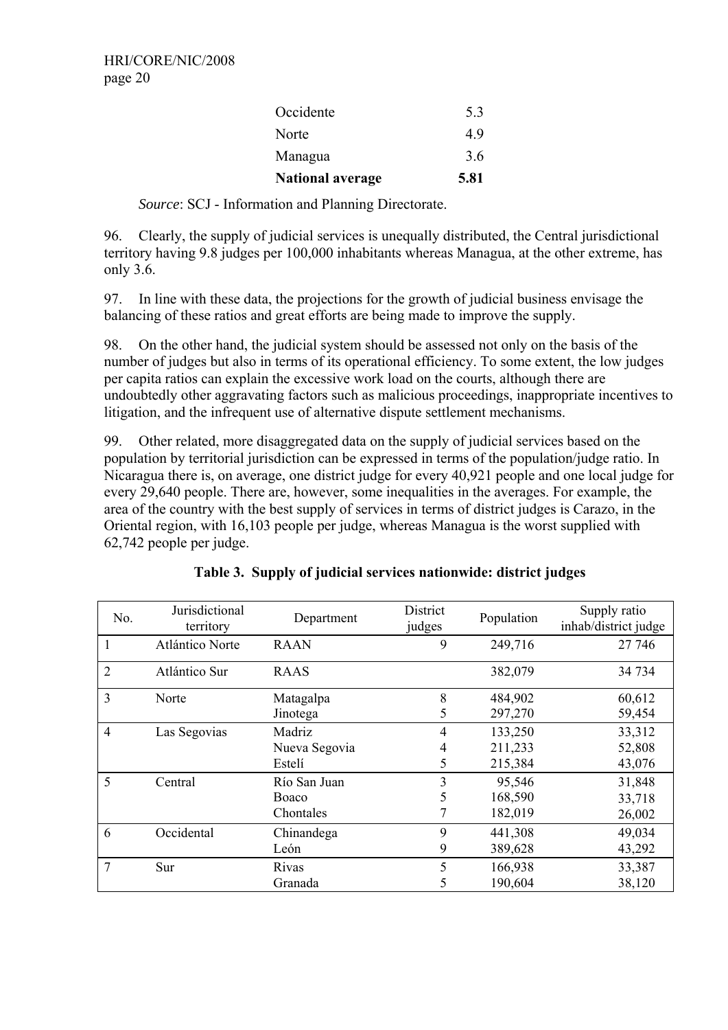| | |
|---|---|
| Occidente | 5.3 |
| Norte | 4.9 |
| Managua | 3.6 |
| **National average** | **5.81** |

*Source*: SCJ - Information and Planning Directorate.

96. Clearly, the supply of judicial services is unequally distributed, the Central jurisdictional territory having 9.8 judges per 100,000 inhabitants whereas Managua, at the other extreme, has only 3.6.

97. In line with these data, the projections for the growth of judicial business envisage the balancing of these ratios and great efforts are being made to improve the supply.

98. On the other hand, the judicial system should be assessed not only on the basis of the number of judges but also in terms of its operational efficiency. To some extent, the low judges per capita ratios can explain the excessive work load on the courts, although there are undoubtedly other aggravating factors such as malicious proceedings, inappropriate incentives to litigation, and the infrequent use of alternative dispute settlement mechanisms.

99. Other related, more disaggregated data on the supply of judicial services based on the population by territorial jurisdiction can be expressed in terms of the population/judge ratio. In Nicaragua there is, on average, one district judge for every 40,921 people and one local judge for every 29,640 people. There are, however, some inequalities in the averages. For example, the area of the country with the best supply of services in terms of district judges is Carazo, in the Oriental region, with 16,103 people per judge, whereas Managua is the worst supplied with 62,742 people per judge.

**Table 3. Supply of judicial services nationwide: district judges**

| No. | Jurisdictional territory | Department | District judges | Population | Supply ratio inhab/district judge |
|---|---|---|---|---|---|
| 1 | Atlántico Norte | RAAN | 9 | 249,716 | 27 746 |
| 2 | Atlántico Sur | RAAS | | 382,079 | 34 734 |
| 3 | Norte | Matagalpa | 8 | 484,902 | 60,612 |
| | | Jinotega | 5 | 297,270 | 59,454 |
| 4 | Las Segovias | Madriz | 4 | 133,250 | 33,312 |
| | | Nueva Segovia | 4 | 211,233 | 52,808 |
| | | Estelí | 5 | 215,384 | 43,076 |
| 5 | Central | Río San Juan | 3 | 95,546 | 31,848 |
| | | Boaco | 5 | 168,590 | 33,718 |
| | | Chontales | 7 | 182,019 | 26,002 |
| 6 | Occidental | Chinandega | 9 | 441,308 | 49,034 |
| | | León | 9 | 389,628 | 43,292 |
| 7 | Sur | Rivas | 5 | 166,938 | 33,387 |
| | | Granada | 5 | 190,604 | 38,120 |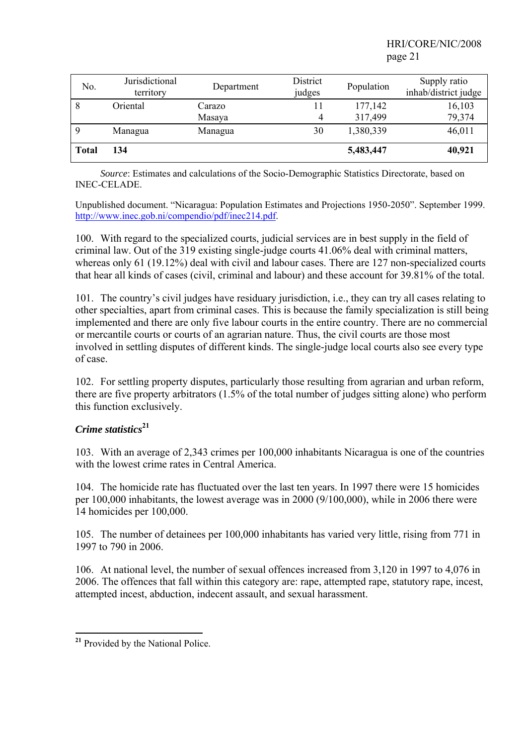| No. | Jurisdictional territory | Department | District judges | Population | Supply ratio inhab/district judge |
|---|---|---|---|---|---|
| 8 | Oriental | Carazo | 11 | 177,142 | 16,103 |
| | | Masaya | 4 | 317,499 | 79,374 |
| 9 | Managua | Managua | 30 | 1,380,339 | 46,011 |
| **Total** | **134** | | | **5,483,447** | **40,921** |

*Source*: Estimates and calculations of the Socio-Demographic Statistics Directorate, based on INEC-CELADE.

Unpublished document. "Nicaragua: Population Estimates and Projections 1950-2050". September 1999. http://www.inec.gob.ni/compendio/pdf/inec214.pdf.

100. With regard to the specialized courts, judicial services are in best supply in the field of criminal law. Out of the 319 existing single-judge courts 41.06% deal with criminal matters, whereas only 61 (19.12%) deal with civil and labour cases. There are 127 non-specialized courts that hear all kinds of cases (civil, criminal and labour) and these account for 39.81% of the total.

101. The country's civil judges have residuary jurisdiction, i.e., they can try all cases relating to other specialties, apart from criminal cases. This is because the family specialization is still being implemented and there are only five labour courts in the entire country. There are no commercial or mercantile courts or courts of an agrarian nature. Thus, the civil courts are those most involved in settling disputes of different kinds. The single-judge local courts also see every type of case.

102. For settling property disputes, particularly those resulting from agrarian and urban reform, there are five property arbitrators (1.5% of the total number of judges sitting alone) who perform this function exclusively.

### *Crime statistics*[21]

103. With an average of 2,343 crimes per 100,000 inhabitants Nicaragua is one of the countries with the lowest crime rates in Central America.

104. The homicide rate has fluctuated over the last ten years. In 1997 there were 15 homicides per 100,000 inhabitants, the lowest average was in 2000 (9/100,000), while in 2006 there were 14 homicides per 100,000.

105. The number of detainees per 100,000 inhabitants has varied very little, rising from 771 in 1997 to 790 in 2006.

106. At national level, the number of sexual offences increased from 3,120 in 1997 to 4,076 in 2006. The offences that fall within this category are: rape, attempted rape, statutory rape, incest, attempted incest, abduction, indecent assault, and sexual harassment.

[21] Provided by the National Police.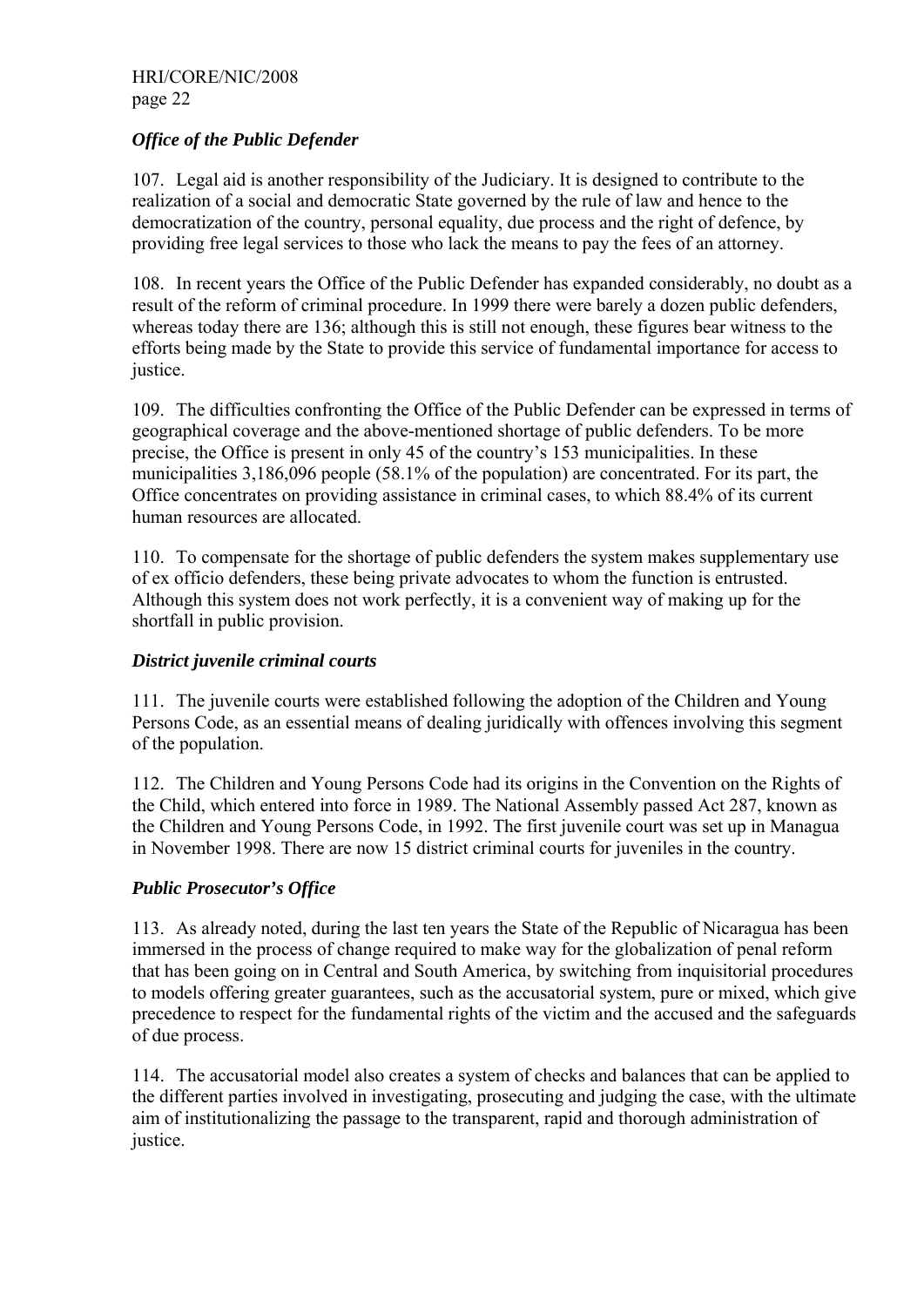### *Office of the Public Defender*

107. Legal aid is another responsibility of the Judiciary. It is designed to contribute to the realization of a social and democratic State governed by the rule of law and hence to the democratization of the country, personal equality, due process and the right of defence, by providing free legal services to those who lack the means to pay the fees of an attorney.

108. In recent years the Office of the Public Defender has expanded considerably, no doubt as a result of the reform of criminal procedure. In 1999 there were barely a dozen public defenders, whereas today there are 136; although this is still not enough, these figures bear witness to the efforts being made by the State to provide this service of fundamental importance for access to justice.

109. The difficulties confronting the Office of the Public Defender can be expressed in terms of geographical coverage and the above-mentioned shortage of public defenders. To be more precise, the Office is present in only 45 of the country's 153 municipalities. In these municipalities 3,186,096 people (58.1% of the population) are concentrated. For its part, the Office concentrates on providing assistance in criminal cases, to which 88.4% of its current human resources are allocated.

110. To compensate for the shortage of public defenders the system makes supplementary use of ex officio defenders, these being private advocates to whom the function is entrusted. Although this system does not work perfectly, it is a convenient way of making up for the shortfall in public provision.

### *District juvenile criminal courts*

111. The juvenile courts were established following the adoption of the Children and Young Persons Code, as an essential means of dealing juridically with offences involving this segment of the population.

112. The Children and Young Persons Code had its origins in the Convention on the Rights of the Child, which entered into force in 1989. The National Assembly passed Act 287, known as the Children and Young Persons Code, in 1992. The first juvenile court was set up in Managua in November 1998. There are now 15 district criminal courts for juveniles in the country.

### *Public Prosecutor's Office*

113. As already noted, during the last ten years the State of the Republic of Nicaragua has been immersed in the process of change required to make way for the globalization of penal reform that has been going on in Central and South America, by switching from inquisitorial procedures to models offering greater guarantees, such as the accusatorial system, pure or mixed, which give precedence to respect for the fundamental rights of the victim and the accused and the safeguards of due process.

114. The accusatorial model also creates a system of checks and balances that can be applied to the different parties involved in investigating, prosecuting and judging the case, with the ultimate aim of institutionalizing the passage to the transparent, rapid and thorough administration of justice.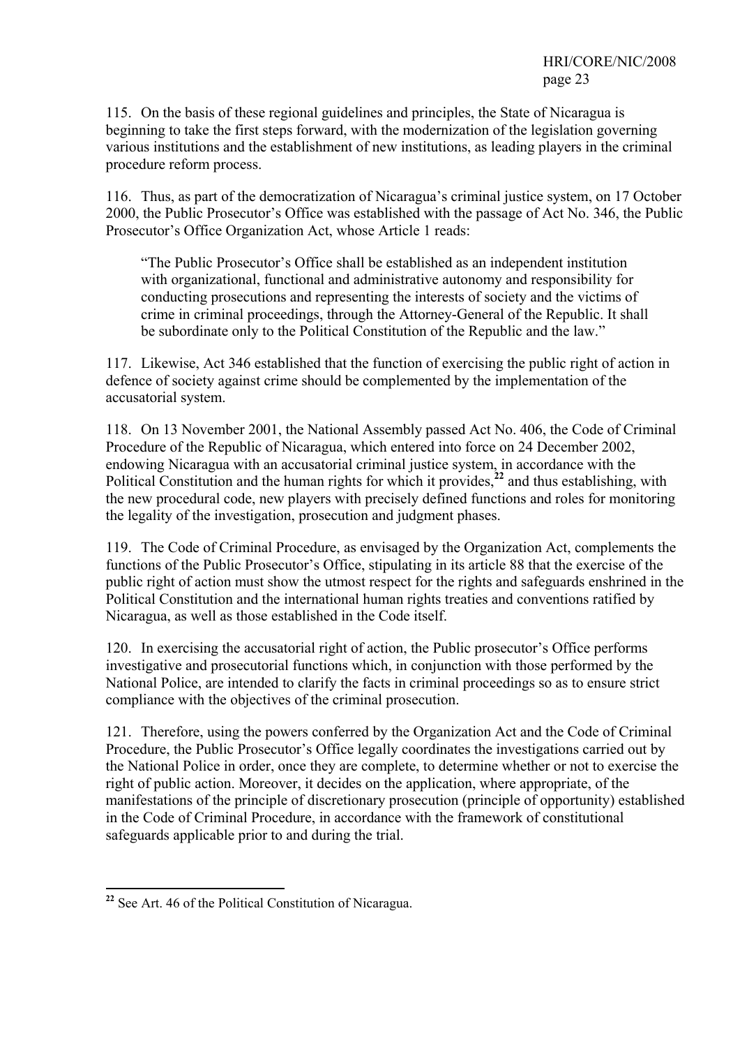115. On the basis of these regional guidelines and principles, the State of Nicaragua is beginning to take the first steps forward, with the modernization of the legislation governing various institutions and the establishment of new institutions, as leading players in the criminal procedure reform process.

116. Thus, as part of the democratization of Nicaragua's criminal justice system, on 17 October 2000, the Public Prosecutor's Office was established with the passage of Act No. 346, the Public Prosecutor's Office Organization Act, whose Article 1 reads:

> "The Public Prosecutor's Office shall be established as an independent institution with organizational, functional and administrative autonomy and responsibility for conducting prosecutions and representing the interests of society and the victims of crime in criminal proceedings, through the Attorney-General of the Republic. It shall be subordinate only to the Political Constitution of the Republic and the law."

117. Likewise, Act 346 established that the function of exercising the public right of action in defence of society against crime should be complemented by the implementation of the accusatorial system.

118. On 13 November 2001, the National Assembly passed Act No. 406, the Code of Criminal Procedure of the Republic of Nicaragua, which entered into force on 24 December 2002, endowing Nicaragua with an accusatorial criminal justice system, in accordance with the Political Constitution and the human rights for which it provides,[22] and thus establishing, with the new procedural code, new players with precisely defined functions and roles for monitoring the legality of the investigation, prosecution and judgment phases.

119. The Code of Criminal Procedure, as envisaged by the Organization Act, complements the functions of the Public Prosecutor's Office, stipulating in its article 88 that the exercise of the public right of action must show the utmost respect for the rights and safeguards enshrined in the Political Constitution and the international human rights treaties and conventions ratified by Nicaragua, as well as those established in the Code itself.

120. In exercising the accusatorial right of action, the Public prosecutor's Office performs investigative and prosecutorial functions which, in conjunction with those performed by the National Police, are intended to clarify the facts in criminal proceedings so as to ensure strict compliance with the objectives of the criminal prosecution.

121. Therefore, using the powers conferred by the Organization Act and the Code of Criminal Procedure, the Public Prosecutor's Office legally coordinates the investigations carried out by the National Police in order, once they are complete, to determine whether or not to exercise the right of public action. Moreover, it decides on the application, where appropriate, of the manifestations of the principle of discretionary prosecution (principle of opportunity) established in the Code of Criminal Procedure, in accordance with the framework of constitutional safeguards applicable prior to and during the trial.

---

[22] See Art. 46 of the Political Constitution of Nicaragua.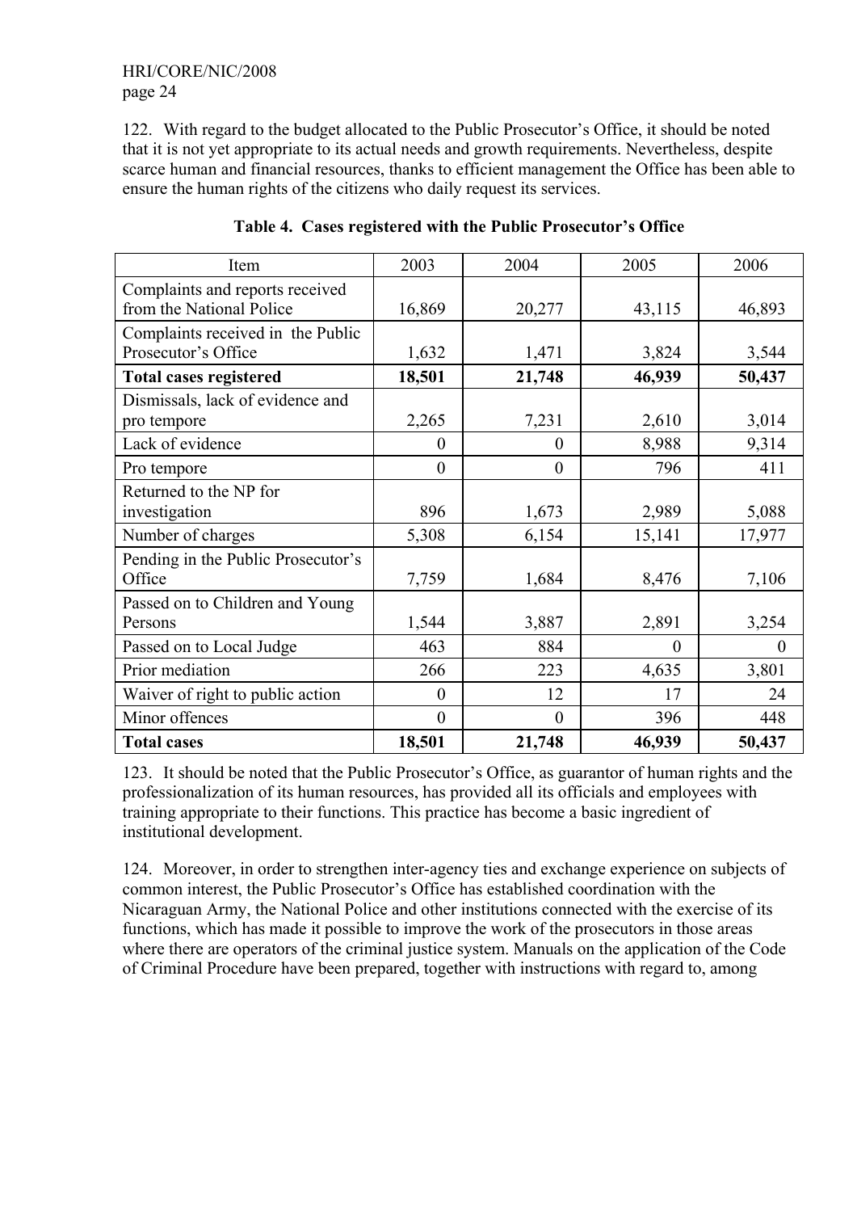122. With regard to the budget allocated to the Public Prosecutor's Office, it should be noted that it is not yet appropriate to its actual needs and growth requirements. Nevertheless, despite scarce human and financial resources, thanks to efficient management the Office has been able to ensure the human rights of the citizens who daily request its services.

**Table 4. Cases registered with the Public Prosecutor's Office**

| Item | 2003 | 2004 | 2005 | 2006 |
|---|---|---|---|---|
| Complaints and reports received from the National Police | 16,869 | 20,277 | 43,115 | 46,893 |
| Complaints received in the Public Prosecutor's Office | 1,632 | 1,471 | 3,824 | 3,544 |
| **Total cases registered** | **18,501** | **21,748** | **46,939** | **50,437** |
| Dismissals, lack of evidence and pro tempore | 2,265 | 7,231 | 2,610 | 3,014 |
| Lack of evidence | 0 | 0 | 8,988 | 9,314 |
| Pro tempore | 0 | 0 | 796 | 411 |
| Returned to the NP for investigation | 896 | 1,673 | 2,989 | 5,088 |
| Number of charges | 5,308 | 6,154 | 15,141 | 17,977 |
| Pending in the Public Prosecutor's Office | 7,759 | 1,684 | 8,476 | 7,106 |
| Passed on to Children and Young Persons | 1,544 | 3,887 | 2,891 | 3,254 |
| Passed on to Local Judge | 463 | 884 | 0 | 0 |
| Prior mediation | 266 | 223 | 4,635 | 3,801 |
| Waiver of right to public action | 0 | 12 | 17 | 24 |
| Minor offences | 0 | 0 | 396 | 448 |
| **Total cases** | **18,501** | **21,748** | **46,939** | **50,437** |

123. It should be noted that the Public Prosecutor's Office, as guarantor of human rights and the professionalization of its human resources, has provided all its officials and employees with training appropriate to their functions. This practice has become a basic ingredient of institutional development.

124. Moreover, in order to strengthen inter-agency ties and exchange experience on subjects of common interest, the Public Prosecutor's Office has established coordination with the Nicaraguan Army, the National Police and other institutions connected with the exercise of its functions, which has made it possible to improve the work of the prosecutors in those areas where there are operators of the criminal justice system. Manuals on the application of the Code of Criminal Procedure have been prepared, together with instructions with regard to, among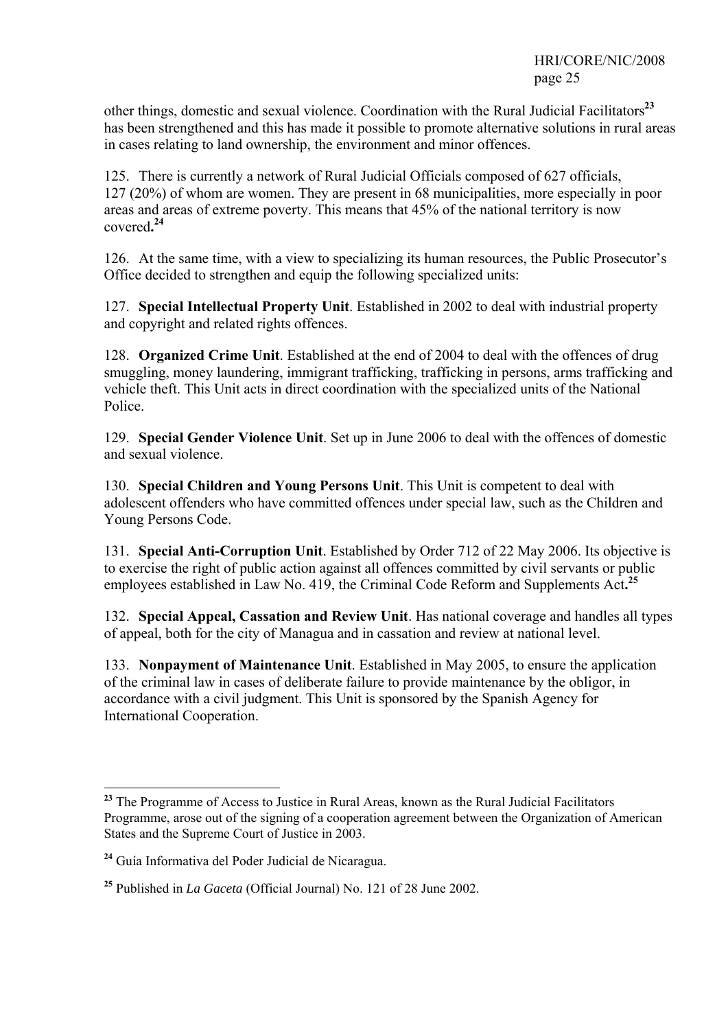other things, domestic and sexual violence. Coordination with the Rural Judicial Facilitators[23] has been strengthened and this has made it possible to promote alternative solutions in rural areas in cases relating to land ownership, the environment and minor offences.

125. There is currently a network of Rural Judicial Officials composed of 627 officials, 127 (20%) of whom are women. They are present in 68 municipalities, more especially in poor areas and areas of extreme poverty. This means that 45% of the national territory is now covered.[24]

126. At the same time, with a view to specializing its human resources, the Public Prosecutor's Office decided to strengthen and equip the following specialized units:

127. **Special Intellectual Property Unit**. Established in 2002 to deal with industrial property and copyright and related rights offences.

128. **Organized Crime Unit**. Established at the end of 2004 to deal with the offences of drug smuggling, money laundering, immigrant trafficking, trafficking in persons, arms trafficking and vehicle theft. This Unit acts in direct coordination with the specialized units of the National Police.

129. **Special Gender Violence Unit**. Set up in June 2006 to deal with the offences of domestic and sexual violence.

130. **Special Children and Young Persons Unit**. This Unit is competent to deal with adolescent offenders who have committed offences under special law, such as the Children and Young Persons Code.

131. **Special Anti-Corruption Unit**. Established by Order 712 of 22 May 2006. Its objective is to exercise the right of public action against all offences committed by civil servants or public employees established in Law No. 419, the Criminal Code Reform and Supplements Act.[25]

132. **Special Appeal, Cassation and Review Unit**. Has national coverage and handles all types of appeal, both for the city of Managua and in cassation and review at national level.

133. **Nonpayment of Maintenance Unit**. Established in May 2005, to ensure the application of the criminal law in cases of deliberate failure to provide maintenance by the obligor, in accordance with a civil judgment. This Unit is sponsored by the Spanish Agency for International Cooperation.

---

[23] The Programme of Access to Justice in Rural Areas, known as the Rural Judicial Facilitators Programme, arose out of the signing of a cooperation agreement between the Organization of American States and the Supreme Court of Justice in 2003.

[24] Guía Informativa del Poder Judicial de Nicaragua.

[25] Published in *La Gaceta* (Official Journal) No. 121 of 28 June 2002.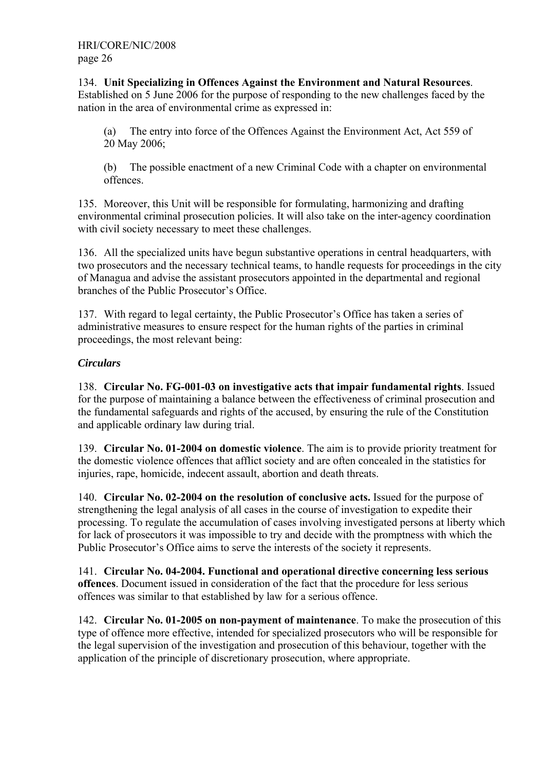134. **Unit Specializing in Offences Against the Environment and Natural Resources**. Established on 5 June 2006 for the purpose of responding to the new challenges faced by the nation in the area of environmental crime as expressed in:

(a) The entry into force of the Offences Against the Environment Act, Act 559 of 20 May 2006;

(b) The possible enactment of a new Criminal Code with a chapter on environmental offences.

135. Moreover, this Unit will be responsible for formulating, harmonizing and drafting environmental criminal prosecution policies. It will also take on the inter-agency coordination with civil society necessary to meet these challenges.

136. All the specialized units have begun substantive operations in central headquarters, with two prosecutors and the necessary technical teams, to handle requests for proceedings in the city of Managua and advise the assistant prosecutors appointed in the departmental and regional branches of the Public Prosecutor's Office.

137. With regard to legal certainty, the Public Prosecutor's Office has taken a series of administrative measures to ensure respect for the human rights of the parties in criminal proceedings, the most relevant being:

### *Circulars*

138. **Circular No. FG-001-03 on investigative acts that impair fundamental rights**. Issued for the purpose of maintaining a balance between the effectiveness of criminal prosecution and the fundamental safeguards and rights of the accused, by ensuring the rule of the Constitution and applicable ordinary law during trial.

139. **Circular No. 01-2004 on domestic violence**. The aim is to provide priority treatment for the domestic violence offences that afflict society and are often concealed in the statistics for injuries, rape, homicide, indecent assault, abortion and death threats.

140. **Circular No. 02-2004 on the resolution of conclusive acts.** Issued for the purpose of strengthening the legal analysis of all cases in the course of investigation to expedite their processing. To regulate the accumulation of cases involving investigated persons at liberty which for lack of prosecutors it was impossible to try and decide with the promptness with which the Public Prosecutor's Office aims to serve the interests of the society it represents.

141. **Circular No. 04-2004. Functional and operational directive concerning less serious offences**. Document issued in consideration of the fact that the procedure for less serious offences was similar to that established by law for a serious offence.

142. **Circular No. 01-2005 on non-payment of maintenance**. To make the prosecution of this type of offence more effective, intended for specialized prosecutors who will be responsible for the legal supervision of the investigation and prosecution of this behaviour, together with the application of the principle of discretionary prosecution, where appropriate.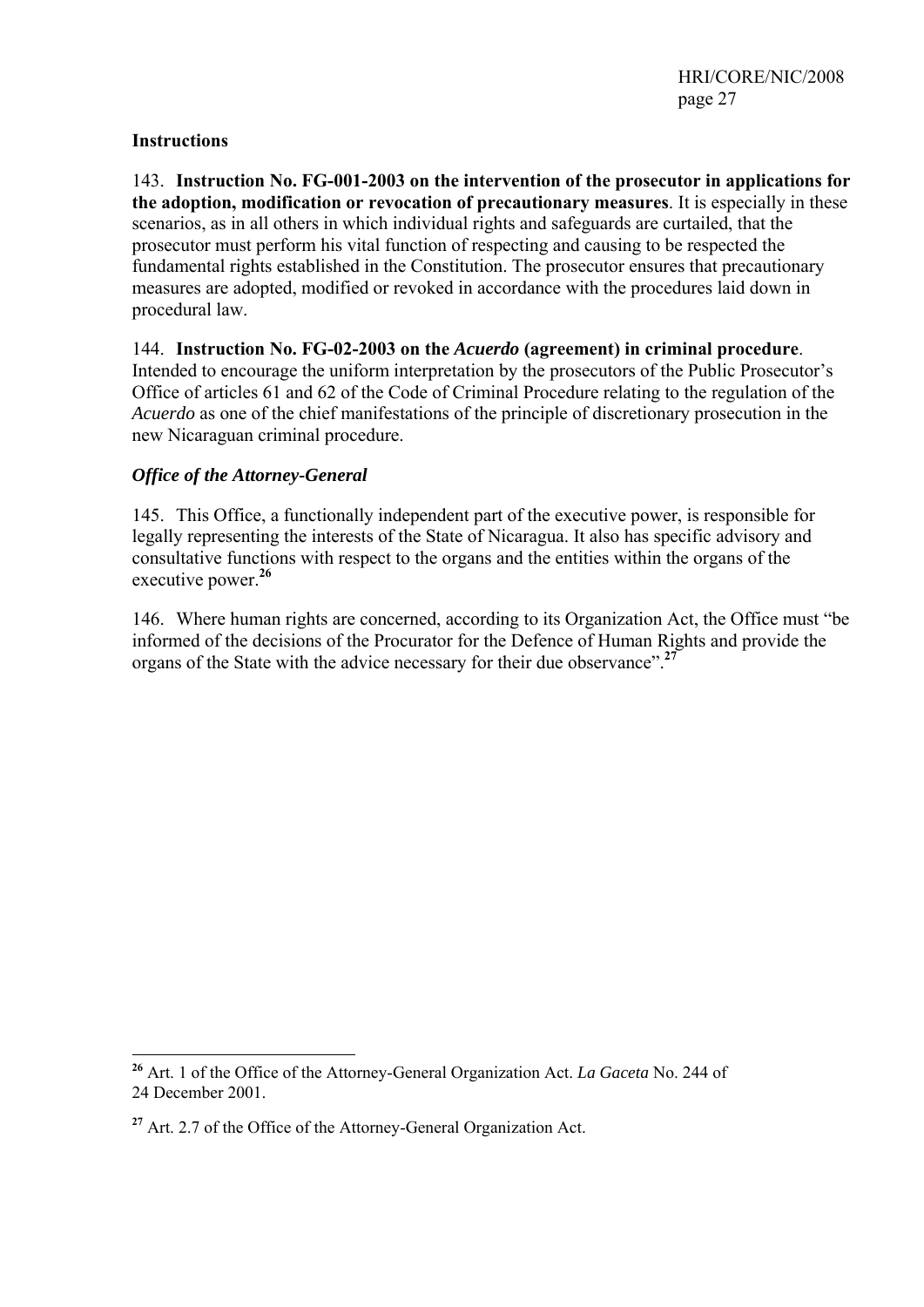**Instructions**

143. **Instruction No. FG-001-2003 on the intervention of the prosecutor in applications for the adoption, modification or revocation of precautionary measures**. It is especially in these scenarios, as in all others in which individual rights and safeguards are curtailed, that the prosecutor must perform his vital function of respecting and causing to be respected the fundamental rights established in the Constitution. The prosecutor ensures that precautionary measures are adopted, modified or revoked in accordance with the procedures laid down in procedural law.

144. **Instruction No. FG-02-2003 on the *Acuerdo* (agreement) in criminal procedure**. Intended to encourage the uniform interpretation by the prosecutors of the Public Prosecutor's Office of articles 61 and 62 of the Code of Criminal Procedure relating to the regulation of the *Acuerdo* as one of the chief manifestations of the principle of discretionary prosecution in the new Nicaraguan criminal procedure.

***Office of the Attorney-General***

145. This Office, a functionally independent part of the executive power, is responsible for legally representing the interests of the State of Nicaragua. It also has specific advisory and consultative functions with respect to the organs and the entities within the organs of the executive power.[26]

146. Where human rights are concerned, according to its Organization Act, the Office must "be informed of the decisions of the Procurator for the Defence of Human Rights and provide the organs of the State with the advice necessary for their due observance".[27]

---

[26] Art. 1 of the Office of the Attorney-General Organization Act. *La Gaceta* No. 244 of 24 December 2001.

[27] Art. 2.7 of the Office of the Attorney-General Organization Act.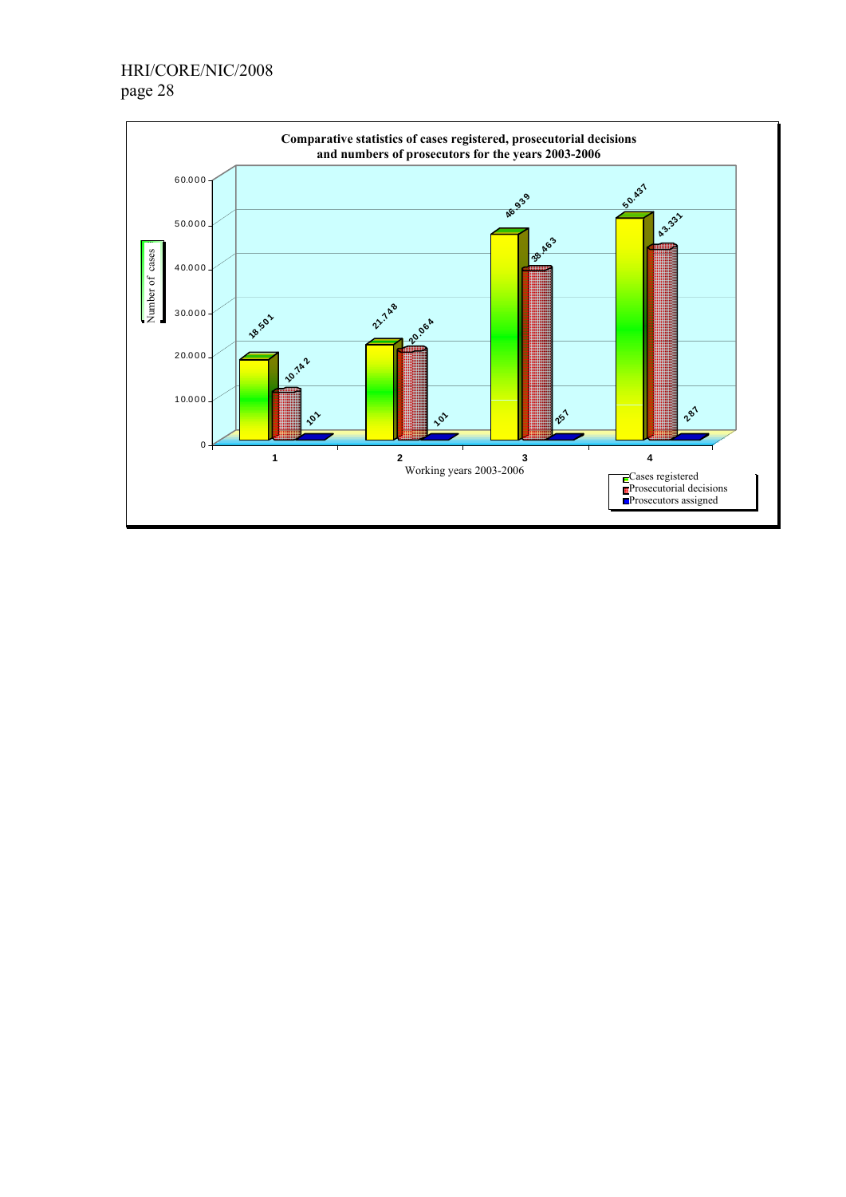**Comparative statistics of cases registered, prosecutorial decisions and numbers of prosecutors for the years 2003-2006**

| Working years 2003-2006 | Cases registered | Prosecutorial decisions | Prosecutors assigned |
|---|---|---|---|
| 1 | 18.501 | 10.742 | 101 |
| 2 | 21.748 | 20.064 | 101 |
| 3 | 46.939 | 38.463 | 257 |
| 4 | 50.437 | 43.331 | 287 |

Y-axis: Number of cases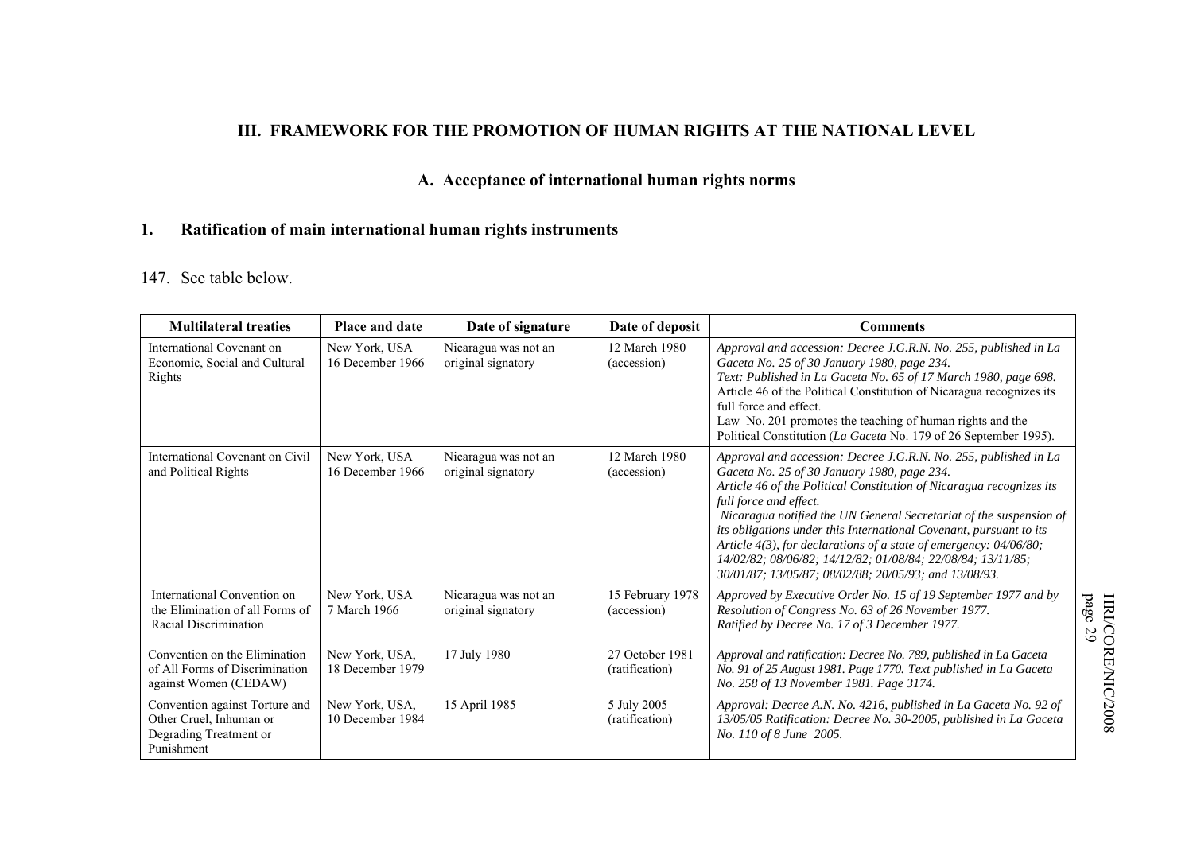## III. FRAMEWORK FOR THE PROMOTION OF HUMAN RIGHTS AT THE NATIONAL LEVEL

### A. Acceptance of international human rights norms

#### 1. Ratification of main international human rights instruments

147. See table below.

| Multilateral treaties | Place and date | Date of signature | Date of deposit | Comments |
|---|---|---|---|---|
| International Covenant on Economic, Social and Cultural Rights | New York, USA 16 December 1966 | Nicaragua was not an original signatory | 12 March 1980 (accession) | *Approval and accession: Decree J.G.R.N. No. 255, published in La Gaceta No. 25 of 30 January 1980, page 234.* *Text: Published in La Gaceta No. 65 of 17 March 1980, page 698.* Article 46 of the Political Constitution of Nicaragua recognizes its full force and effect. Law No. 201 promotes the teaching of human rights and the Political Constitution (*La Gaceta* No. 179 of 26 September 1995). |
| International Covenant on Civil and Political Rights | New York, USA 16 December 1966 | Nicaragua was not an original signatory | 12 March 1980 (accession) | *Approval and accession: Decree J.G.R.N. No. 255, published in La Gaceta No. 25 of 30 January 1980, page 234.* *Article 46 of the Political Constitution of Nicaragua recognizes its full force and effect.* *Nicaragua notified the UN General Secretariat of the suspension of its obligations under this International Covenant, pursuant to its Article 4(3), for declarations of a state of emergency: 04/06/80; 14/02/82; 08/06/82; 14/12/82; 01/08/84; 22/08/84; 13/11/85; 30/01/87; 13/05/87; 08/02/88; 20/05/93; and 13/08/93.* |
| International Convention on the Elimination of all Forms of Racial Discrimination | New York, USA 7 March 1966 | Nicaragua was not an original signatory | 15 February 1978 (accession) | *Approved by Executive Order No. 15 of 19 September 1977 and by Resolution of Congress No. 63 of 26 November 1977.* *Ratified by Decree No. 17 of 3 December 1977.* |
| Convention on the Elimination of All Forms of Discrimination against Women (CEDAW) | New York, USA, 18 December 1979 | 17 July 1980 | 27 October 1981 (ratification) | *Approval and ratification: Decree No. 789, published in La Gaceta No. 91 of 25 August 1981. Page 1770. Text published in La Gaceta No. 258 of 13 November 1981. Page 3174.* |
| Convention against Torture and Other Cruel, Inhuman or Degrading Treatment or Punishment | New York, USA, 10 December 1984 | 15 April 1985 | 5 July 2005 (ratification) | *Approval: Decree A.N. No. 4216, published in La Gaceta No. 92 of 13/05/05 Ratification: Decree No. 30-2005, published in La Gaceta No. 110 of 8 June 2005.* |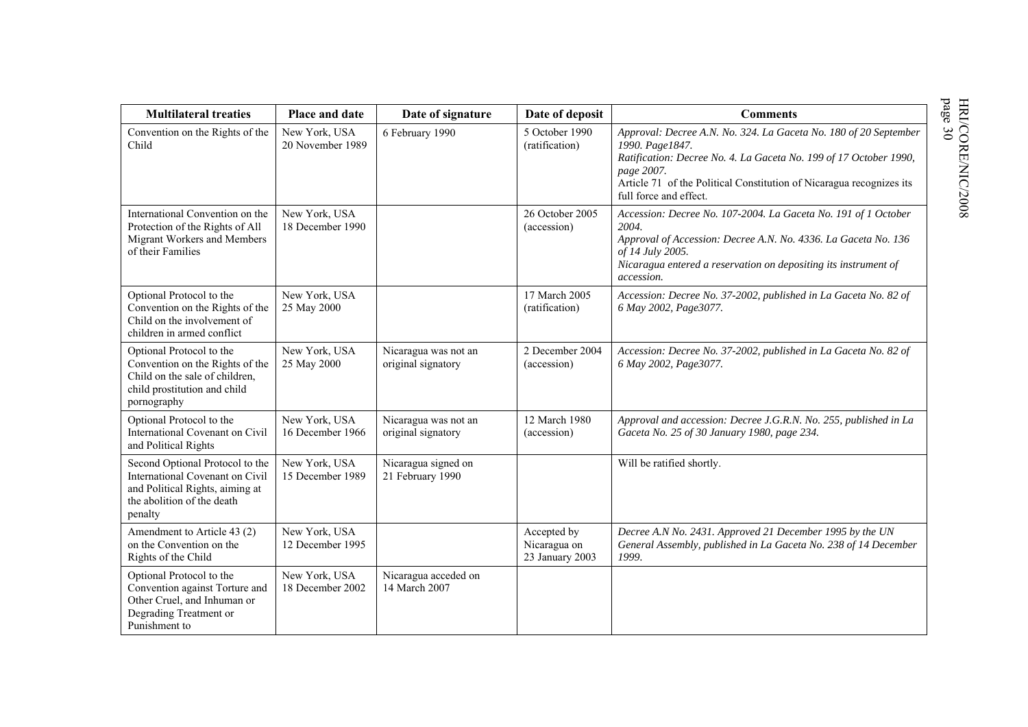| Multilateral treaties | Place and date | Date of signature | Date of deposit | Comments |
| --- | --- | --- | --- | --- |
| Convention on the Rights of the Child | New York, USA 20 November 1989 | 6 February 1990 | 5 October 1990 (ratification) | *Approval: Decree A.N. No. 324. La Gaceta No. 180 of 20 September 1990. Page1847.* *Ratification: Decree No. 4. La Gaceta No. 199 of 17 October 1990, page 2007.* Article 71 of the Political Constitution of Nicaragua recognizes its full force and effect. |
| International Convention on the Protection of the Rights of All Migrant Workers and Members of their Families | New York, USA 18 December 1990 | | 26 October 2005 (accession) | *Accession: Decree No. 107-2004. La Gaceta No. 191 of 1 October 2004.* *Approval of Accession: Decree A.N. No. 4336. La Gaceta No. 136 of 14 July 2005.* *Nicaragua entered a reservation on depositing its instrument of accession.* |
| Optional Protocol to the Convention on the Rights of the Child on the involvement of children in armed conflict | New York, USA 25 May 2000 | | 17 March 2005 (ratification) | *Accession: Decree No. 37-2002, published in La Gaceta No. 82 of 6 May 2002, Page3077.* |
| Optional Protocol to the Convention on the Rights of the Child on the sale of children, child prostitution and child pornography | New York, USA 25 May 2000 | Nicaragua was not an original signatory | 2 December 2004 (accession) | *Accession: Decree No. 37-2002, published in La Gaceta No. 82 of 6 May 2002, Page3077.* |
| Optional Protocol to the International Covenant on Civil and Political Rights | New York, USA 16 December 1966 | Nicaragua was not an original signatory | 12 March 1980 (accession) | *Approval and accession: Decree J.G.R.N. No. 255, published in La Gaceta No. 25 of 30 January 1980, page 234.* |
| Second Optional Protocol to the International Covenant on Civil and Political Rights, aiming at the abolition of the death penalty | New York, USA 15 December 1989 | Nicaragua signed on 21 February 1990 | | Will be ratified shortly. |
| Amendment to Article 43 (2) on the Convention on the Rights of the Child | New York, USA 12 December 1995 | | Accepted by Nicaragua on 23 January 2003 | *Decree A.N No. 2431. Approved 21 December 1995 by the UN General Assembly, published in La Gaceta No. 238 of 14 December 1999.* |
| Optional Protocol to the Convention against Torture and Other Cruel, and Inhuman or Degrading Treatment or Punishment to | New York, USA 18 December 2002 | Nicaragua acceded on 14 March 2007 | | |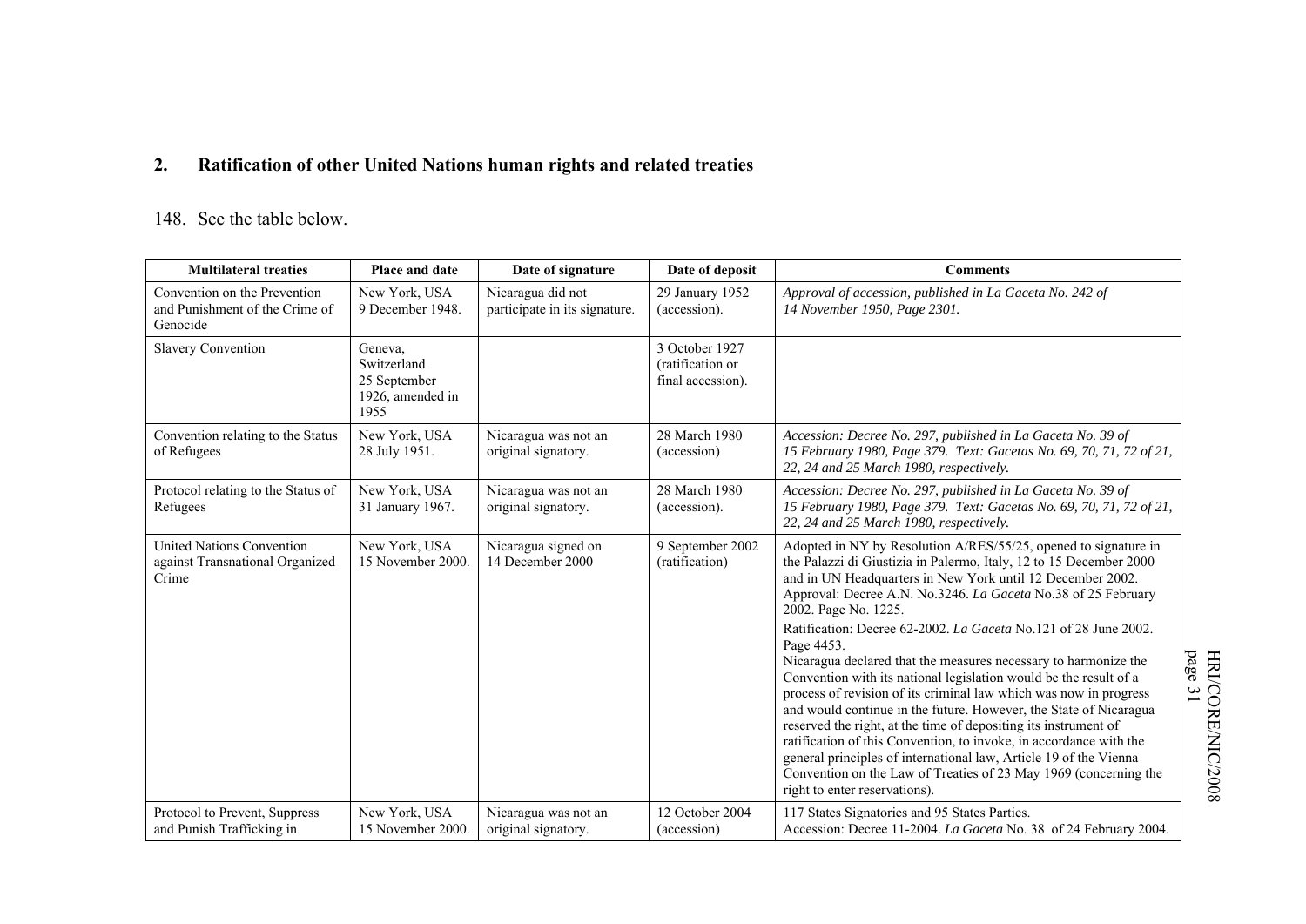## 2. Ratification of other United Nations human rights and related treaties

148. See the table below.

| Multilateral treaties | Place and date | Date of signature | Date of deposit | Comments |
|---|---|---|---|---|
| Convention on the Prevention and Punishment of the Crime of Genocide | New York, USA 9 December 1948. | Nicaragua did not participate in its signature. | 29 January 1952 (accession). | *Approval of accession, published in La Gaceta No. 242 of 14 November 1950, Page 2301.* |
| Slavery Convention | Geneva, Switzerland 25 September 1926, amended in 1955 | | 3 October 1927 (ratification or final accession). | |
| Convention relating to the Status of Refugees | New York, USA 28 July 1951. | Nicaragua was not an original signatory. | 28 March 1980 (accession) | *Accession: Decree No. 297, published in La Gaceta No. 39 of 15 February 1980, Page 379. Text: Gacetas No. 69, 70, 71, 72 of 21, 22, 24 and 25 March 1980, respectively.* |
| Protocol relating to the Status of Refugees | New York, USA 31 January 1967. | Nicaragua was not an original signatory. | 28 March 1980 (accession). | *Accession: Decree No. 297, published in La Gaceta No. 39 of 15 February 1980, Page 379. Text: Gacetas No. 69, 70, 71, 72 of 21, 22, 24 and 25 March 1980, respectively.* |
| United Nations Convention against Transnational Organized Crime | New York, USA 15 November 2000. | Nicaragua signed on 14 December 2000 | 9 September 2002 (ratification) | Adopted in NY by Resolution A/RES/55/25, opened to signature in the Palazzi di Giustizia in Palermo, Italy, 12 to 15 December 2000 and in UN Headquarters in New York until 12 December 2002. Approval: Decree A.N. No.3246. *La Gaceta* No.38 of 25 February 2002. Page No. 1225. Ratification: Decree 62-2002. *La Gaceta* No.121 of 28 June 2002. Page 4453. Nicaragua declared that the measures necessary to harmonize the Convention with its national legislation would be the result of a process of revision of its criminal law which was now in progress and would continue in the future. However, the State of Nicaragua reserved the right, at the time of depositing its instrument of ratification of this Convention, to invoke, in accordance with the general principles of international law, Article 19 of the Vienna Convention on the Law of Treaties of 23 May 1969 (concerning the right to enter reservations). |
| Protocol to Prevent, Suppress and Punish Trafficking in | New York, USA 15 November 2000. | Nicaragua was not an original signatory. | 12 October 2004 (accession) | 117 States Signatories and 95 States Parties. Accession: Decree 11-2004. *La Gaceta* No. 38 of 24 February 2004. |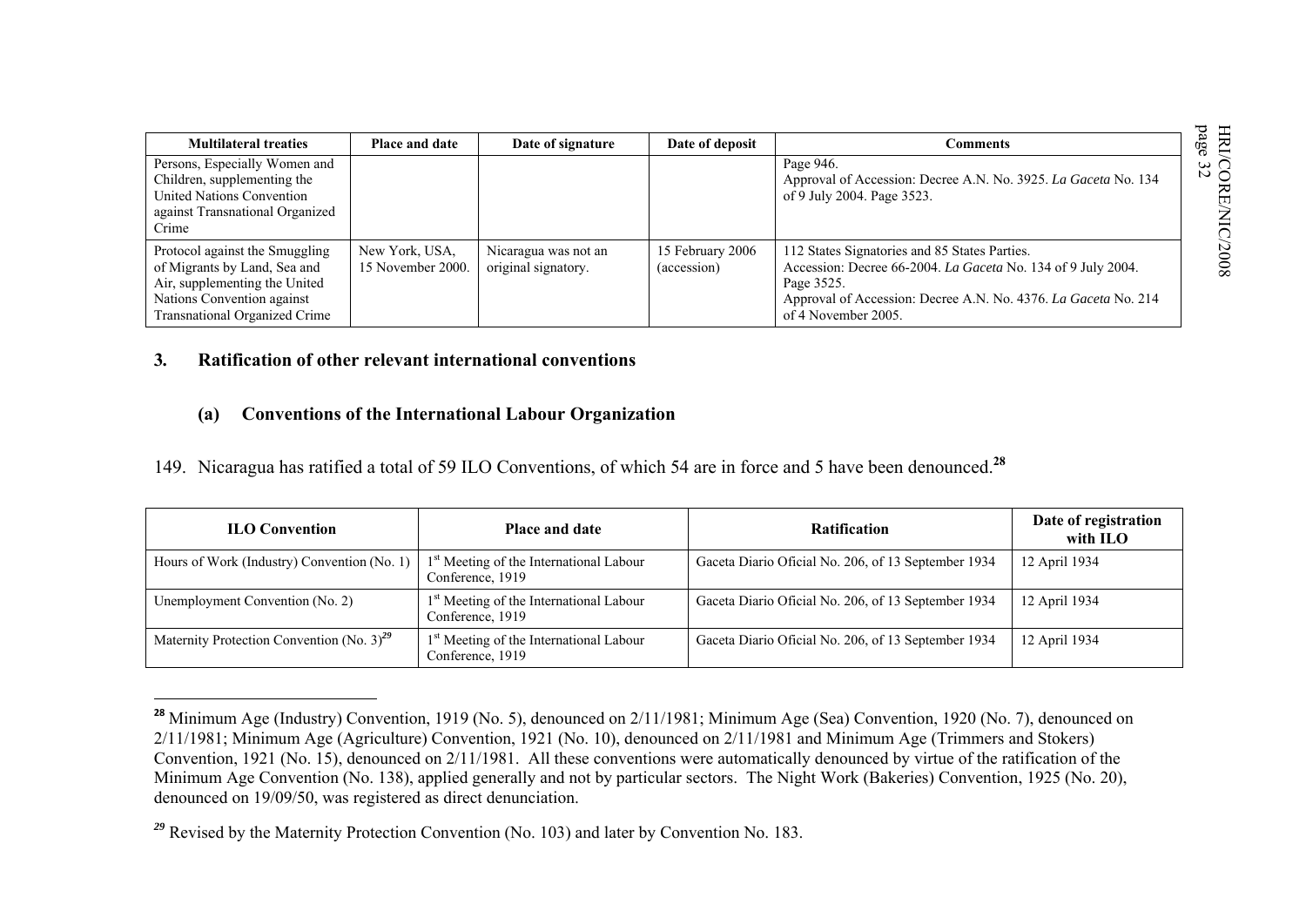| Multilateral treaties | Place and date | Date of signature | Date of deposit | Comments |
| --- | --- | --- | --- | --- |
| Persons, Especially Women and Children, supplementing the United Nations Convention against Transnational Organized Crime | | | | Page 946.<br>Approval of Accession: Decree A.N. No. 3925. *La Gaceta* No. 134 of 9 July 2004. Page 3523. |
| Protocol against the Smuggling of Migrants by Land, Sea and Air, supplementing the United Nations Convention against Transnational Organized Crime | New York, USA, 15 November 2000. | Nicaragua was not an original signatory. | 15 February 2006 (accession) | 112 States Signatories and 85 States Parties.<br>Accession: Decree 66-2004. *La Gaceta* No. 134 of 9 July 2004. Page 3525.<br>Approval of Accession: Decree A.N. No. 4376. *La Gaceta* No. 214 of 4 November 2005. |

### 3. Ratification of other relevant international conventions

#### (a) Conventions of the International Labour Organization

149. Nicaragua has ratified a total of 59 ILO Conventions, of which 54 are in force and 5 have been denounced.[28]

| ILO Convention | Place and date | Ratification | Date of registration with ILO |
| --- | --- | --- | --- |
| Hours of Work (Industry) Convention (No. 1) | 1st Meeting of the International Labour Conference, 1919 | Gaceta Diario Oficial No. 206, of 13 September 1934 | 12 April 1934 |
| Unemployment Convention (No. 2) | 1st Meeting of the International Labour Conference, 1919 | Gaceta Diario Oficial No. 206, of 13 September 1934 | 12 April 1934 |
| Maternity Protection Convention (No. 3)[29] | 1st Meeting of the International Labour Conference, 1919 | Gaceta Diario Oficial No. 206, of 13 September 1934 | 12 April 1934 |

[28] Minimum Age (Industry) Convention, 1919 (No. 5), denounced on 2/11/1981; Minimum Age (Sea) Convention, 1920 (No. 7), denounced on 2/11/1981; Minimum Age (Agriculture) Convention, 1921 (No. 10), denounced on 2/11/1981 and Minimum Age (Trimmers and Stokers) Convention, 1921 (No. 15), denounced on 2/11/1981. All these conventions were automatically denounced by virtue of the ratification of the Minimum Age Convention (No. 138), applied generally and not by particular sectors. The Night Work (Bakeries) Convention, 1925 (No. 20), denounced on 19/09/50, was registered as direct denunciation.

[29] Revised by the Maternity Protection Convention (No. 103) and later by Convention No. 183.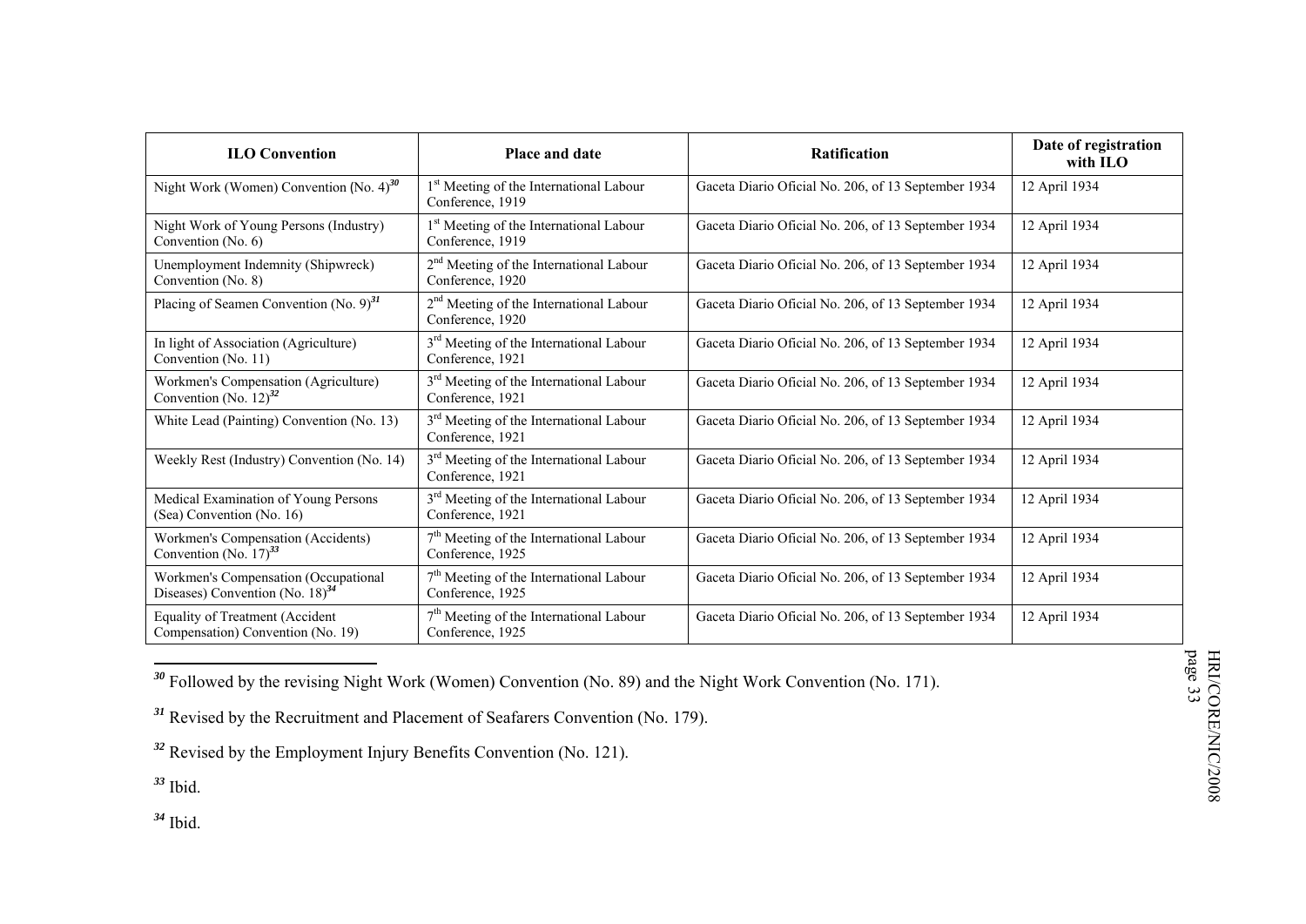| ILO Convention | Place and date | Ratification | Date of registration with ILO |
|---|---|---|---|
| Night Work (Women) Convention (No. 4)[30] | 1st Meeting of the International Labour Conference, 1919 | Gaceta Diario Oficial No. 206, of 13 September 1934 | 12 April 1934 |
| Night Work of Young Persons (Industry) Convention (No. 6) | 1st Meeting of the International Labour Conference, 1919 | Gaceta Diario Oficial No. 206, of 13 September 1934 | 12 April 1934 |
| Unemployment Indemnity (Shipwreck) Convention (No. 8) | 2nd Meeting of the International Labour Conference, 1920 | Gaceta Diario Oficial No. 206, of 13 September 1934 | 12 April 1934 |
| Placing of Seamen Convention (No. 9)[31] | 2nd Meeting of the International Labour Conference, 1920 | Gaceta Diario Oficial No. 206, of 13 September 1934 | 12 April 1934 |
| In light of Association (Agriculture) Convention (No. 11) | 3rd Meeting of the International Labour Conference, 1921 | Gaceta Diario Oficial No. 206, of 13 September 1934 | 12 April 1934 |
| Workmen's Compensation (Agriculture) Convention (No. 12)[32] | 3rd Meeting of the International Labour Conference, 1921 | Gaceta Diario Oficial No. 206, of 13 September 1934 | 12 April 1934 |
| White Lead (Painting) Convention (No. 13) | 3rd Meeting of the International Labour Conference, 1921 | Gaceta Diario Oficial No. 206, of 13 September 1934 | 12 April 1934 |
| Weekly Rest (Industry) Convention (No. 14) | 3rd Meeting of the International Labour Conference, 1921 | Gaceta Diario Oficial No. 206, of 13 September 1934 | 12 April 1934 |
| Medical Examination of Young Persons (Sea) Convention (No. 16) | 3rd Meeting of the International Labour Conference, 1921 | Gaceta Diario Oficial No. 206, of 13 September 1934 | 12 April 1934 |
| Workmen's Compensation (Accidents) Convention (No. 17)[33] | 7th Meeting of the International Labour Conference, 1925 | Gaceta Diario Oficial No. 206, of 13 September 1934 | 12 April 1934 |
| Workmen's Compensation (Occupational Diseases) Convention (No. 18)[34] | 7th Meeting of the International Labour Conference, 1925 | Gaceta Diario Oficial No. 206, of 13 September 1934 | 12 April 1934 |
| Equality of Treatment (Accident Compensation) Convention (No. 19) | 7th Meeting of the International Labour Conference, 1925 | Gaceta Diario Oficial No. 206, of 13 September 1934 | 12 April 1934 |

[30] Followed by the revising Night Work (Women) Convention (No. 89) and the Night Work Convention (No. 171).

[31] Revised by the Recruitment and Placement of Seafarers Convention (No. 179).

[32] Revised by the Employment Injury Benefits Convention (No. 121).

[33] Ibid.

[34] Ibid.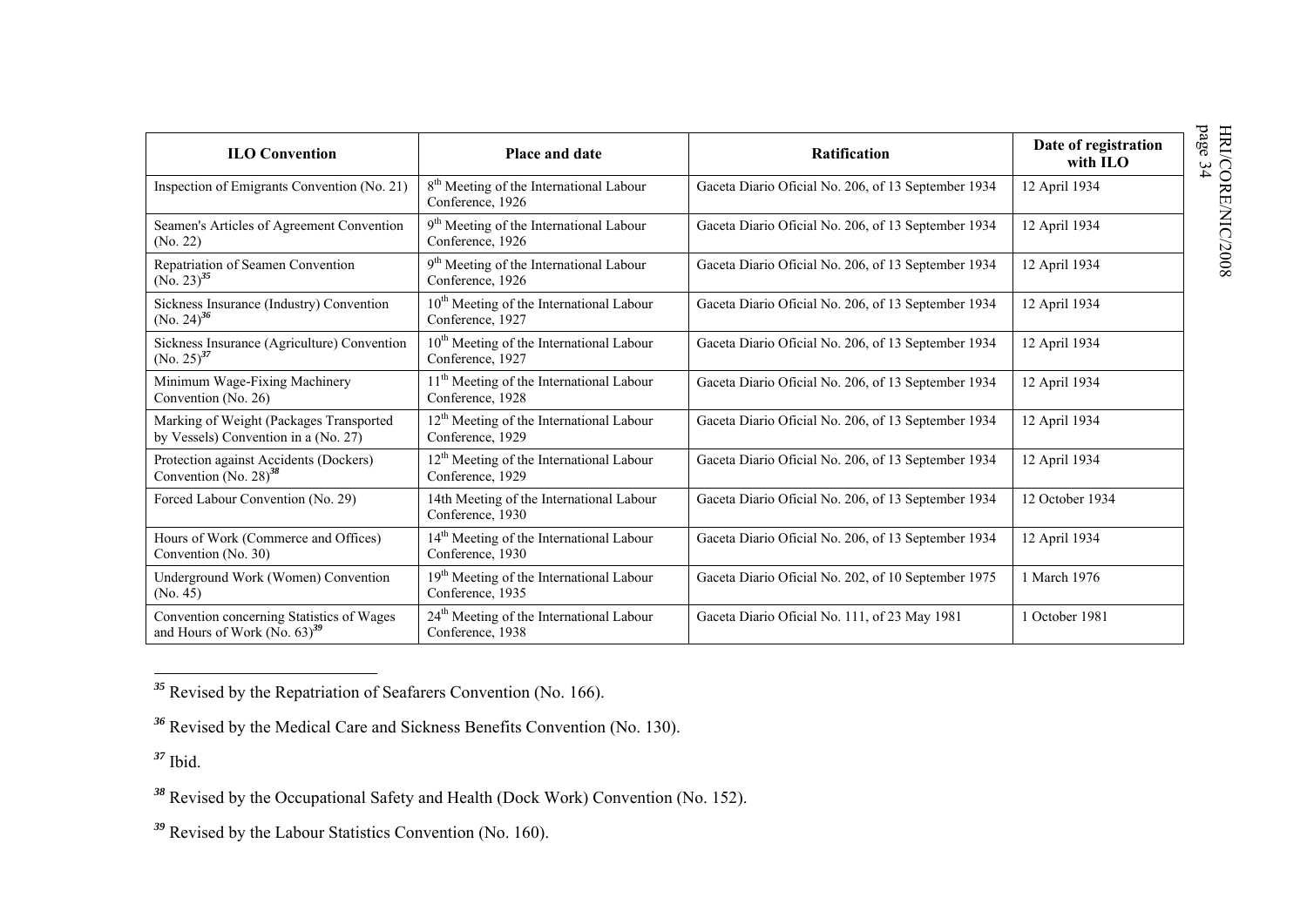| ILO Convention | Place and date | Ratification | Date of registration with ILO |
|---|---|---|---|
| Inspection of Emigrants Convention (No. 21) | 8th Meeting of the International Labour Conference, 1926 | Gaceta Diario Oficial No. 206, of 13 September 1934 | 12 April 1934 |
| Seamen's Articles of Agreement Convention (No. 22) | 9th Meeting of the International Labour Conference, 1926 | Gaceta Diario Oficial No. 206, of 13 September 1934 | 12 April 1934 |
| Repatriation of Seamen Convention (No. 23)[35] | 9th Meeting of the International Labour Conference, 1926 | Gaceta Diario Oficial No. 206, of 13 September 1934 | 12 April 1934 |
| Sickness Insurance (Industry) Convention (No. 24)[36] | 10th Meeting of the International Labour Conference, 1927 | Gaceta Diario Oficial No. 206, of 13 September 1934 | 12 April 1934 |
| Sickness Insurance (Agriculture) Convention (No. 25)[37] | 10th Meeting of the International Labour Conference, 1927 | Gaceta Diario Oficial No. 206, of 13 September 1934 | 12 April 1934 |
| Minimum Wage-Fixing Machinery Convention (No. 26) | 11th Meeting of the International Labour Conference, 1928 | Gaceta Diario Oficial No. 206, of 13 September 1934 | 12 April 1934 |
| Marking of Weight (Packages Transported by Vessels) Convention in a (No. 27) | 12th Meeting of the International Labour Conference, 1929 | Gaceta Diario Oficial No. 206, of 13 September 1934 | 12 April 1934 |
| Protection against Accidents (Dockers) Convention (No. 28)[38] | 12th Meeting of the International Labour Conference, 1929 | Gaceta Diario Oficial No. 206, of 13 September 1934 | 12 April 1934 |
| Forced Labour Convention (No. 29) | 14th Meeting of the International Labour Conference, 1930 | Gaceta Diario Oficial No. 206, of 13 September 1934 | 12 October 1934 |
| Hours of Work (Commerce and Offices) Convention (No. 30) | 14th Meeting of the International Labour Conference, 1930 | Gaceta Diario Oficial No. 206, of 13 September 1934 | 12 April 1934 |
| Underground Work (Women) Convention (No. 45) | 19th Meeting of the International Labour Conference, 1935 | Gaceta Diario Oficial No. 202, of 10 September 1975 | 1 March 1976 |
| Convention concerning Statistics of Wages and Hours of Work (No. 63)[39] | 24th Meeting of the International Labour Conference, 1938 | Gaceta Diario Oficial No. 111, of 23 May 1981 | 1 October 1981 |

[35] Revised by the Repatriation of Seafarers Convention (No. 166).

[36] Revised by the Medical Care and Sickness Benefits Convention (No. 130).

[37] Ibid.

[38] Revised by the Occupational Safety and Health (Dock Work) Convention (No. 152).

[39] Revised by the Labour Statistics Convention (No. 160).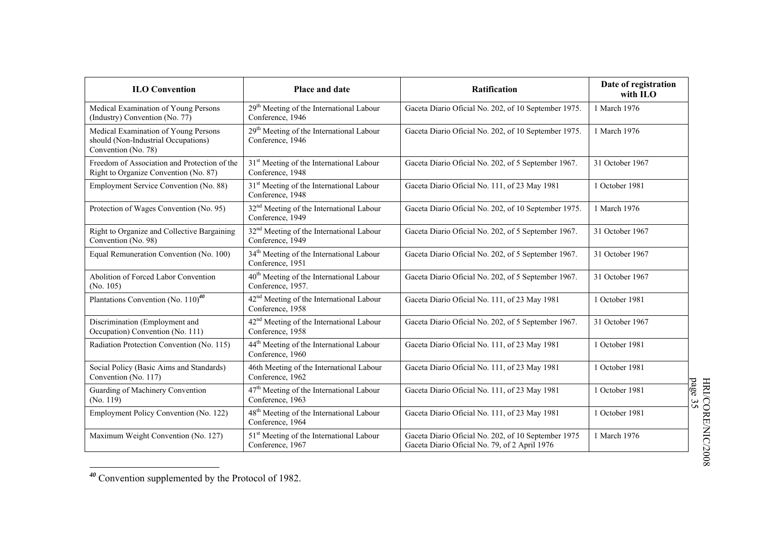| ILO Convention | Place and date | Ratification | Date of registration with ILO |
|---|---|---|---|
| Medical Examination of Young Persons (Industry) Convention (No. 77) | 29th Meeting of the International Labour Conference, 1946 | Gaceta Diario Oficial No. 202, of 10 September 1975. | 1 March 1976 |
| Medical Examination of Young Persons should (Non-Industrial Occupations) Convention (No. 78) | 29th Meeting of the International Labour Conference, 1946 | Gaceta Diario Oficial No. 202, of 10 September 1975. | 1 March 1976 |
| Freedom of Association and Protection of the Right to Organize Convention (No. 87) | 31st Meeting of the International Labour Conference, 1948 | Gaceta Diario Oficial No. 202, of 5 September 1967. | 31 October 1967 |
| Employment Service Convention (No. 88) | 31st Meeting of the International Labour Conference, 1948 | Gaceta Diario Oficial No. 111, of 23 May 1981 | 1 October 1981 |
| Protection of Wages Convention (No. 95) | 32nd Meeting of the International Labour Conference, 1949 | Gaceta Diario Oficial No. 202, of 10 September 1975. | 1 March 1976 |
| Right to Organize and Collective Bargaining Convention (No. 98) | 32nd Meeting of the International Labour Conference, 1949 | Gaceta Diario Oficial No. 202, of 5 September 1967. | 31 October 1967 |
| Equal Remuneration Convention (No. 100) | 34th Meeting of the International Labour Conference, 1951 | Gaceta Diario Oficial No. 202, of 5 September 1967. | 31 October 1967 |
| Abolition of Forced Labor Convention (No. 105) | 40th Meeting of the International Labour Conference, 1957. | Gaceta Diario Oficial No. 202, of 5 September 1967. | 31 October 1967 |
| Plantations Convention (No. 110)[40] | 42nd Meeting of the International Labour Conference, 1958 | Gaceta Diario Oficial No. 111, of 23 May 1981 | 1 October 1981 |
| Discrimination (Employment and Occupation) Convention (No. 111) | 42nd Meeting of the International Labour Conference, 1958 | Gaceta Diario Oficial No. 202, of 5 September 1967. | 31 October 1967 |
| Radiation Protection Convention (No. 115) | 44th Meeting of the International Labour Conference, 1960 | Gaceta Diario Oficial No. 111, of 23 May 1981 | 1 October 1981 |
| Social Policy (Basic Aims and Standards) Convention (No. 117) | 46th Meeting of the International Labour Conference, 1962 | Gaceta Diario Oficial No. 111, of 23 May 1981 | 1 October 1981 |
| Guarding of Machinery Convention (No. 119) | 47th Meeting of the International Labour Conference, 1963 | Gaceta Diario Oficial No. 111, of 23 May 1981 | 1 October 1981 |
| Employment Policy Convention (No. 122) | 48th Meeting of the International Labour Conference, 1964 | Gaceta Diario Oficial No. 111, of 23 May 1981 | 1 October 1981 |
| Maximum Weight Convention (No. 127) | 51st Meeting of the International Labour Conference, 1967 | Gaceta Diario Oficial No. 202, of 10 September 1975 Gaceta Diario Oficial No. 79, of 2 April 1976 | 1 March 1976 |

[40] Convention supplemented by the Protocol of 1982.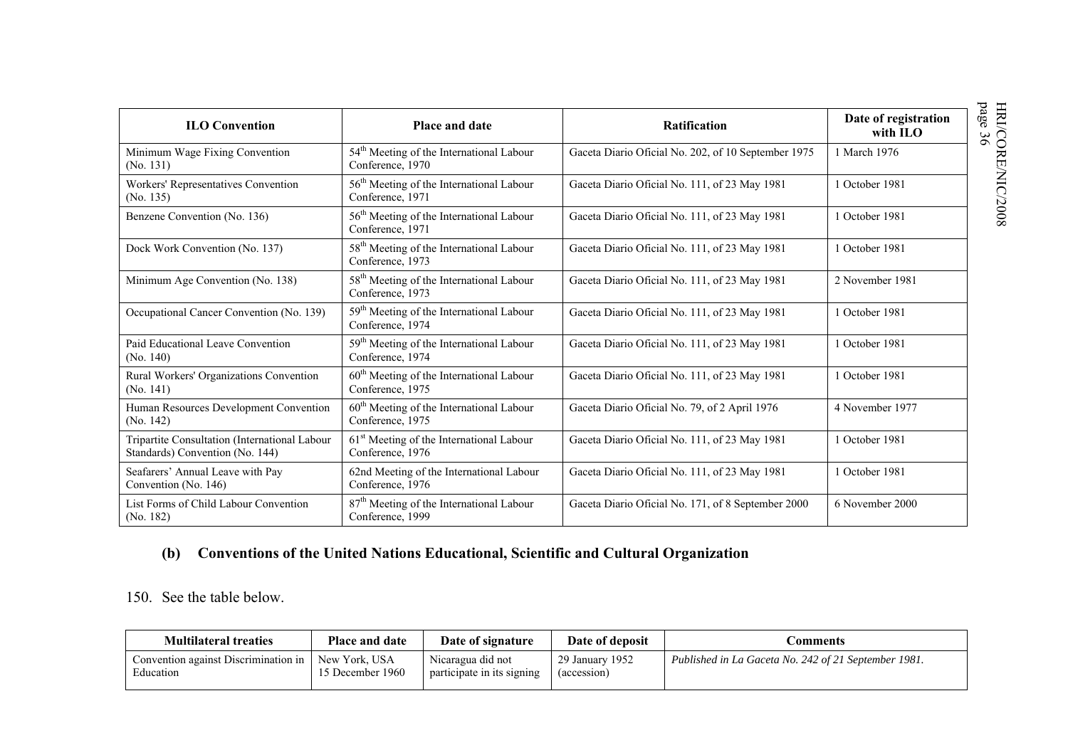| ILO Convention | Place and date | Ratification | Date of registration with ILO |
|---|---|---|---|
| Minimum Wage Fixing Convention (No. 131) | 54th Meeting of the International Labour Conference, 1970 | Gaceta Diario Oficial No. 202, of 10 September 1975 | 1 March 1976 |
| Workers' Representatives Convention (No. 135) | 56th Meeting of the International Labour Conference, 1971 | Gaceta Diario Oficial No. 111, of 23 May 1981 | 1 October 1981 |
| Benzene Convention (No. 136) | 56th Meeting of the International Labour Conference, 1971 | Gaceta Diario Oficial No. 111, of 23 May 1981 | 1 October 1981 |
| Dock Work Convention (No. 137) | 58th Meeting of the International Labour Conference, 1973 | Gaceta Diario Oficial No. 111, of 23 May 1981 | 1 October 1981 |
| Minimum Age Convention (No. 138) | 58th Meeting of the International Labour Conference, 1973 | Gaceta Diario Oficial No. 111, of 23 May 1981 | 2 November 1981 |
| Occupational Cancer Convention (No. 139) | 59th Meeting of the International Labour Conference, 1974 | Gaceta Diario Oficial No. 111, of 23 May 1981 | 1 October 1981 |
| Paid Educational Leave Convention (No. 140) | 59th Meeting of the International Labour Conference, 1974 | Gaceta Diario Oficial No. 111, of 23 May 1981 | 1 October 1981 |
| Rural Workers' Organizations Convention (No. 141) | 60th Meeting of the International Labour Conference, 1975 | Gaceta Diario Oficial No. 111, of 23 May 1981 | 1 October 1981 |
| Human Resources Development Convention (No. 142) | 60th Meeting of the International Labour Conference, 1975 | Gaceta Diario Oficial No. 79, of 2 April 1976 | 4 November 1977 |
| Tripartite Consultation (International Labour Standards) Convention (No. 144) | 61st Meeting of the International Labour Conference, 1976 | Gaceta Diario Oficial No. 111, of 23 May 1981 | 1 October 1981 |
| Seafarers' Annual Leave with Pay Convention (No. 146) | 62nd Meeting of the International Labour Conference, 1976 | Gaceta Diario Oficial No. 111, of 23 May 1981 | 1 October 1981 |
| List Forms of Child Labour Convention (No. 182) | 87th Meeting of the International Labour Conference, 1999 | Gaceta Diario Oficial No. 171, of 8 September 2000 | 6 November 2000 |

### (b) Conventions of the United Nations Educational, Scientific and Cultural Organization

150. See the table below.

| Multilateral treaties | Place and date | Date of signature | Date of deposit | Comments |
|---|---|---|---|---|
| Convention against Discrimination in Education | New York, USA 15 December 1960 | Nicaragua did not participate in its signing | 29 January 1952 (accession) | *Published in La Gaceta No. 242 of 21 September 1981.* |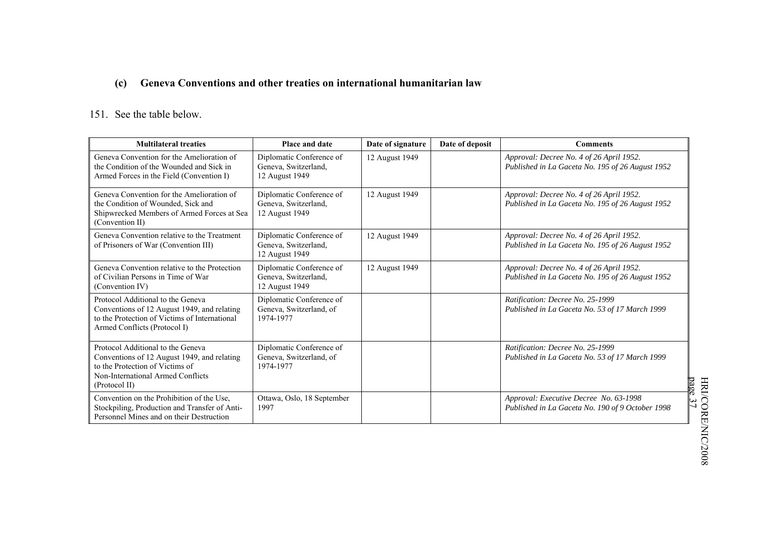### (c) Geneva Conventions and other treaties on international humanitarian law

151. See the table below.

| Multilateral treaties | Place and date | Date of signature | Date of deposit | Comments |
|---|---|---|---|---|
| Geneva Convention for the Amelioration of the Condition of the Wounded and Sick in Armed Forces in the Field (Convention I) | Diplomatic Conference of Geneva, Switzerland, 12 August 1949 | 12 August 1949 | | *Approval: Decree No. 4 of 26 April 1952. Published in La Gaceta No. 195 of 26 August 1952* |
| Geneva Convention for the Amelioration of the Condition of Wounded, Sick and Shipwrecked Members of Armed Forces at Sea (Convention II) | Diplomatic Conference of Geneva, Switzerland, 12 August 1949 | 12 August 1949 | | *Approval: Decree No. 4 of 26 April 1952. Published in La Gaceta No. 195 of 26 August 1952* |
| Geneva Convention relative to the Treatment of Prisoners of War (Convention III) | Diplomatic Conference of Geneva, Switzerland, 12 August 1949 | 12 August 1949 | | *Approval: Decree No. 4 of 26 April 1952. Published in La Gaceta No. 195 of 26 August 1952* |
| Geneva Convention relative to the Protection of Civilian Persons in Time of War (Convention IV) | Diplomatic Conference of Geneva, Switzerland, 12 August 1949 | 12 August 1949 | | *Approval: Decree No. 4 of 26 April 1952. Published in La Gaceta No. 195 of 26 August 1952* |
| Protocol Additional to the Geneva Conventions of 12 August 1949, and relating to the Protection of Victims of International Armed Conflicts (Protocol I) | Diplomatic Conference of Geneva, Switzerland, of 1974-1977 | | | *Ratification: Decree No. 25-1999 Published in La Gaceta No. 53 of 17 March 1999* |
| Protocol Additional to the Geneva Conventions of 12 August 1949, and relating to the Protection of Victims of Non-International Armed Conflicts (Protocol II) | Diplomatic Conference of Geneva, Switzerland, of 1974-1977 | | | *Ratification: Decree No. 25-1999 Published in La Gaceta No. 53 of 17 March 1999* |
| Convention on the Prohibition of the Use, Stockpiling, Production and Transfer of Anti-Personnel Mines and on their Destruction | Ottawa, Oslo, 18 September 1997 | | | *Approval: Executive Decree No. 63-1998 Published in La Gaceta No. 190 of 9 October 1998* |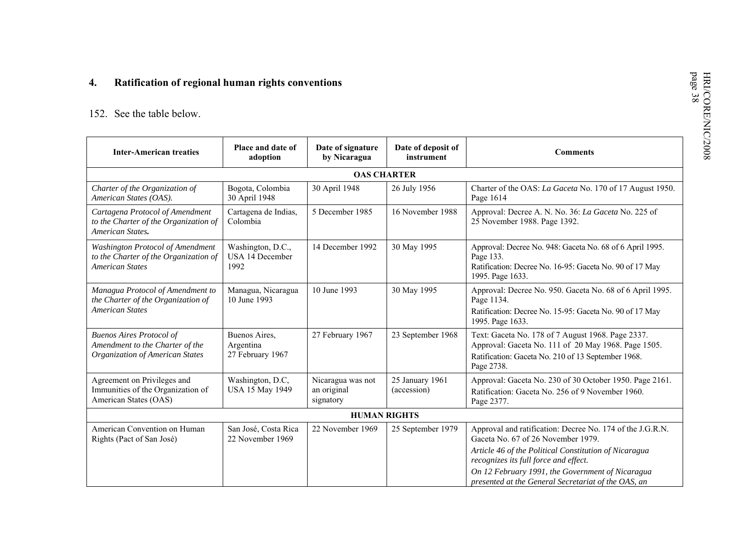## 4. Ratification of regional human rights conventions

152. See the table below.

| Inter-American treaties | Place and date of adoption | Date of signature by Nicaragua | Date of deposit of instrument | Comments |
|---|---|---|---|---|
| **OAS CHARTER** | | | | |
| *Charter of the Organization of American States (OAS).* | Bogota, Colombia 30 April 1948 | 30 April 1948 | 26 July 1956 | Charter of the OAS: *La Gaceta* No. 170 of 17 August 1950. Page 1614 |
| *Cartagena Protocol of Amendment to the Charter of the Organization of American States.* | Cartagena de Indias, Colombia | 5 December 1985 | 16 November 1988 | Approval: Decree A. N. No. 36: *La Gaceta* No. 225 of 25 November 1988. Page 1392. |
| *Washington Protocol of Amendment to the Charter of the Organization of American States* | Washington, D.C., USA 14 December 1992 | 14 December 1992 | 30 May 1995 | Approval: Decree No. 948: Gaceta No. 68 of 6 April 1995. Page 133.<br>Ratification: Decree No. 16-95: Gaceta No. 90 of 17 May 1995. Page 1633. |
| *Managua Protocol of Amendment to the Charter of the Organization of American States* | Managua, Nicaragua 10 June 1993 | 10 June 1993 | 30 May 1995 | Approval: Decree No. 950. Gaceta No. 68 of 6 April 1995. Page 1134.<br>Ratification: Decree No. 15-95: Gaceta No. 90 of 17 May 1995. Page 1633. |
| *Buenos Aires Protocol of Amendment to the Charter of the Organization of American States* | Buenos Aires, Argentina 27 February 1967 | 27 February 1967 | 23 September 1968 | Text: Gaceta No. 178 of 7 August 1968. Page 2337. Approval: Gaceta No. 111 of 20 May 1968. Page 1505.<br>Ratification: Gaceta No. 210 of 13 September 1968. Page 2738. |
| Agreement on Privileges and Immunities of the Organization of American States (OAS) | Washington, D.C, USA 15 May 1949 | Nicaragua was not an original signatory | 25 January 1961 (accession) | Approval: Gaceta No. 230 of 30 October 1950. Page 2161.<br>Ratification: Gaceta No. 256 of 9 November 1960. Page 2377. |
| **HUMAN RIGHTS** | | | | |
| American Convention on Human Rights (Pact of San José) | San José, Costa Rica 22 November 1969 | 22 November 1969 | 25 September 1979 | Approval and ratification: Decree No. 174 of the J.G.R.N. Gaceta No. 67 of 26 November 1979.<br>*Article 46 of the Political Constitution of Nicaragua recognizes its full force and effect.*<br>*On 12 February 1991, the Government of Nicaragua presented at the General Secretariat of the OAS, an* |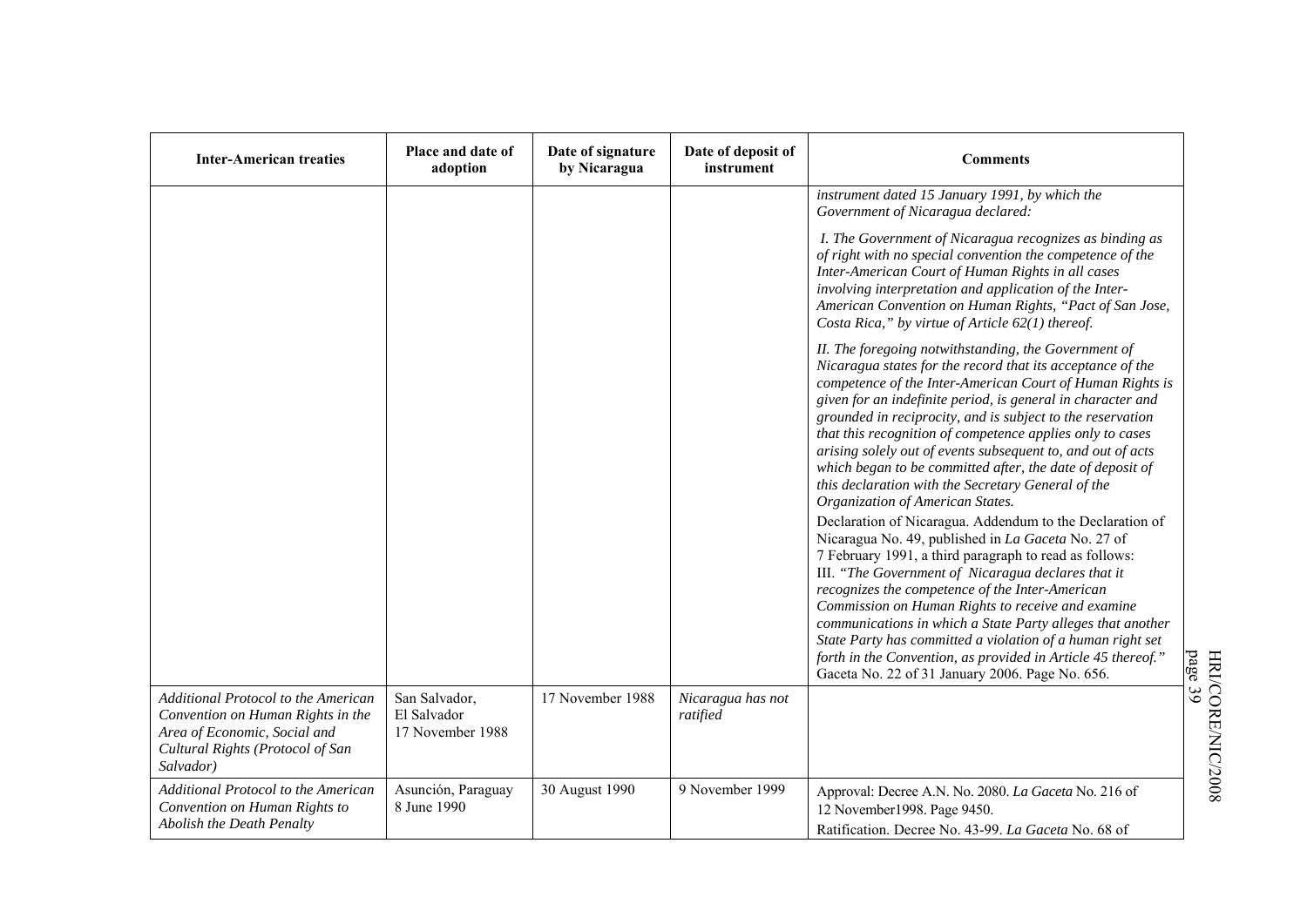| Inter-American treaties | Place and date of adoption | Date of signature by Nicaragua | Date of deposit of instrument | Comments |
|---|---|---|---|---|
| | | | | *instrument dated 15 January 1991, by which the Government of Nicaragua declared:* *I. The Government of Nicaragua recognizes as binding as of right with no special convention the competence of the Inter-American Court of Human Rights in all cases involving interpretation and application of the Inter-American Convention on Human Rights, "Pact of San Jose, Costa Rica," by virtue of Article 62(1) thereof.* *II. The foregoing notwithstanding, the Government of Nicaragua states for the record that its acceptance of the competence of the Inter-American Court of Human Rights is given for an indefinite period, is general in character and grounded in reciprocity, and is subject to the reservation that this recognition of competence applies only to cases arising solely out of events subsequent to, and out of acts which began to be committed after, the date of deposit of this declaration with the Secretary General of the Organization of American States.* Declaration of Nicaragua. Addendum to the Declaration of Nicaragua No. 49, published in *La Gaceta* No. 27 of 7 February 1991, a third paragraph to read as follows: III. *"The Government of Nicaragua declares that it recognizes the competence of the Inter-American Commission on Human Rights to receive and examine communications in which a State Party alleges that another State Party has committed a violation of a human right set forth in the Convention, as provided in Article 45 thereof."* Gaceta No. 22 of 31 January 2006. Page No. 656. |
| *Additional Protocol to the American Convention on Human Rights in the Area of Economic, Social and Cultural Rights (Protocol of San Salvador)* | San Salvador, El Salvador 17 November 1988 | 17 November 1988 | *Nicaragua has not ratified* | |
| *Additional Protocol to the American Convention on Human Rights to Abolish the Death Penalty* | Asunción, Paraguay 8 June 1990 | 30 August 1990 | 9 November 1999 | Approval: Decree A.N. No. 2080. *La Gaceta* No. 216 of 12 November1998. Page 9450. Ratification. Decree No. 43-99. *La Gaceta* No. 68 of |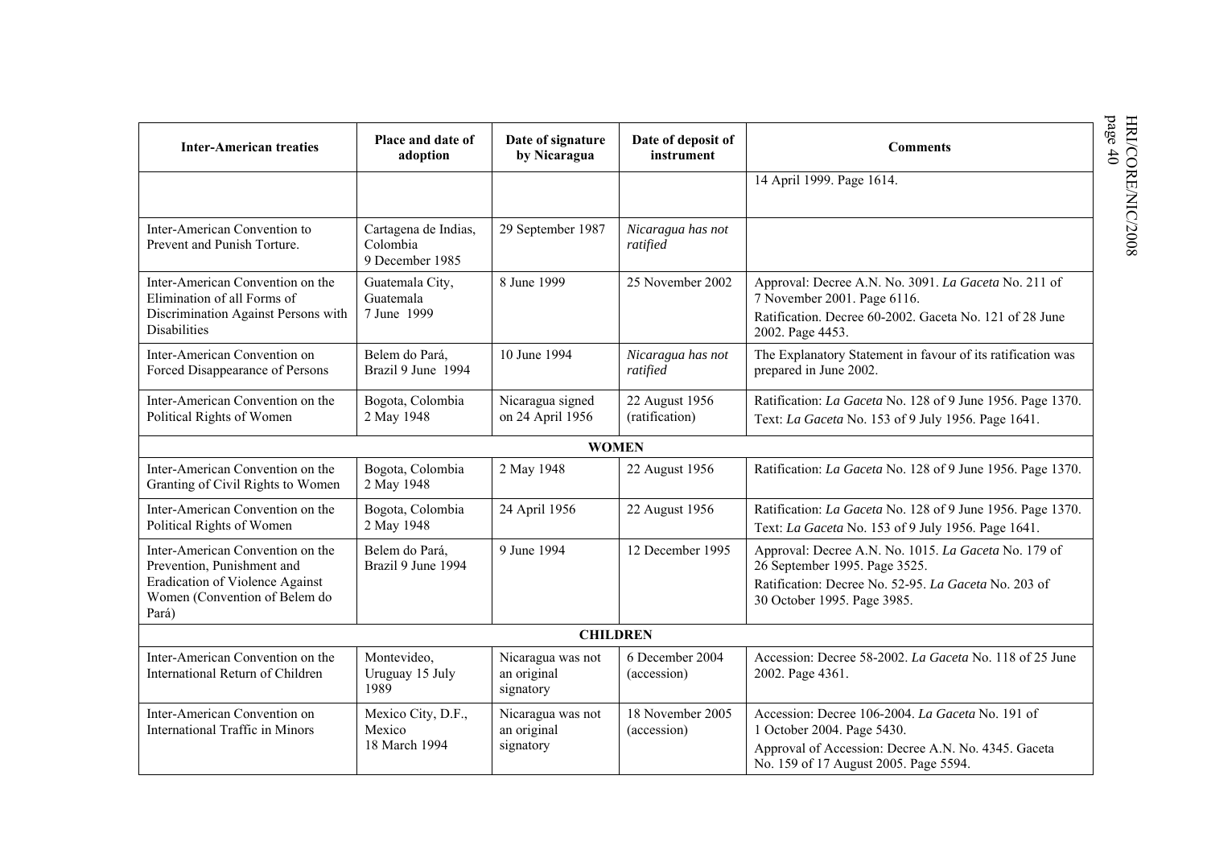| Inter-American treaties | Place and date of adoption | Date of signature by Nicaragua | Date of deposit of instrument | Comments |
| --- | --- | --- | --- | --- |
| | | | | 14 April 1999. Page 1614. |
| Inter-American Convention to Prevent and Punish Torture. | Cartagena de Indias, Colombia 9 December 1985 | 29 September 1987 | *Nicaragua has not ratified* | |
| Inter-American Convention on the Elimination of all Forms of Discrimination Against Persons with Disabilities | Guatemala City, Guatemala 7 June 1999 | 8 June 1999 | 25 November 2002 | Approval: Decree A.N. No. 3091. *La Gaceta* No. 211 of 7 November 2001. Page 6116. Ratification. Decree 60-2002. Gaceta No. 121 of 28 June 2002. Page 4453. |
| Inter-American Convention on Forced Disappearance of Persons | Belem do Pará, Brazil 9 June 1994 | 10 June 1994 | *Nicaragua has not ratified* | The Explanatory Statement in favour of its ratification was prepared in June 2002. |
| Inter-American Convention on the Political Rights of Women | Bogota, Colombia 2 May 1948 | Nicaragua signed on 24 April 1956 | 22 August 1956 (ratification) | Ratification: *La Gaceta* No. 128 of 9 June 1956. Page 1370. Text: *La Gaceta* No. 153 of 9 July 1956. Page 1641. |
| **WOMEN** | | | | |
| Inter-American Convention on the Granting of Civil Rights to Women | Bogota, Colombia 2 May 1948 | 2 May 1948 | 22 August 1956 | Ratification: *La Gaceta* No. 128 of 9 June 1956. Page 1370. |
| Inter-American Convention on the Political Rights of Women | Bogota, Colombia 2 May 1948 | 24 April 1956 | 22 August 1956 | Ratification: *La Gaceta* No. 128 of 9 June 1956. Page 1370. Text: *La Gaceta* No. 153 of 9 July 1956. Page 1641. |
| Inter-American Convention on the Prevention, Punishment and Eradication of Violence Against Women (Convention of Belem do Pará) | Belem do Pará, Brazil 9 June 1994 | 9 June 1994 | 12 December 1995 | Approval: Decree A.N. No. 1015. *La Gaceta* No. 179 of 26 September 1995. Page 3525. Ratification: Decree No. 52-95. *La Gaceta* No. 203 of 30 October 1995. Page 3985. |
| **CHILDREN** | | | | |
| Inter-American Convention on the International Return of Children | Montevideo, Uruguay 15 July 1989 | Nicaragua was not an original signatory | 6 December 2004 (accession) | Accession: Decree 58-2002. *La Gaceta* No. 118 of 25 June 2002. Page 4361. |
| Inter-American Convention on International Traffic in Minors | Mexico City, D.F., Mexico 18 March 1994 | Nicaragua was not an original signatory | 18 November 2005 (accession) | Accession: Decree 106-2004. *La Gaceta* No. 191 of 1 October 2004. Page 5430. Approval of Accession: Decree A.N. No. 4345. Gaceta No. 159 of 17 August 2005. Page 5594. |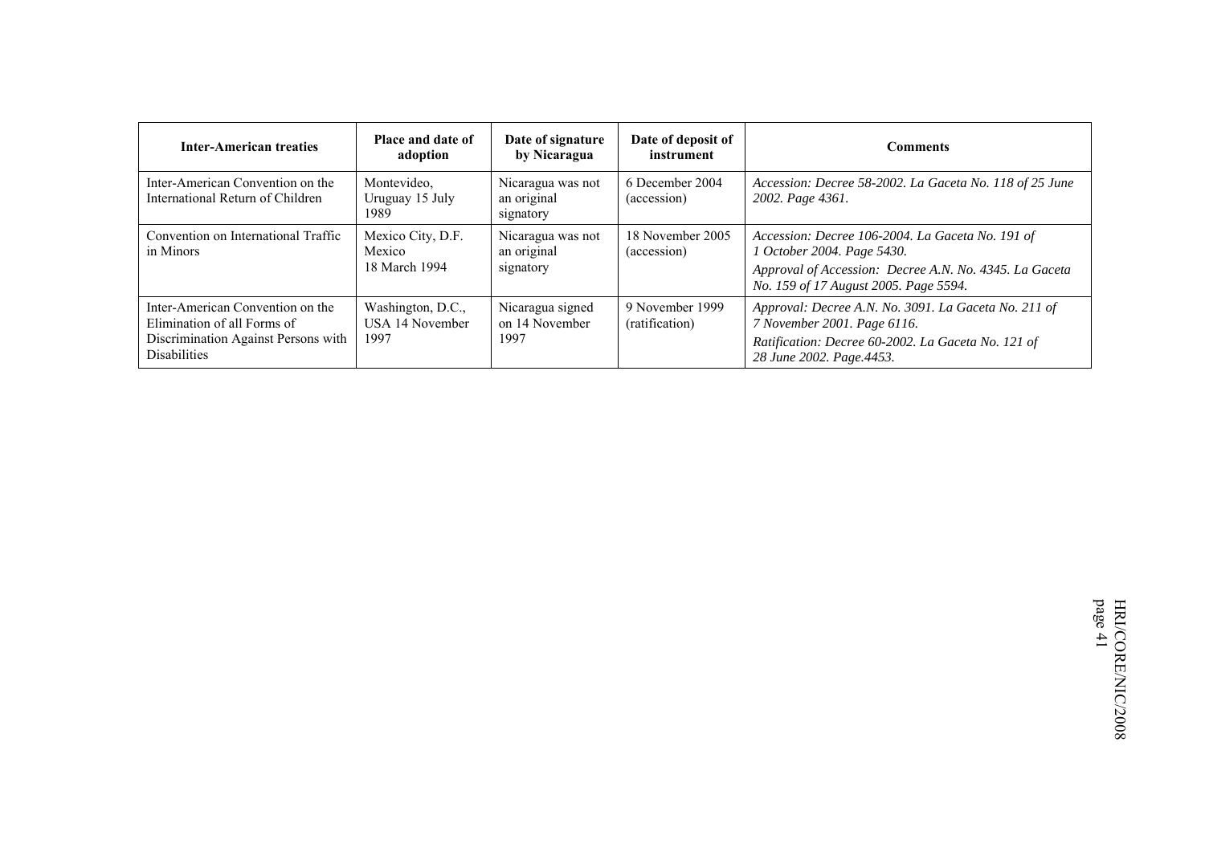| Inter-American treaties | Place and date of adoption | Date of signature by Nicaragua | Date of deposit of instrument | Comments |
|---|---|---|---|---|
| Inter-American Convention on the International Return of Children | Montevideo, Uruguay 15 July 1989 | Nicaragua was not an original signatory | 6 December 2004 (accession) | *Accession: Decree 58-2002. La Gaceta No. 118 of 25 June 2002. Page 4361.* |
| Convention on International Traffic in Minors | Mexico City, D.F. Mexico 18 March 1994 | Nicaragua was not an original signatory | 18 November 2005 (accession) | *Accession: Decree 106-2004. La Gaceta No. 191 of 1 October 2004. Page 5430.* *Approval of Accession: Decree A.N. No. 4345. La Gaceta No. 159 of 17 August 2005. Page 5594.* |
| Inter-American Convention on the Elimination of all Forms of Discrimination Against Persons with Disabilities | Washington, D.C., USA 14 November 1997 | Nicaragua signed on 14 November 1997 | 9 November 1999 (ratification) | *Approval: Decree A.N. No. 3091. La Gaceta No. 211 of 7 November 2001. Page 6116.* *Ratification: Decree 60-2002. La Gaceta No. 121 of 28 June 2002. Page.4453.* |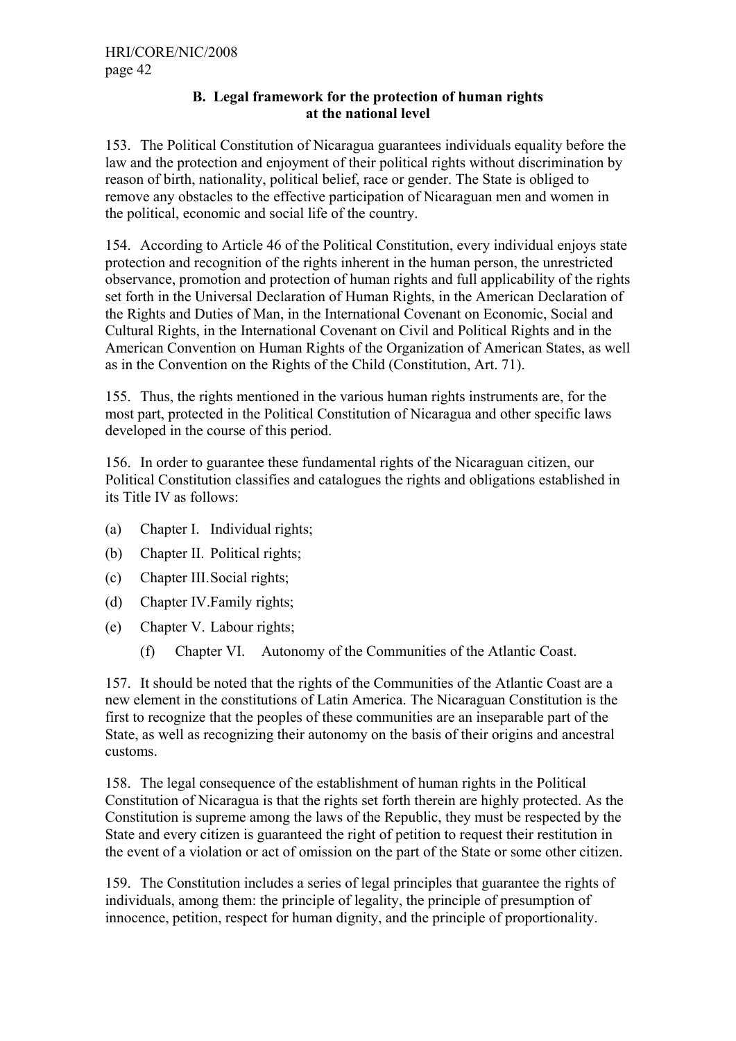## B. Legal framework for the protection of human rights at the national level

153. The Political Constitution of Nicaragua guarantees individuals equality before the law and the protection and enjoyment of their political rights without discrimination by reason of birth, nationality, political belief, race or gender. The State is obliged to remove any obstacles to the effective participation of Nicaraguan men and women in the political, economic and social life of the country.

154. According to Article 46 of the Political Constitution, every individual enjoys state protection and recognition of the rights inherent in the human person, the unrestricted observance, promotion and protection of human rights and full applicability of the rights set forth in the Universal Declaration of Human Rights, in the American Declaration of the Rights and Duties of Man, in the International Covenant on Economic, Social and Cultural Rights, in the International Covenant on Civil and Political Rights and in the American Convention on Human Rights of the Organization of American States, as well as in the Convention on the Rights of the Child (Constitution, Art. 71).

155. Thus, the rights mentioned in the various human rights instruments are, for the most part, protected in the Political Constitution of Nicaragua and other specific laws developed in the course of this period.

156. In order to guarantee these fundamental rights of the Nicaraguan citizen, our Political Constitution classifies and catalogues the rights and obligations established in its Title IV as follows:

(a) Chapter I. Individual rights;

(b) Chapter II. Political rights;

(c) Chapter III. Social rights;

(d) Chapter IV. Family rights;

(e) Chapter V. Labour rights;

(f) Chapter VI. Autonomy of the Communities of the Atlantic Coast.

157. It should be noted that the rights of the Communities of the Atlantic Coast are a new element in the constitutions of Latin America. The Nicaraguan Constitution is the first to recognize that the peoples of these communities are an inseparable part of the State, as well as recognizing their autonomy on the basis of their origins and ancestral customs.

158. The legal consequence of the establishment of human rights in the Political Constitution of Nicaragua is that the rights set forth therein are highly protected. As the Constitution is supreme among the laws of the Republic, they must be respected by the State and every citizen is guaranteed the right of petition to request their restitution in the event of a violation or act of omission on the part of the State or some other citizen.

159. The Constitution includes a series of legal principles that guarantee the rights of individuals, among them: the principle of legality, the principle of presumption of innocence, petition, respect for human dignity, and the principle of proportionality.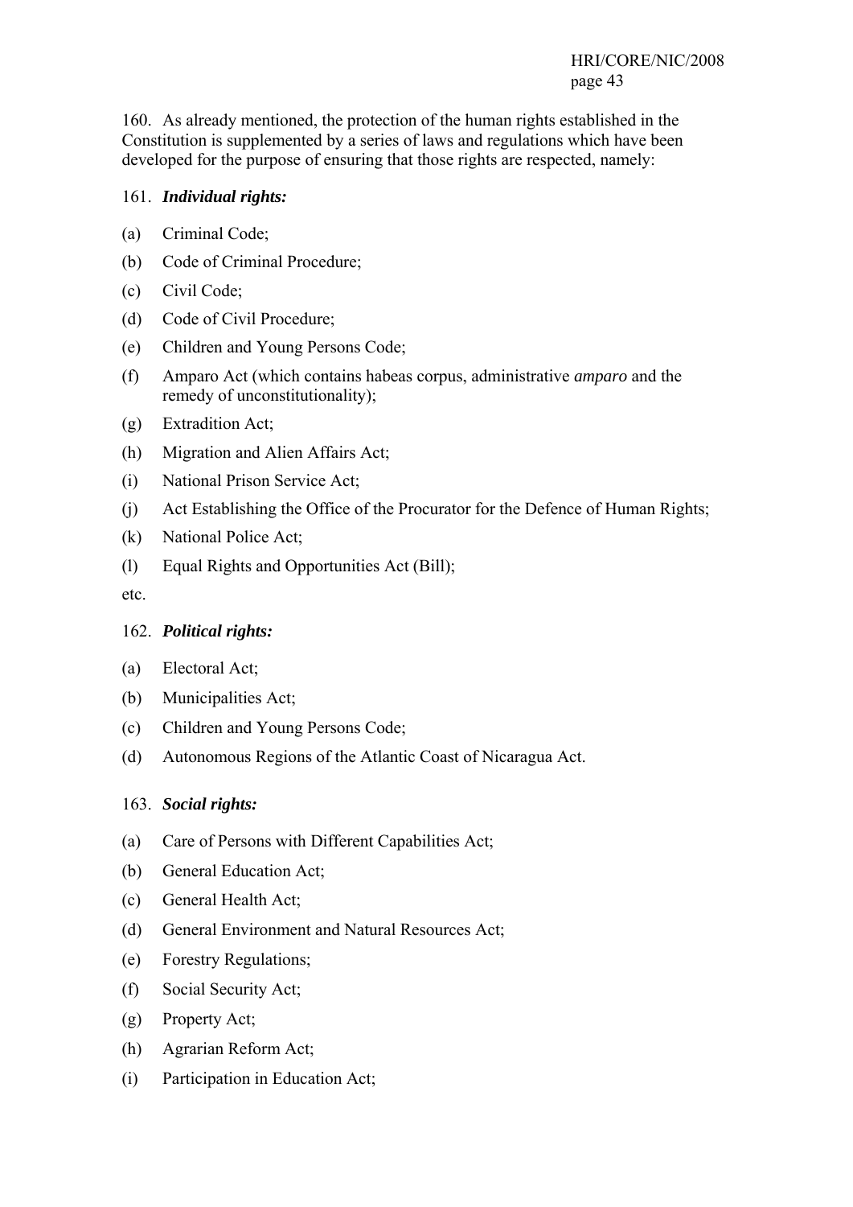160. As already mentioned, the protection of the human rights established in the Constitution is supplemented by a series of laws and regulations which have been developed for the purpose of ensuring that those rights are respected, namely:

161. ***Individual rights:***

(a) Criminal Code;

(b) Code of Criminal Procedure;

(c) Civil Code;

(d) Code of Civil Procedure;

(e) Children and Young Persons Code;

(f) Amparo Act (which contains habeas corpus, administrative *amparo* and the remedy of unconstitutionality);

(g) Extradition Act;

(h) Migration and Alien Affairs Act;

(i) National Prison Service Act;

(j) Act Establishing the Office of the Procurator for the Defence of Human Rights;

(k) National Police Act;

(l) Equal Rights and Opportunities Act (Bill);

etc.

162. ***Political rights:***

(a) Electoral Act;

(b) Municipalities Act;

(c) Children and Young Persons Code;

(d) Autonomous Regions of the Atlantic Coast of Nicaragua Act.

163. ***Social rights:***

(a) Care of Persons with Different Capabilities Act;

(b) General Education Act;

(c) General Health Act;

(d) General Environment and Natural Resources Act;

(e) Forestry Regulations;

(f) Social Security Act;

(g) Property Act;

(h) Agrarian Reform Act;

(i) Participation in Education Act;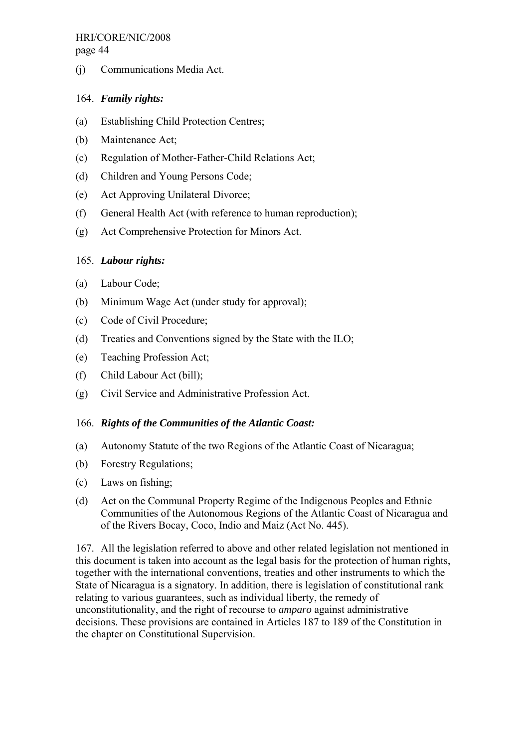(j) Communications Media Act.

164. ***Family rights:***

(a) Establishing Child Protection Centres;

(b) Maintenance Act;

(c) Regulation of Mother-Father-Child Relations Act;

(d) Children and Young Persons Code;

(e) Act Approving Unilateral Divorce;

(f) General Health Act (with reference to human reproduction);

(g) Act Comprehensive Protection for Minors Act.

165. ***Labour rights:***

(a) Labour Code;

(b) Minimum Wage Act (under study for approval);

(c) Code of Civil Procedure;

(d) Treaties and Conventions signed by the State with the ILO;

(e) Teaching Profession Act;

(f) Child Labour Act (bill);

(g) Civil Service and Administrative Profession Act.

166. ***Rights of the Communities of the Atlantic Coast:***

(a) Autonomy Statute of the two Regions of the Atlantic Coast of Nicaragua;

(b) Forestry Regulations;

(c) Laws on fishing;

(d) Act on the Communal Property Regime of the Indigenous Peoples and Ethnic Communities of the Autonomous Regions of the Atlantic Coast of Nicaragua and of the Rivers Bocay, Coco, Indio and Maiz (Act No. 445).

167. All the legislation referred to above and other related legislation not mentioned in this document is taken into account as the legal basis for the protection of human rights, together with the international conventions, treaties and other instruments to which the State of Nicaragua is a signatory. In addition, there is legislation of constitutional rank relating to various guarantees, such as individual liberty, the remedy of unconstitutionality, and the right of recourse to *amparo* against administrative decisions. These provisions are contained in Articles 187 to 189 of the Constitution in the chapter on Constitutional Supervision.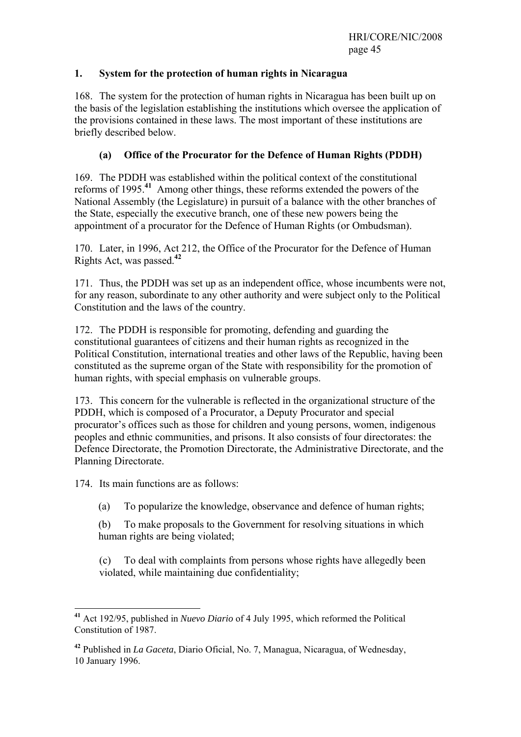## 1. System for the protection of human rights in Nicaragua

168. The system for the protection of human rights in Nicaragua has been built up on the basis of the legislation establishing the institutions which oversee the application of the provisions contained in these laws. The most important of these institutions are briefly described below.

### (a) Office of the Procurator for the Defence of Human Rights (PDDH)

169. The PDDH was established within the political context of the constitutional reforms of 1995.[41] Among other things, these reforms extended the powers of the National Assembly (the Legislature) in pursuit of a balance with the other branches of the State, especially the executive branch, one of these new powers being the appointment of a procurator for the Defence of Human Rights (or Ombudsman).

170. Later, in 1996, Act 212, the Office of the Procurator for the Defence of Human Rights Act, was passed.[42]

171. Thus, the PDDH was set up as an independent office, whose incumbents were not, for any reason, subordinate to any other authority and were subject only to the Political Constitution and the laws of the country.

172. The PDDH is responsible for promoting, defending and guarding the constitutional guarantees of citizens and their human rights as recognized in the Political Constitution, international treaties and other laws of the Republic, having been constituted as the supreme organ of the State with responsibility for the promotion of human rights, with special emphasis on vulnerable groups.

173. This concern for the vulnerable is reflected in the organizational structure of the PDDH, which is composed of a Procurator, a Deputy Procurator and special procurator's offices such as those for children and young persons, women, indigenous peoples and ethnic communities, and prisons. It also consists of four directorates: the Defence Directorate, the Promotion Directorate, the Administrative Directorate, and the Planning Directorate.

174. Its main functions are as follows:

(a) To popularize the knowledge, observance and defence of human rights;

(b) To make proposals to the Government for resolving situations in which human rights are being violated;

(c) To deal with complaints from persons whose rights have allegedly been violated, while maintaining due confidentiality;

---

[41] Act 192/95, published in *Nuevo Diario* of 4 July 1995, which reformed the Political Constitution of 1987.

[42] Published in *La Gaceta*, Diario Oficial, No. 7, Managua, Nicaragua, of Wednesday, 10 January 1996.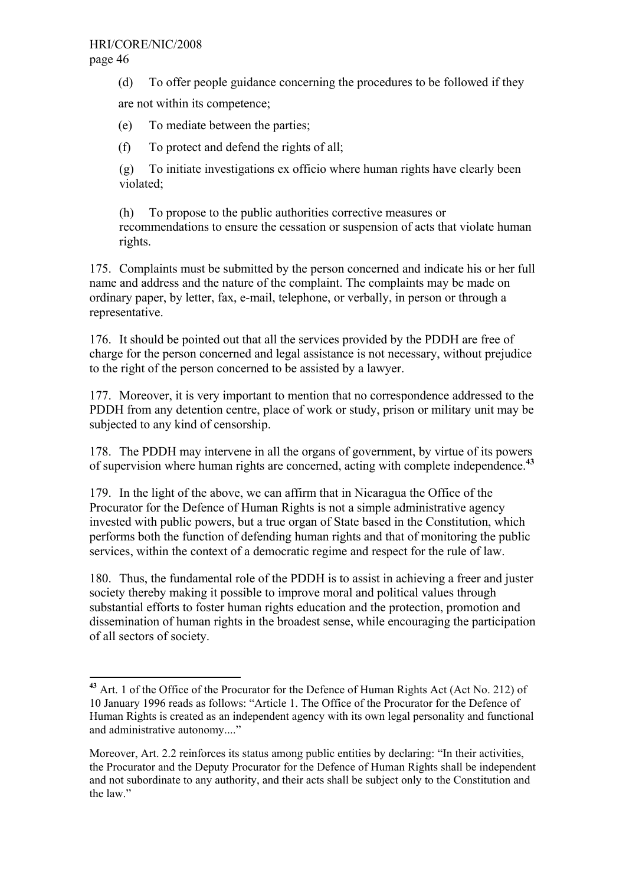(d) To offer people guidance concerning the procedures to be followed if they are not within its competence;

(e) To mediate between the parties;

(f) To protect and defend the rights of all;

(g) To initiate investigations ex officio where human rights have clearly been violated;

(h) To propose to the public authorities corrective measures or recommendations to ensure the cessation or suspension of acts that violate human rights.

175. Complaints must be submitted by the person concerned and indicate his or her full name and address and the nature of the complaint. The complaints may be made on ordinary paper, by letter, fax, e-mail, telephone, or verbally, in person or through a representative.

176. It should be pointed out that all the services provided by the PDDH are free of charge for the person concerned and legal assistance is not necessary, without prejudice to the right of the person concerned to be assisted by a lawyer.

177. Moreover, it is very important to mention that no correspondence addressed to the PDDH from any detention centre, place of work or study, prison or military unit may be subjected to any kind of censorship.

178. The PDDH may intervene in all the organs of government, by virtue of its powers of supervision where human rights are concerned, acting with complete independence.[43]

179. In the light of the above, we can affirm that in Nicaragua the Office of the Procurator for the Defence of Human Rights is not a simple administrative agency invested with public powers, but a true organ of State based in the Constitution, which performs both the function of defending human rights and that of monitoring the public services, within the context of a democratic regime and respect for the rule of law.

180. Thus, the fundamental role of the PDDH is to assist in achieving a freer and juster society thereby making it possible to improve moral and political values through substantial efforts to foster human rights education and the protection, promotion and dissemination of human rights in the broadest sense, while encouraging the participation of all sectors of society.

---

[43] Art. 1 of the Office of the Procurator for the Defence of Human Rights Act (Act No. 212) of 10 January 1996 reads as follows: "Article 1. The Office of the Procurator for the Defence of Human Rights is created as an independent agency with its own legal personality and functional and administrative autonomy...."

Moreover, Art. 2.2 reinforces its status among public entities by declaring: "In their activities, the Procurator and the Deputy Procurator for the Defence of Human Rights shall be independent and not subordinate to any authority, and their acts shall be subject only to the Constitution and the law."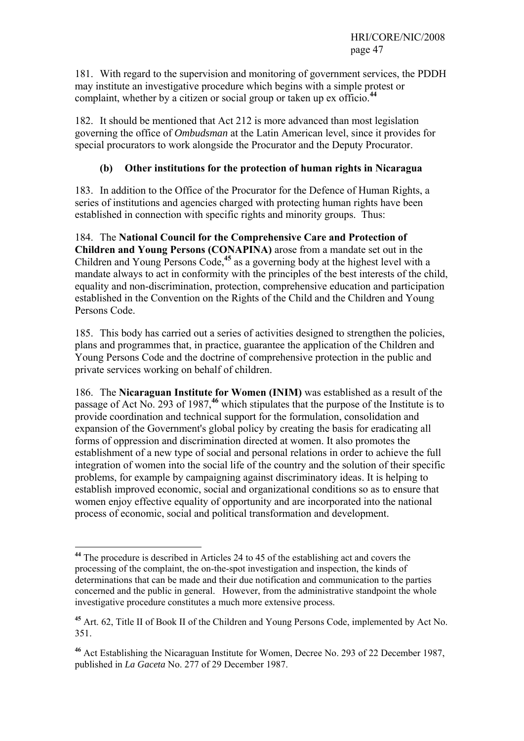181. With regard to the supervision and monitoring of government services, the PDDH may institute an investigative procedure which begins with a simple protest or complaint, whether by a citizen or social group or taken up ex officio.[44]

182. It should be mentioned that Act 212 is more advanced than most legislation governing the office of *Ombudsman* at the Latin American level, since it provides for special procurators to work alongside the Procurator and the Deputy Procurator.

### (b) Other institutions for the protection of human rights in Nicaragua

183. In addition to the Office of the Procurator for the Defence of Human Rights, a series of institutions and agencies charged with protecting human rights have been established in connection with specific rights and minority groups. Thus:

184. The **National Council for the Comprehensive Care and Protection of Children and Young Persons (CONAPINA)** arose from a mandate set out in the Children and Young Persons Code,[45] as a governing body at the highest level with a mandate always to act in conformity with the principles of the best interests of the child, equality and non-discrimination, protection, comprehensive education and participation established in the Convention on the Rights of the Child and the Children and Young Persons Code.

185. This body has carried out a series of activities designed to strengthen the policies, plans and programmes that, in practice, guarantee the application of the Children and Young Persons Code and the doctrine of comprehensive protection in the public and private services working on behalf of children.

186. The **Nicaraguan Institute for Women (INIM)** was established as a result of the passage of Act No. 293 of 1987,[46] which stipulates that the purpose of the Institute is to provide coordination and technical support for the formulation, consolidation and expansion of the Government's global policy by creating the basis for eradicating all forms of oppression and discrimination directed at women. It also promotes the establishment of a new type of social and personal relations in order to achieve the full integration of women into the social life of the country and the solution of their specific problems, for example by campaigning against discriminatory ideas. It is helping to establish improved economic, social and organizational conditions so as to ensure that women enjoy effective equality of opportunity and are incorporated into the national process of economic, social and political transformation and development.

---

[44] The procedure is described in Articles 24 to 45 of the establishing act and covers the processing of the complaint, the on-the-spot investigation and inspection, the kinds of determinations that can be made and their due notification and communication to the parties concerned and the public in general. However, from the administrative standpoint the whole investigative procedure constitutes a much more extensive process.

[45] Art. 62, Title II of Book II of the Children and Young Persons Code, implemented by Act No. 351.

[46] Act Establishing the Nicaraguan Institute for Women, Decree No. 293 of 22 December 1987, published in *La Gaceta* No. 277 of 29 December 1987.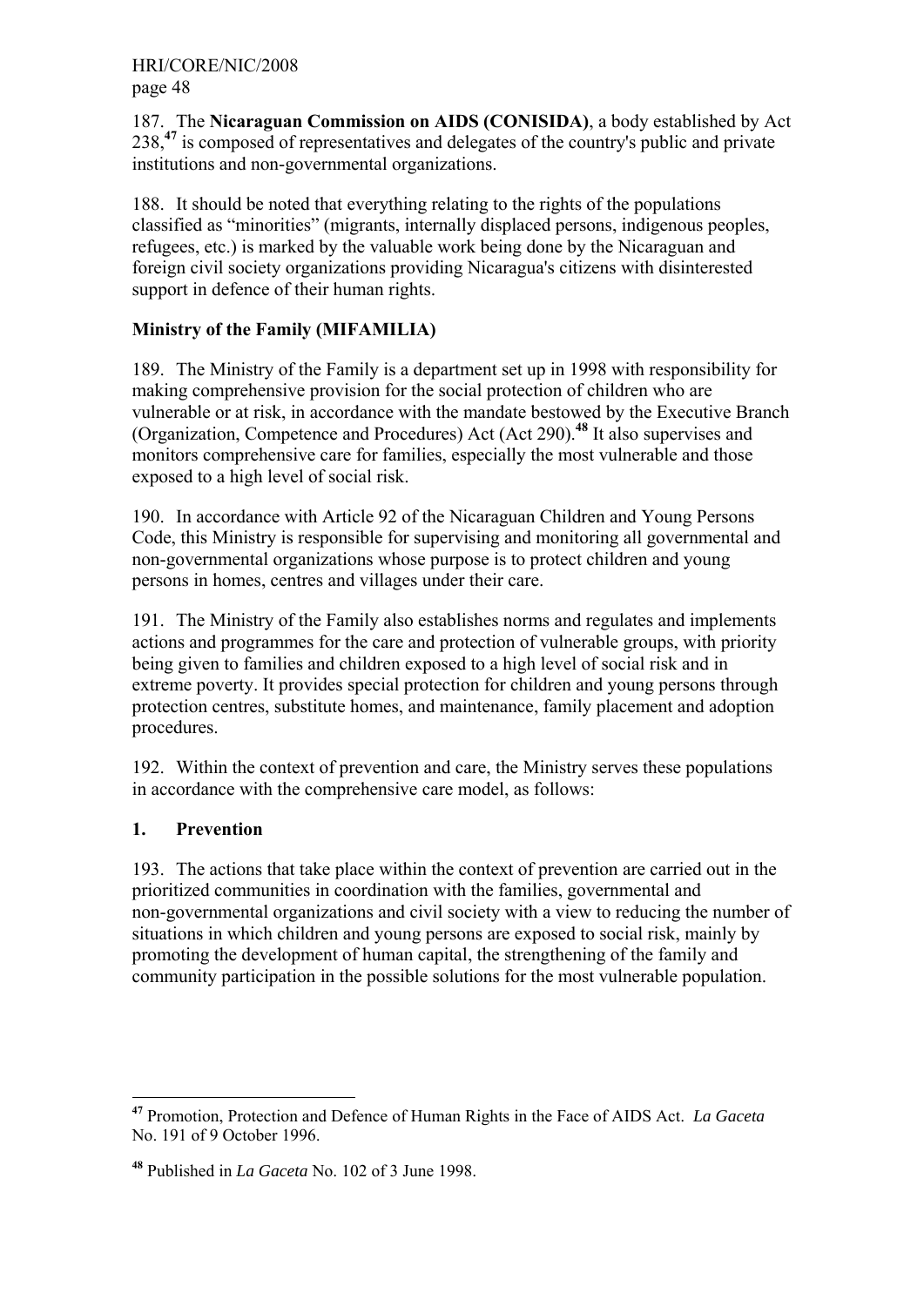187. The **Nicaraguan Commission on AIDS (CONISIDA)**, a body established by Act 238,[47] is composed of representatives and delegates of the country's public and private institutions and non-governmental organizations.

188. It should be noted that everything relating to the rights of the populations classified as "minorities" (migrants, internally displaced persons, indigenous peoples, refugees, etc.) is marked by the valuable work being done by the Nicaraguan and foreign civil society organizations providing Nicaragua's citizens with disinterested support in defence of their human rights.

## Ministry of the Family (MIFAMILIA)

189. The Ministry of the Family is a department set up in 1998 with responsibility for making comprehensive provision for the social protection of children who are vulnerable or at risk, in accordance with the mandate bestowed by the Executive Branch (Organization, Competence and Procedures) Act (Act 290).[48] It also supervises and monitors comprehensive care for families, especially the most vulnerable and those exposed to a high level of social risk.

190. In accordance with Article 92 of the Nicaraguan Children and Young Persons Code, this Ministry is responsible for supervising and monitoring all governmental and non-governmental organizations whose purpose is to protect children and young persons in homes, centres and villages under their care.

191. The Ministry of the Family also establishes norms and regulates and implements actions and programmes for the care and protection of vulnerable groups, with priority being given to families and children exposed to a high level of social risk and in extreme poverty. It provides special protection for children and young persons through protection centres, substitute homes, and maintenance, family placement and adoption procedures.

192. Within the context of prevention and care, the Ministry serves these populations in accordance with the comprehensive care model, as follows:

### 1. Prevention

193. The actions that take place within the context of prevention are carried out in the prioritized communities in coordination with the families, governmental and non-governmental organizations and civil society with a view to reducing the number of situations in which children and young persons are exposed to social risk, mainly by promoting the development of human capital, the strengthening of the family and community participation in the possible solutions for the most vulnerable population.

---

[47] Promotion, Protection and Defence of Human Rights in the Face of AIDS Act. *La Gaceta* No. 191 of 9 October 1996.

[48] Published in *La Gaceta* No. 102 of 3 June 1998.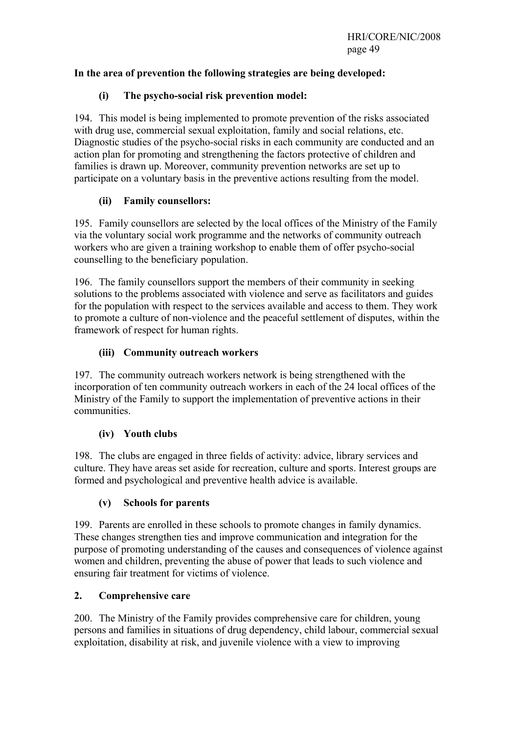**In the area of prevention the following strategies are being developed:**

**(i) The psycho-social risk prevention model:**

194. This model is being implemented to promote prevention of the risks associated with drug use, commercial sexual exploitation, family and social relations, etc. Diagnostic studies of the psycho-social risks in each community are conducted and an action plan for promoting and strengthening the factors protective of children and families is drawn up. Moreover, community prevention networks are set up to participate on a voluntary basis in the preventive actions resulting from the model.

**(ii) Family counsellors:**

195. Family counsellors are selected by the local offices of the Ministry of the Family via the voluntary social work programme and the networks of community outreach workers who are given a training workshop to enable them of offer psycho-social counselling to the beneficiary population.

196. The family counsellors support the members of their community in seeking solutions to the problems associated with violence and serve as facilitators and guides for the population with respect to the services available and access to them. They work to promote a culture of non-violence and the peaceful settlement of disputes, within the framework of respect for human rights.

**(iii) Community outreach workers**

197. The community outreach workers network is being strengthened with the incorporation of ten community outreach workers in each of the 24 local offices of the Ministry of the Family to support the implementation of preventive actions in their communities.

**(iv) Youth clubs**

198. The clubs are engaged in three fields of activity: advice, library services and culture. They have areas set aside for recreation, culture and sports. Interest groups are formed and psychological and preventive health advice is available.

**(v) Schools for parents**

199. Parents are enrolled in these schools to promote changes in family dynamics. These changes strengthen ties and improve communication and integration for the purpose of promoting understanding of the causes and consequences of violence against women and children, preventing the abuse of power that leads to such violence and ensuring fair treatment for victims of violence.

## 2. Comprehensive care

200. The Ministry of the Family provides comprehensive care for children, young persons and families in situations of drug dependency, child labour, commercial sexual exploitation, disability at risk, and juvenile violence with a view to improving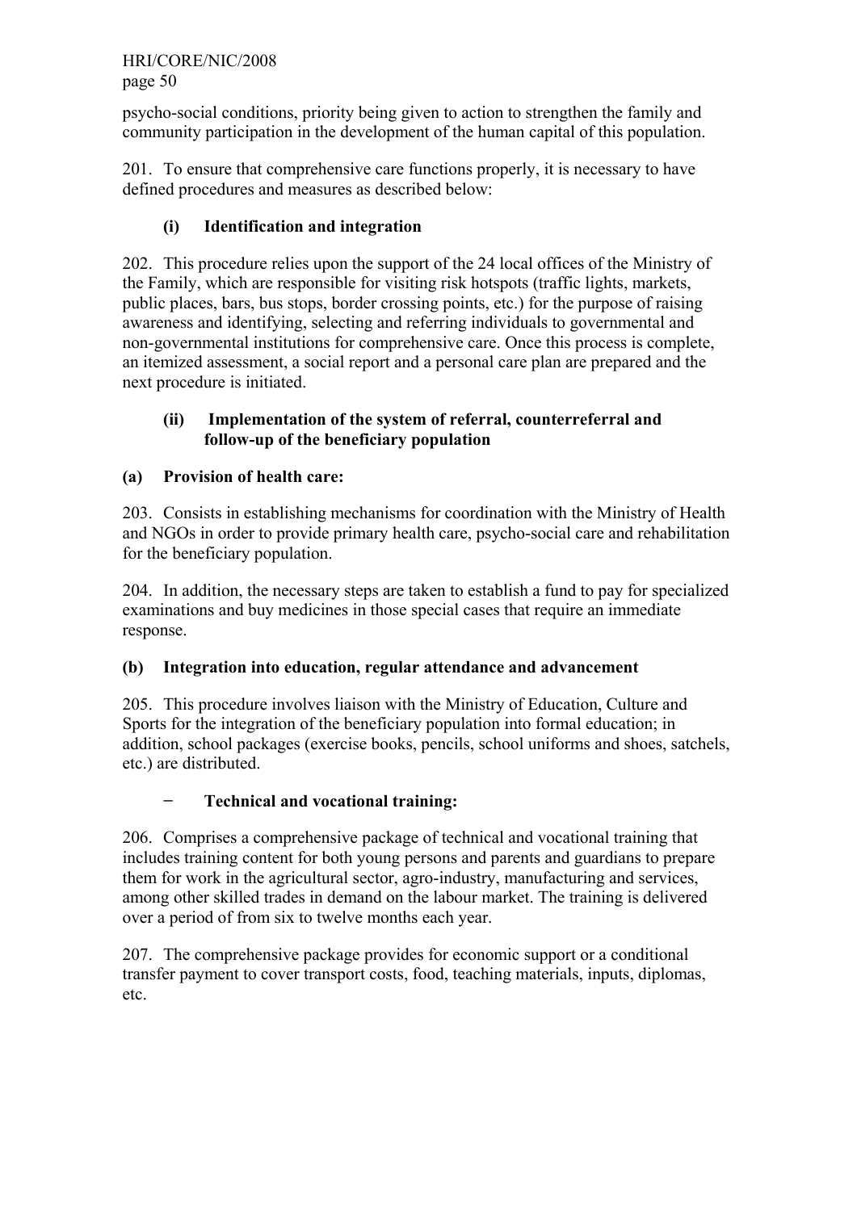psycho-social conditions, priority being given to action to strengthen the family and community participation in the development of the human capital of this population.

201. To ensure that comprehensive care functions properly, it is necessary to have defined procedures and measures as described below:

**(i) Identification and integration**

202. This procedure relies upon the support of the 24 local offices of the Ministry of the Family, which are responsible for visiting risk hotspots (traffic lights, markets, public places, bars, bus stops, border crossing points, etc.) for the purpose of raising awareness and identifying, selecting and referring individuals to governmental and non-governmental institutions for comprehensive care. Once this process is complete, an itemized assessment, a social report and a personal care plan are prepared and the next procedure is initiated.

**(ii) Implementation of the system of referral, counterreferral and follow-up of the beneficiary population**

**(a) Provision of health care:**

203. Consists in establishing mechanisms for coordination with the Ministry of Health and NGOs in order to provide primary health care, psycho-social care and rehabilitation for the beneficiary population.

204. In addition, the necessary steps are taken to establish a fund to pay for specialized examinations and buy medicines in those special cases that require an immediate response.

**(b) Integration into education, regular attendance and advancement**

205. This procedure involves liaison with the Ministry of Education, Culture and Sports for the integration of the beneficiary population into formal education; in addition, school packages (exercise books, pencils, school uniforms and shoes, satchels, etc.) are distributed.

- **Technical and vocational training:**

206. Comprises a comprehensive package of technical and vocational training that includes training content for both young persons and parents and guardians to prepare them for work in the agricultural sector, agro-industry, manufacturing and services, among other skilled trades in demand on the labour market. The training is delivered over a period of from six to twelve months each year.

207. The comprehensive package provides for economic support or a conditional transfer payment to cover transport costs, food, teaching materials, inputs, diplomas, etc.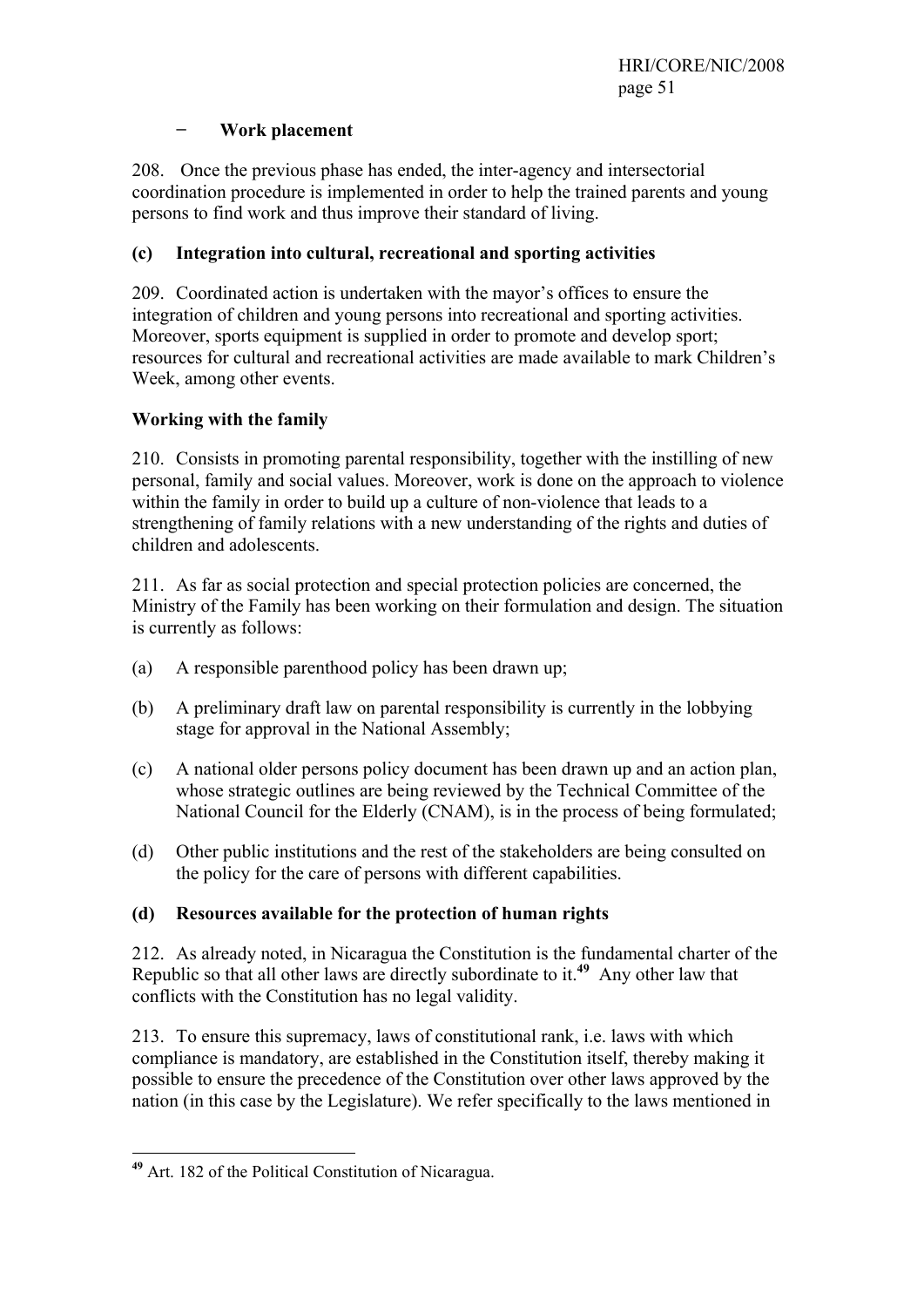- **Work placement**

208. Once the previous phase has ended, the inter-agency and intersectorial coordination procedure is implemented in order to help the trained parents and young persons to find work and thus improve their standard of living.

### (c) Integration into cultural, recreational and sporting activities

209. Coordinated action is undertaken with the mayor's offices to ensure the integration of children and young persons into recreational and sporting activities. Moreover, sports equipment is supplied in order to promote and develop sport; resources for cultural and recreational activities are made available to mark Children's Week, among other events.

### Working with the family

210. Consists in promoting parental responsibility, together with the instilling of new personal, family and social values. Moreover, work is done on the approach to violence within the family in order to build up a culture of non-violence that leads to a strengthening of family relations with a new understanding of the rights and duties of children and adolescents.

211. As far as social protection and special protection policies are concerned, the Ministry of the Family has been working on their formulation and design. The situation is currently as follows:

(a) A responsible parenthood policy has been drawn up;

(b) A preliminary draft law on parental responsibility is currently in the lobbying stage for approval in the National Assembly;

(c) A national older persons policy document has been drawn up and an action plan, whose strategic outlines are being reviewed by the Technical Committee of the National Council for the Elderly (CNAM), is in the process of being formulated;

(d) Other public institutions and the rest of the stakeholders are being consulted on the policy for the care of persons with different capabilities.

### (d) Resources available for the protection of human rights

212. As already noted, in Nicaragua the Constitution is the fundamental charter of the Republic so that all other laws are directly subordinate to it.[49] Any other law that conflicts with the Constitution has no legal validity.

213. To ensure this supremacy, laws of constitutional rank, i.e. laws with which compliance is mandatory, are established in the Constitution itself, thereby making it possible to ensure the precedence of the Constitution over other laws approved by the nation (in this case by the Legislature). We refer specifically to the laws mentioned in

---

[49] Art. 182 of the Political Constitution of Nicaragua.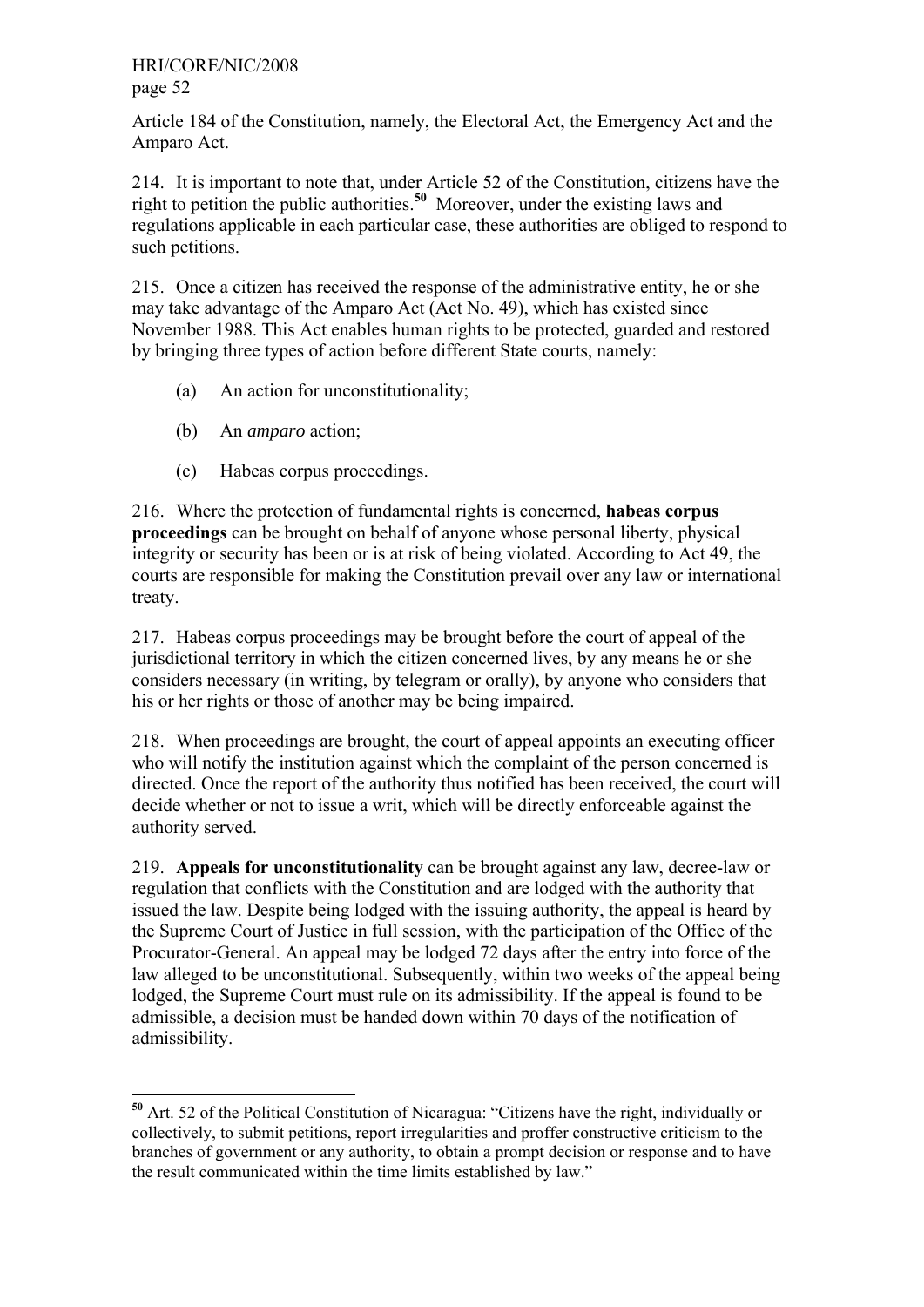Article 184 of the Constitution, namely, the Electoral Act, the Emergency Act and the Amparo Act.

214. It is important to note that, under Article 52 of the Constitution, citizens have the right to petition the public authorities.[50] Moreover, under the existing laws and regulations applicable in each particular case, these authorities are obliged to respond to such petitions.

215. Once a citizen has received the response of the administrative entity, he or she may take advantage of the Amparo Act (Act No. 49), which has existed since November 1988. This Act enables human rights to be protected, guarded and restored by bringing three types of action before different State courts, namely:

(a) An action for unconstitutionality;

(b) An *amparo* action;

(c) Habeas corpus proceedings.

216. Where the protection of fundamental rights is concerned, **habeas corpus proceedings** can be brought on behalf of anyone whose personal liberty, physical integrity or security has been or is at risk of being violated. According to Act 49, the courts are responsible for making the Constitution prevail over any law or international treaty.

217. Habeas corpus proceedings may be brought before the court of appeal of the jurisdictional territory in which the citizen concerned lives, by any means he or she considers necessary (in writing, by telegram or orally), by anyone who considers that his or her rights or those of another may be being impaired.

218. When proceedings are brought, the court of appeal appoints an executing officer who will notify the institution against which the complaint of the person concerned is directed. Once the report of the authority thus notified has been received, the court will decide whether or not to issue a writ, which will be directly enforceable against the authority served.

219. **Appeals for unconstitutionality** can be brought against any law, decree-law or regulation that conflicts with the Constitution and are lodged with the authority that issued the law. Despite being lodged with the issuing authority, the appeal is heard by the Supreme Court of Justice in full session, with the participation of the Office of the Procurator-General. An appeal may be lodged 72 days after the entry into force of the law alleged to be unconstitutional. Subsequently, within two weeks of the appeal being lodged, the Supreme Court must rule on its admissibility. If the appeal is found to be admissible, a decision must be handed down within 70 days of the notification of admissibility.

---

[50] Art. 52 of the Political Constitution of Nicaragua: "Citizens have the right, individually or collectively, to submit petitions, report irregularities and proffer constructive criticism to the branches of government or any authority, to obtain a prompt decision or response and to have the result communicated within the time limits established by law."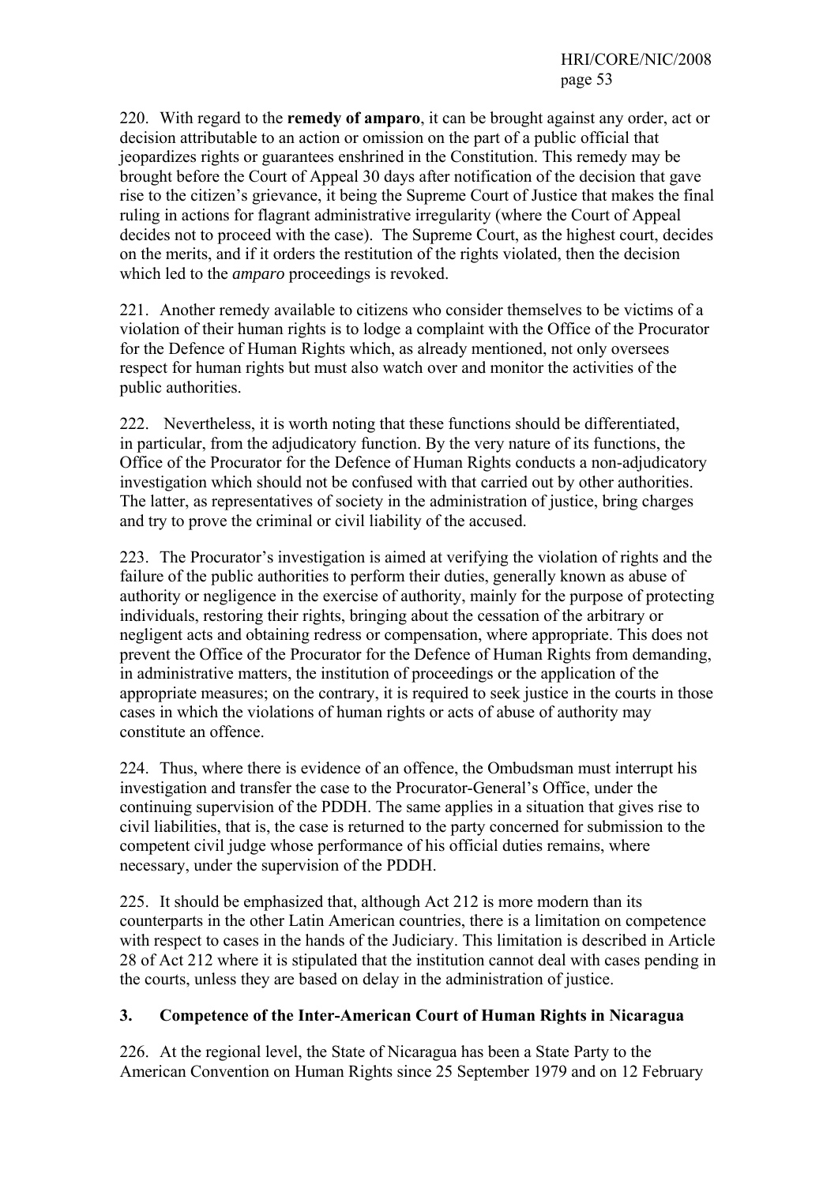220. With regard to the **remedy of amparo**, it can be brought against any order, act or decision attributable to an action or omission on the part of a public official that jeopardizes rights or guarantees enshrined in the Constitution. This remedy may be brought before the Court of Appeal 30 days after notification of the decision that gave rise to the citizen's grievance, it being the Supreme Court of Justice that makes the final ruling in actions for flagrant administrative irregularity (where the Court of Appeal decides not to proceed with the case). The Supreme Court, as the highest court, decides on the merits, and if it orders the restitution of the rights violated, then the decision which led to the *amparo* proceedings is revoked.

221. Another remedy available to citizens who consider themselves to be victims of a violation of their human rights is to lodge a complaint with the Office of the Procurator for the Defence of Human Rights which, as already mentioned, not only oversees respect for human rights but must also watch over and monitor the activities of the public authorities.

222. Nevertheless, it is worth noting that these functions should be differentiated, in particular, from the adjudicatory function. By the very nature of its functions, the Office of the Procurator for the Defence of Human Rights conducts a non-adjudicatory investigation which should not be confused with that carried out by other authorities. The latter, as representatives of society in the administration of justice, bring charges and try to prove the criminal or civil liability of the accused.

223. The Procurator's investigation is aimed at verifying the violation of rights and the failure of the public authorities to perform their duties, generally known as abuse of authority or negligence in the exercise of authority, mainly for the purpose of protecting individuals, restoring their rights, bringing about the cessation of the arbitrary or negligent acts and obtaining redress or compensation, where appropriate. This does not prevent the Office of the Procurator for the Defence of Human Rights from demanding, in administrative matters, the institution of proceedings or the application of the appropriate measures; on the contrary, it is required to seek justice in the courts in those cases in which the violations of human rights or acts of abuse of authority may constitute an offence.

224. Thus, where there is evidence of an offence, the Ombudsman must interrupt his investigation and transfer the case to the Procurator-General's Office, under the continuing supervision of the PDDH. The same applies in a situation that gives rise to civil liabilities, that is, the case is returned to the party concerned for submission to the competent civil judge whose performance of his official duties remains, where necessary, under the supervision of the PDDH.

225. It should be emphasized that, although Act 212 is more modern than its counterparts in the other Latin American countries, there is a limitation on competence with respect to cases in the hands of the Judiciary. This limitation is described in Article 28 of Act 212 where it is stipulated that the institution cannot deal with cases pending in the courts, unless they are based on delay in the administration of justice.

### 3. Competence of the Inter-American Court of Human Rights in Nicaragua

226. At the regional level, the State of Nicaragua has been a State Party to the American Convention on Human Rights since 25 September 1979 and on 12 February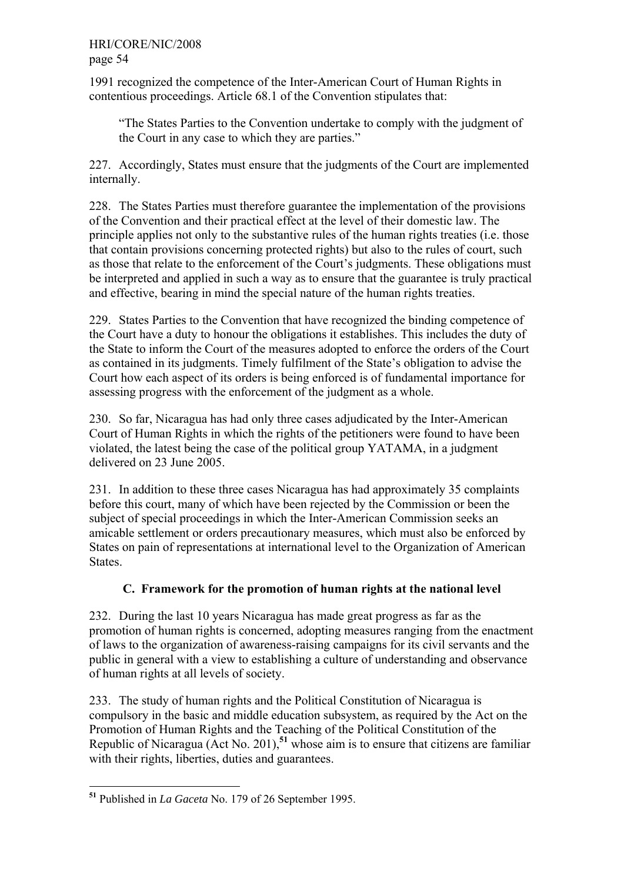1991 recognized the competence of the Inter-American Court of Human Rights in contentious proceedings. Article 68.1 of the Convention stipulates that:

> "The States Parties to the Convention undertake to comply with the judgment of the Court in any case to which they are parties."

227. Accordingly, States must ensure that the judgments of the Court are implemented internally.

228. The States Parties must therefore guarantee the implementation of the provisions of the Convention and their practical effect at the level of their domestic law. The principle applies not only to the substantive rules of the human rights treaties (i.e. those that contain provisions concerning protected rights) but also to the rules of court, such as those that relate to the enforcement of the Court's judgments. These obligations must be interpreted and applied in such a way as to ensure that the guarantee is truly practical and effective, bearing in mind the special nature of the human rights treaties.

229. States Parties to the Convention that have recognized the binding competence of the Court have a duty to honour the obligations it establishes. This includes the duty of the State to inform the Court of the measures adopted to enforce the orders of the Court as contained in its judgments. Timely fulfilment of the State's obligation to advise the Court how each aspect of its orders is being enforced is of fundamental importance for assessing progress with the enforcement of the judgment as a whole.

230. So far, Nicaragua has had only three cases adjudicated by the Inter-American Court of Human Rights in which the rights of the petitioners were found to have been violated, the latest being the case of the political group YATAMA, in a judgment delivered on 23 June 2005.

231. In addition to these three cases Nicaragua has had approximately 35 complaints before this court, many of which have been rejected by the Commission or been the subject of special proceedings in which the Inter-American Commission seeks an amicable settlement or orders precautionary measures, which must also be enforced by States on pain of representations at international level to the Organization of American States.

## C. Framework for the promotion of human rights at the national level

232. During the last 10 years Nicaragua has made great progress as far as the promotion of human rights is concerned, adopting measures ranging from the enactment of laws to the organization of awareness-raising campaigns for its civil servants and the public in general with a view to establishing a culture of understanding and observance of human rights at all levels of society.

233. The study of human rights and the Political Constitution of Nicaragua is compulsory in the basic and middle education subsystem, as required by the Act on the Promotion of Human Rights and the Teaching of the Political Constitution of the Republic of Nicaragua (Act No. 201),[51] whose aim is to ensure that citizens are familiar with their rights, liberties, duties and guarantees.

---

[51] Published in *La Gaceta* No. 179 of 26 September 1995.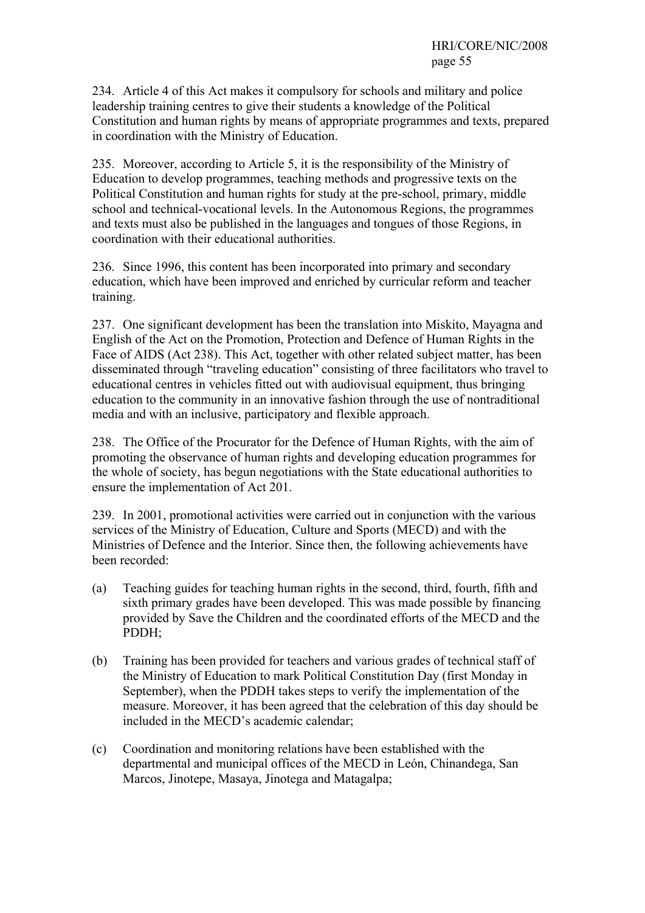234. Article 4 of this Act makes it compulsory for schools and military and police leadership training centres to give their students a knowledge of the Political Constitution and human rights by means of appropriate programmes and texts, prepared in coordination with the Ministry of Education.

235. Moreover, according to Article 5, it is the responsibility of the Ministry of Education to develop programmes, teaching methods and progressive texts on the Political Constitution and human rights for study at the pre-school, primary, middle school and technical-vocational levels. In the Autonomous Regions, the programmes and texts must also be published in the languages and tongues of those Regions, in coordination with their educational authorities.

236. Since 1996, this content has been incorporated into primary and secondary education, which have been improved and enriched by curricular reform and teacher training.

237. One significant development has been the translation into Miskito, Mayagna and English of the Act on the Promotion, Protection and Defence of Human Rights in the Face of AIDS (Act 238). This Act, together with other related subject matter, has been disseminated through "traveling education" consisting of three facilitators who travel to educational centres in vehicles fitted out with audiovisual equipment, thus bringing education to the community in an innovative fashion through the use of nontraditional media and with an inclusive, participatory and flexible approach.

238. The Office of the Procurator for the Defence of Human Rights, with the aim of promoting the observance of human rights and developing education programmes for the whole of society, has begun negotiations with the State educational authorities to ensure the implementation of Act 201.

239. In 2001, promotional activities were carried out in conjunction with the various services of the Ministry of Education, Culture and Sports (MECD) and with the Ministries of Defence and the Interior. Since then, the following achievements have been recorded:

(a) Teaching guides for teaching human rights in the second, third, fourth, fifth and sixth primary grades have been developed. This was made possible by financing provided by Save the Children and the coordinated efforts of the MECD and the PDDH;

(b) Training has been provided for teachers and various grades of technical staff of the Ministry of Education to mark Political Constitution Day (first Monday in September), when the PDDH takes steps to verify the implementation of the measure. Moreover, it has been agreed that the celebration of this day should be included in the MECD's academic calendar;

(c) Coordination and monitoring relations have been established with the departmental and municipal offices of the MECD in León, Chinandega, San Marcos, Jinotepe, Masaya, Jinotega and Matagalpa;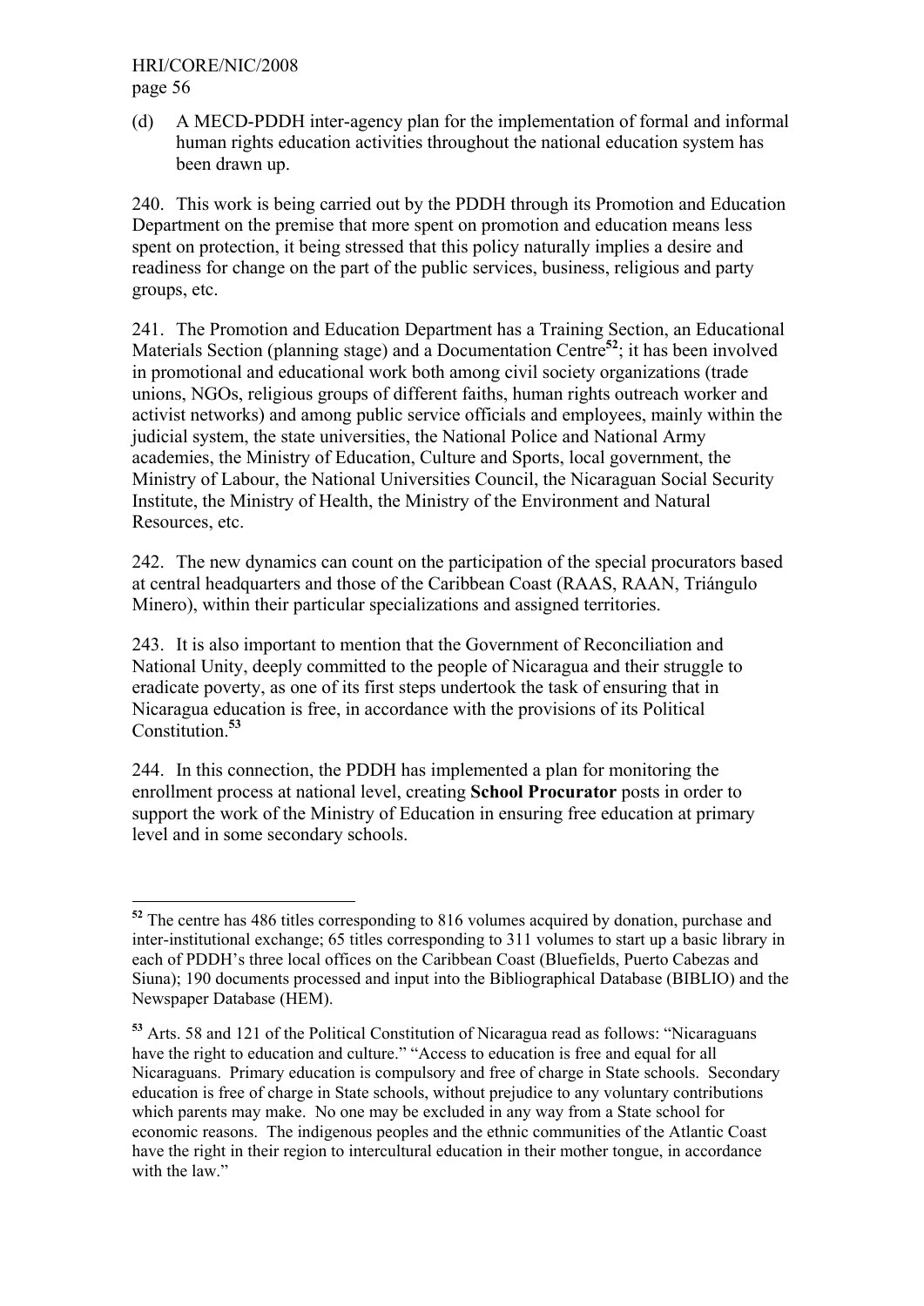(d) A MECD-PDDH inter-agency plan for the implementation of formal and informal human rights education activities throughout the national education system has been drawn up.

240. This work is being carried out by the PDDH through its Promotion and Education Department on the premise that more spent on promotion and education means less spent on protection, it being stressed that this policy naturally implies a desire and readiness for change on the part of the public services, business, religious and party groups, etc.

241. The Promotion and Education Department has a Training Section, an Educational Materials Section (planning stage) and a Documentation Centre[52]; it has been involved in promotional and educational work both among civil society organizations (trade unions, NGOs, religious groups of different faiths, human rights outreach worker and activist networks) and among public service officials and employees, mainly within the judicial system, the state universities, the National Police and National Army academies, the Ministry of Education, Culture and Sports, local government, the Ministry of Labour, the National Universities Council, the Nicaraguan Social Security Institute, the Ministry of Health, the Ministry of the Environment and Natural Resources, etc.

242. The new dynamics can count on the participation of the special procurators based at central headquarters and those of the Caribbean Coast (RAAS, RAAN, Triángulo Minero), within their particular specializations and assigned territories.

243. It is also important to mention that the Government of Reconciliation and National Unity, deeply committed to the people of Nicaragua and their struggle to eradicate poverty, as one of its first steps undertook the task of ensuring that in Nicaragua education is free, in accordance with the provisions of its Political Constitution.[53]

244. In this connection, the PDDH has implemented a plan for monitoring the enrollment process at national level, creating **School Procurator** posts in order to support the work of the Ministry of Education in ensuring free education at primary level and in some secondary schools.

---

[52] The centre has 486 titles corresponding to 816 volumes acquired by donation, purchase and inter-institutional exchange; 65 titles corresponding to 311 volumes to start up a basic library in each of PDDH's three local offices on the Caribbean Coast (Bluefields, Puerto Cabezas and Siuna); 190 documents processed and input into the Bibliographical Database (BIBLIO) and the Newspaper Database (HEM).

[53] Arts. 58 and 121 of the Political Constitution of Nicaragua read as follows: "Nicaraguans have the right to education and culture." "Access to education is free and equal for all Nicaraguans. Primary education is compulsory and free of charge in State schools. Secondary education is free of charge in State schools, without prejudice to any voluntary contributions which parents may make. No one may be excluded in any way from a State school for economic reasons. The indigenous peoples and the ethnic communities of the Atlantic Coast have the right in their region to intercultural education in their mother tongue, in accordance with the law."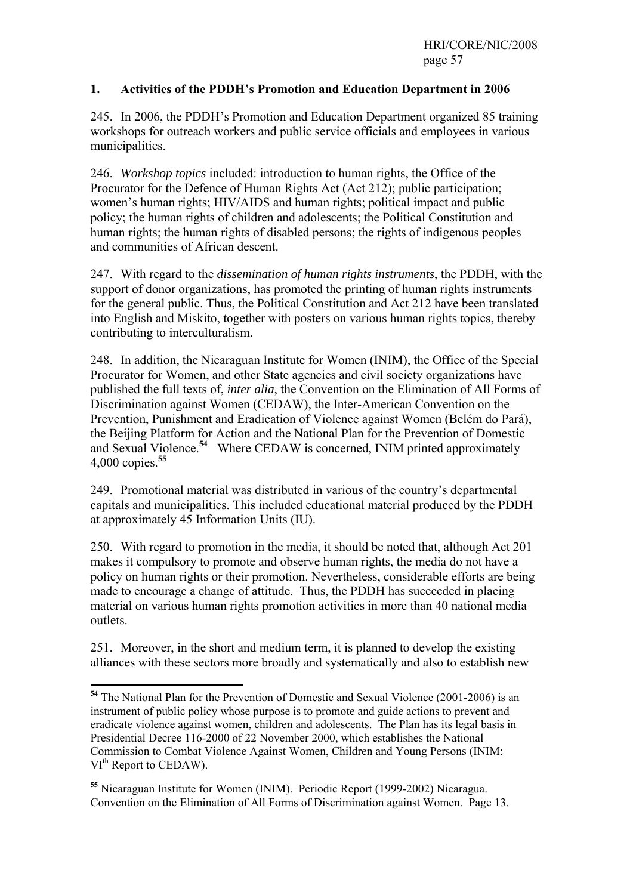## 1. Activities of the PDDH's Promotion and Education Department in 2006

245. In 2006, the PDDH's Promotion and Education Department organized 85 training workshops for outreach workers and public service officials and employees in various municipalities.

246. *Workshop topics* included: introduction to human rights, the Office of the Procurator for the Defence of Human Rights Act (Act 212); public participation; women's human rights; HIV/AIDS and human rights; political impact and public policy; the human rights of children and adolescents; the Political Constitution and human rights; the human rights of disabled persons; the rights of indigenous peoples and communities of African descent.

247. With regard to the *dissemination of human rights instruments*, the PDDH, with the support of donor organizations, has promoted the printing of human rights instruments for the general public. Thus, the Political Constitution and Act 212 have been translated into English and Miskito, together with posters on various human rights topics, thereby contributing to interculturalism.

248. In addition, the Nicaraguan Institute for Women (INIM), the Office of the Special Procurator for Women, and other State agencies and civil society organizations have published the full texts of, *inter alia*, the Convention on the Elimination of All Forms of Discrimination against Women (CEDAW), the Inter-American Convention on the Prevention, Punishment and Eradication of Violence against Women (Belém do Pará), the Beijing Platform for Action and the National Plan for the Prevention of Domestic and Sexual Violence.[54] Where CEDAW is concerned, INIM printed approximately 4,000 copies.[55]

249. Promotional material was distributed in various of the country's departmental capitals and municipalities. This included educational material produced by the PDDH at approximately 45 Information Units (IU).

250. With regard to promotion in the media, it should be noted that, although Act 201 makes it compulsory to promote and observe human rights, the media do not have a policy on human rights or their promotion. Nevertheless, considerable efforts are being made to encourage a change of attitude. Thus, the PDDH has succeeded in placing material on various human rights promotion activities in more than 40 national media outlets.

251. Moreover, in the short and medium term, it is planned to develop the existing alliances with these sectors more broadly and systematically and also to establish new

---

[54] The National Plan for the Prevention of Domestic and Sexual Violence (2001-2006) is an instrument of public policy whose purpose is to promote and guide actions to prevent and eradicate violence against women, children and adolescents. The Plan has its legal basis in Presidential Decree 116-2000 of 22 November 2000, which establishes the National Commission to Combat Violence Against Women, Children and Young Persons (INIM: VI[th] Report to CEDAW).

[55] Nicaraguan Institute for Women (INIM). Periodic Report (1999-2002) Nicaragua. Convention on the Elimination of All Forms of Discrimination against Women. Page 13.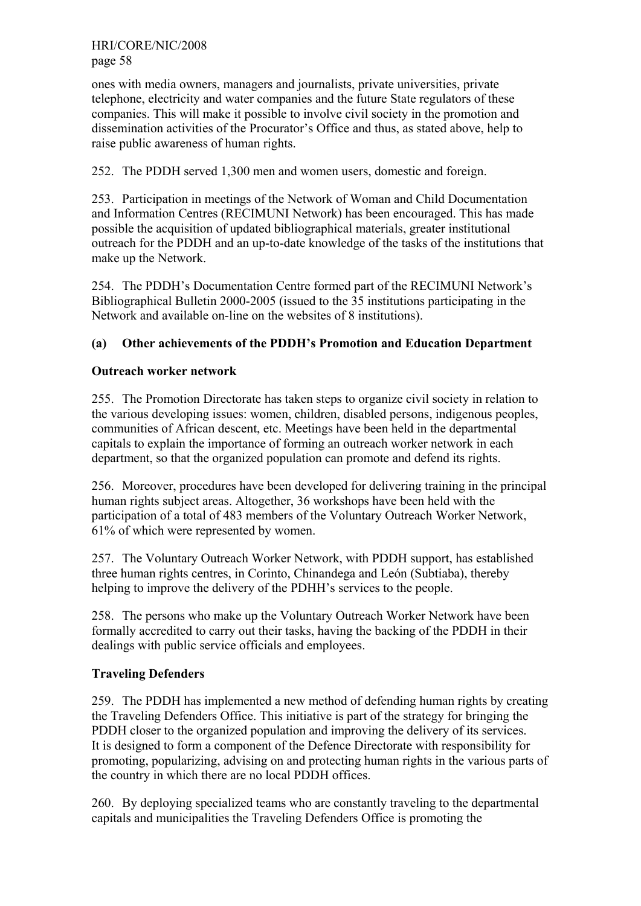ones with media owners, managers and journalists, private universities, private telephone, electricity and water companies and the future State regulators of these companies. This will make it possible to involve civil society in the promotion and dissemination activities of the Procurator's Office and thus, as stated above, help to raise public awareness of human rights.

252. The PDDH served 1,300 men and women users, domestic and foreign.

253. Participation in meetings of the Network of Woman and Child Documentation and Information Centres (RECIMUNI Network) has been encouraged. This has made possible the acquisition of updated bibliographical materials, greater institutional outreach for the PDDH and an up-to-date knowledge of the tasks of the institutions that make up the Network.

254. The PDDH's Documentation Centre formed part of the RECIMUNI Network's Bibliographical Bulletin 2000-2005 (issued to the 35 institutions participating in the Network and available on-line on the websites of 8 institutions).

### (a) Other achievements of the PDDH's Promotion and Education Department

**Outreach worker network**

255. The Promotion Directorate has taken steps to organize civil society in relation to the various developing issues: women, children, disabled persons, indigenous peoples, communities of African descent, etc. Meetings have been held in the departmental capitals to explain the importance of forming an outreach worker network in each department, so that the organized population can promote and defend its rights.

256. Moreover, procedures have been developed for delivering training in the principal human rights subject areas. Altogether, 36 workshops have been held with the participation of a total of 483 members of the Voluntary Outreach Worker Network, 61% of which were represented by women.

257. The Voluntary Outreach Worker Network, with PDDH support, has established three human rights centres, in Corinto, Chinandega and León (Subtiaba), thereby helping to improve the delivery of the PDHH's services to the people.

258. The persons who make up the Voluntary Outreach Worker Network have been formally accredited to carry out their tasks, having the backing of the PDDH in their dealings with public service officials and employees.

**Traveling Defenders**

259. The PDDH has implemented a new method of defending human rights by creating the Traveling Defenders Office. This initiative is part of the strategy for bringing the PDDH closer to the organized population and improving the delivery of its services. It is designed to form a component of the Defence Directorate with responsibility for promoting, popularizing, advising on and protecting human rights in the various parts of the country in which there are no local PDDH offices.

260. By deploying specialized teams who are constantly traveling to the departmental capitals and municipalities the Traveling Defenders Office is promoting the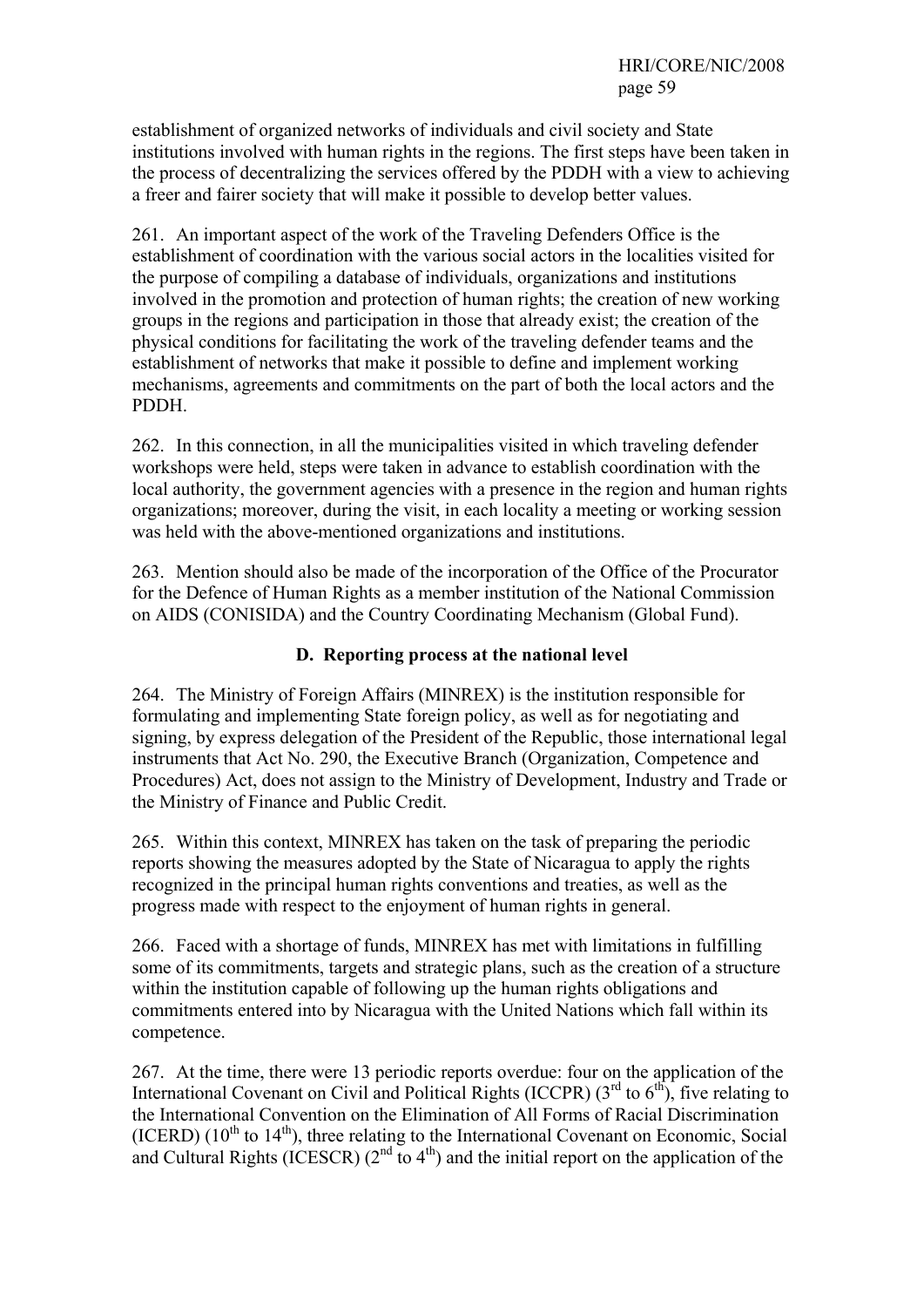establishment of organized networks of individuals and civil society and State institutions involved with human rights in the regions. The first steps have been taken in the process of decentralizing the services offered by the PDDH with a view to achieving a freer and fairer society that will make it possible to develop better values.

261. An important aspect of the work of the Traveling Defenders Office is the establishment of coordination with the various social actors in the localities visited for the purpose of compiling a database of individuals, organizations and institutions involved in the promotion and protection of human rights; the creation of new working groups in the regions and participation in those that already exist; the creation of the physical conditions for facilitating the work of the traveling defender teams and the establishment of networks that make it possible to define and implement working mechanisms, agreements and commitments on the part of both the local actors and the PDDH.

262. In this connection, in all the municipalities visited in which traveling defender workshops were held, steps were taken in advance to establish coordination with the local authority, the government agencies with a presence in the region and human rights organizations; moreover, during the visit, in each locality a meeting or working session was held with the above-mentioned organizations and institutions.

263. Mention should also be made of the incorporation of the Office of the Procurator for the Defence of Human Rights as a member institution of the National Commission on AIDS (CONISIDA) and the Country Coordinating Mechanism (Global Fund).

## D. Reporting process at the national level

264. The Ministry of Foreign Affairs (MINREX) is the institution responsible for formulating and implementing State foreign policy, as well as for negotiating and signing, by express delegation of the President of the Republic, those international legal instruments that Act No. 290, the Executive Branch (Organization, Competence and Procedures) Act, does not assign to the Ministry of Development, Industry and Trade or the Ministry of Finance and Public Credit.

265. Within this context, MINREX has taken on the task of preparing the periodic reports showing the measures adopted by the State of Nicaragua to apply the rights recognized in the principal human rights conventions and treaties, as well as the progress made with respect to the enjoyment of human rights in general.

266. Faced with a shortage of funds, MINREX has met with limitations in fulfilling some of its commitments, targets and strategic plans, such as the creation of a structure within the institution capable of following up the human rights obligations and commitments entered into by Nicaragua with the United Nations which fall within its competence.

267. At the time, there were 13 periodic reports overdue: four on the application of the International Covenant on Civil and Political Rights (ICCPR) (3rd to 6th), five relating to the International Convention on the Elimination of All Forms of Racial Discrimination (ICERD) (10th to 14th), three relating to the International Covenant on Economic, Social and Cultural Rights (ICESCR) (2nd to 4th) and the initial report on the application of the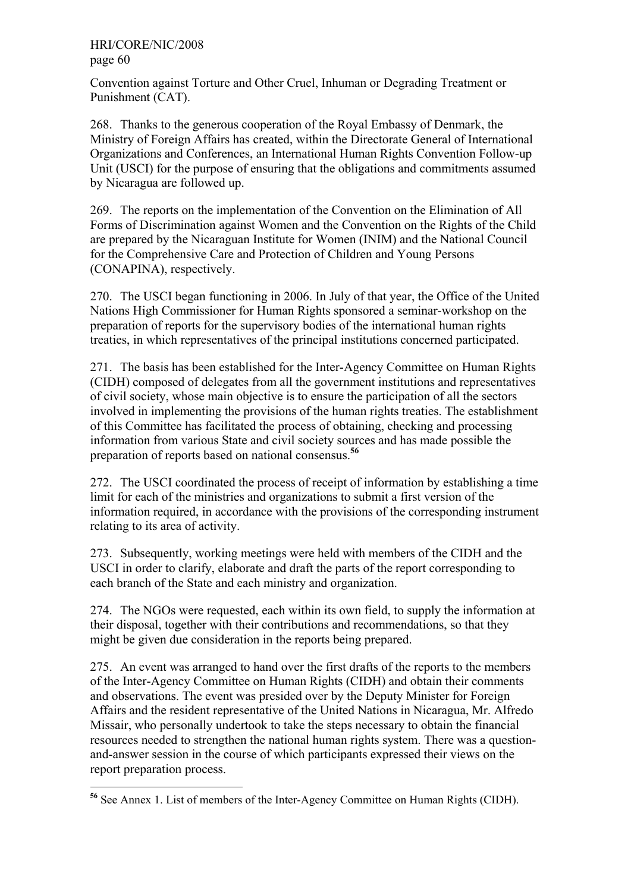Convention against Torture and Other Cruel, Inhuman or Degrading Treatment or Punishment (CAT).

268. Thanks to the generous cooperation of the Royal Embassy of Denmark, the Ministry of Foreign Affairs has created, within the Directorate General of International Organizations and Conferences, an International Human Rights Convention Follow-up Unit (USCI) for the purpose of ensuring that the obligations and commitments assumed by Nicaragua are followed up.

269. The reports on the implementation of the Convention on the Elimination of All Forms of Discrimination against Women and the Convention on the Rights of the Child are prepared by the Nicaraguan Institute for Women (INIM) and the National Council for the Comprehensive Care and Protection of Children and Young Persons (CONAPINA), respectively.

270. The USCI began functioning in 2006. In July of that year, the Office of the United Nations High Commissioner for Human Rights sponsored a seminar-workshop on the preparation of reports for the supervisory bodies of the international human rights treaties, in which representatives of the principal institutions concerned participated.

271. The basis has been established for the Inter-Agency Committee on Human Rights (CIDH) composed of delegates from all the government institutions and representatives of civil society, whose main objective is to ensure the participation of all the sectors involved in implementing the provisions of the human rights treaties. The establishment of this Committee has facilitated the process of obtaining, checking and processing information from various State and civil society sources and has made possible the preparation of reports based on national consensus.[56]

272. The USCI coordinated the process of receipt of information by establishing a time limit for each of the ministries and organizations to submit a first version of the information required, in accordance with the provisions of the corresponding instrument relating to its area of activity.

273. Subsequently, working meetings were held with members of the CIDH and the USCI in order to clarify, elaborate and draft the parts of the report corresponding to each branch of the State and each ministry and organization.

274. The NGOs were requested, each within its own field, to supply the information at their disposal, together with their contributions and recommendations, so that they might be given due consideration in the reports being prepared.

275. An event was arranged to hand over the first drafts of the reports to the members of the Inter-Agency Committee on Human Rights (CIDH) and obtain their comments and observations. The event was presided over by the Deputy Minister for Foreign Affairs and the resident representative of the United Nations in Nicaragua, Mr. Alfredo Missair, who personally undertook to take the steps necessary to obtain the financial resources needed to strengthen the national human rights system. There was a question-and-answer session in the course of which participants expressed their views on the report preparation process.

---

[56] See Annex 1. List of members of the Inter-Agency Committee on Human Rights (CIDH).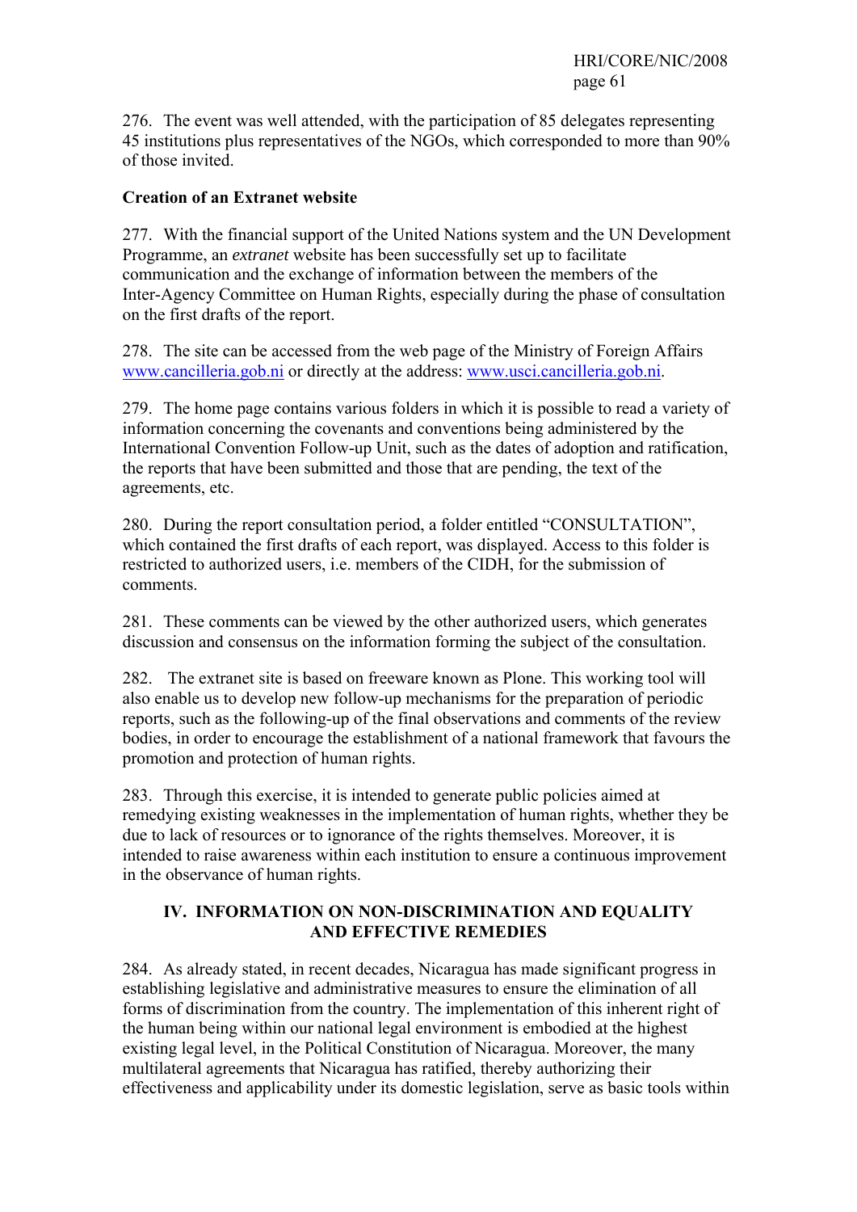276. The event was well attended, with the participation of 85 delegates representing 45 institutions plus representatives of the NGOs, which corresponded to more than 90% of those invited.

**Creation of an Extranet website**

277. With the financial support of the United Nations system and the UN Development Programme, an *extranet* website has been successfully set up to facilitate communication and the exchange of information between the members of the Inter-Agency Committee on Human Rights, especially during the phase of consultation on the first drafts of the report.

278. The site can be accessed from the web page of the Ministry of Foreign Affairs www.cancilleria.gob.ni or directly at the address: www.usci.cancilleria.gob.ni.

279. The home page contains various folders in which it is possible to read a variety of information concerning the covenants and conventions being administered by the International Convention Follow-up Unit, such as the dates of adoption and ratification, the reports that have been submitted and those that are pending, the text of the agreements, etc.

280. During the report consultation period, a folder entitled "CONSULTATION", which contained the first drafts of each report, was displayed. Access to this folder is restricted to authorized users, i.e. members of the CIDH, for the submission of comments.

281. These comments can be viewed by the other authorized users, which generates discussion and consensus on the information forming the subject of the consultation.

282. The extranet site is based on freeware known as Plone. This working tool will also enable us to develop new follow-up mechanisms for the preparation of periodic reports, such as the following-up of the final observations and comments of the review bodies, in order to encourage the establishment of a national framework that favours the promotion and protection of human rights.

283. Through this exercise, it is intended to generate public policies aimed at remedying existing weaknesses in the implementation of human rights, whether they be due to lack of resources or to ignorance of the rights themselves. Moreover, it is intended to raise awareness within each institution to ensure a continuous improvement in the observance of human rights.

## IV. INFORMATION ON NON-DISCRIMINATION AND EQUALITY AND EFFECTIVE REMEDIES

284. As already stated, in recent decades, Nicaragua has made significant progress in establishing legislative and administrative measures to ensure the elimination of all forms of discrimination from the country. The implementation of this inherent right of the human being within our national legal environment is embodied at the highest existing legal level, in the Political Constitution of Nicaragua. Moreover, the many multilateral agreements that Nicaragua has ratified, thereby authorizing their effectiveness and applicability under its domestic legislation, serve as basic tools within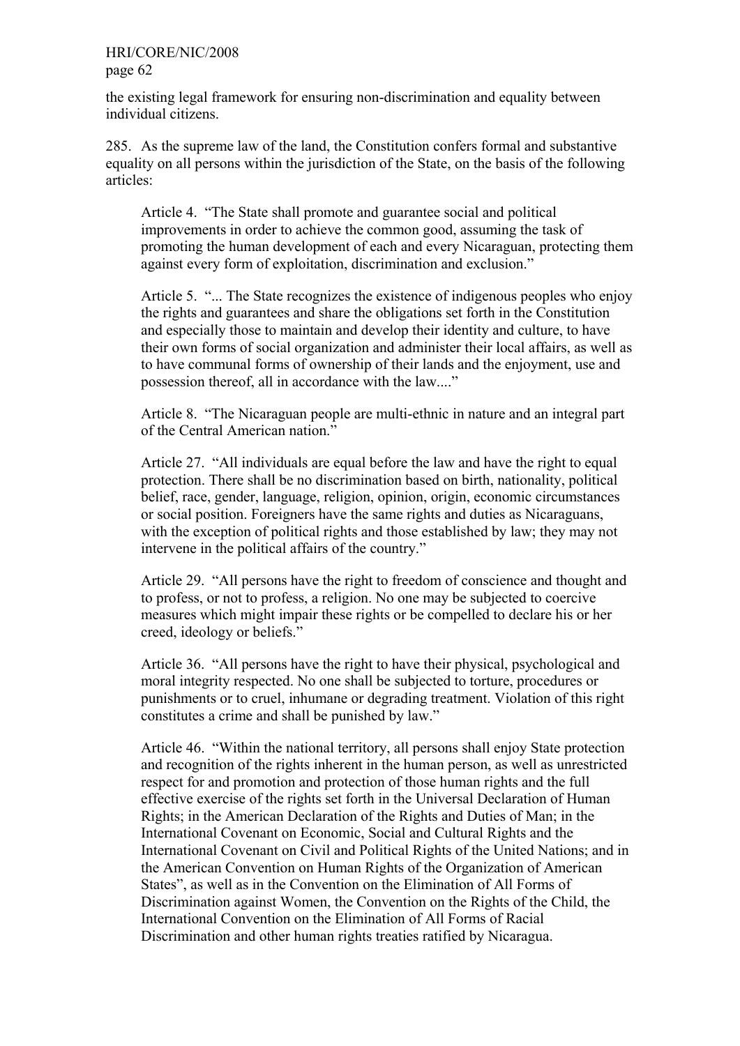the existing legal framework for ensuring non-discrimination and equality between individual citizens.

285. As the supreme law of the land, the Constitution confers formal and substantive equality on all persons within the jurisdiction of the State, on the basis of the following articles:

> Article 4. "The State shall promote and guarantee social and political improvements in order to achieve the common good, assuming the task of promoting the human development of each and every Nicaraguan, protecting them against every form of exploitation, discrimination and exclusion."
>
> Article 5. "... The State recognizes the existence of indigenous peoples who enjoy the rights and guarantees and share the obligations set forth in the Constitution and especially those to maintain and develop their identity and culture, to have their own forms of social organization and administer their local affairs, as well as to have communal forms of ownership of their lands and the enjoyment, use and possession thereof, all in accordance with the law...."
>
> Article 8. "The Nicaraguan people are multi-ethnic in nature and an integral part of the Central American nation."
>
> Article 27. "All individuals are equal before the law and have the right to equal protection. There shall be no discrimination based on birth, nationality, political belief, race, gender, language, religion, opinion, origin, economic circumstances or social position. Foreigners have the same rights and duties as Nicaraguans, with the exception of political rights and those established by law; they may not intervene in the political affairs of the country."
>
> Article 29. "All persons have the right to freedom of conscience and thought and to profess, or not to profess, a religion. No one may be subjected to coercive measures which might impair these rights or be compelled to declare his or her creed, ideology or beliefs."
>
> Article 36. "All persons have the right to have their physical, psychological and moral integrity respected. No one shall be subjected to torture, procedures or punishments or to cruel, inhumane or degrading treatment. Violation of this right constitutes a crime and shall be punished by law."
>
> Article 46. "Within the national territory, all persons shall enjoy State protection and recognition of the rights inherent in the human person, as well as unrestricted respect for and promotion and protection of those human rights and the full effective exercise of the rights set forth in the Universal Declaration of Human Rights; in the American Declaration of the Rights and Duties of Man; in the International Covenant on Economic, Social and Cultural Rights and the International Covenant on Civil and Political Rights of the United Nations; and in the American Convention on Human Rights of the Organization of American States", as well as in the Convention on the Elimination of All Forms of Discrimination against Women, the Convention on the Rights of the Child, the International Convention on the Elimination of All Forms of Racial Discrimination and other human rights treaties ratified by Nicaragua.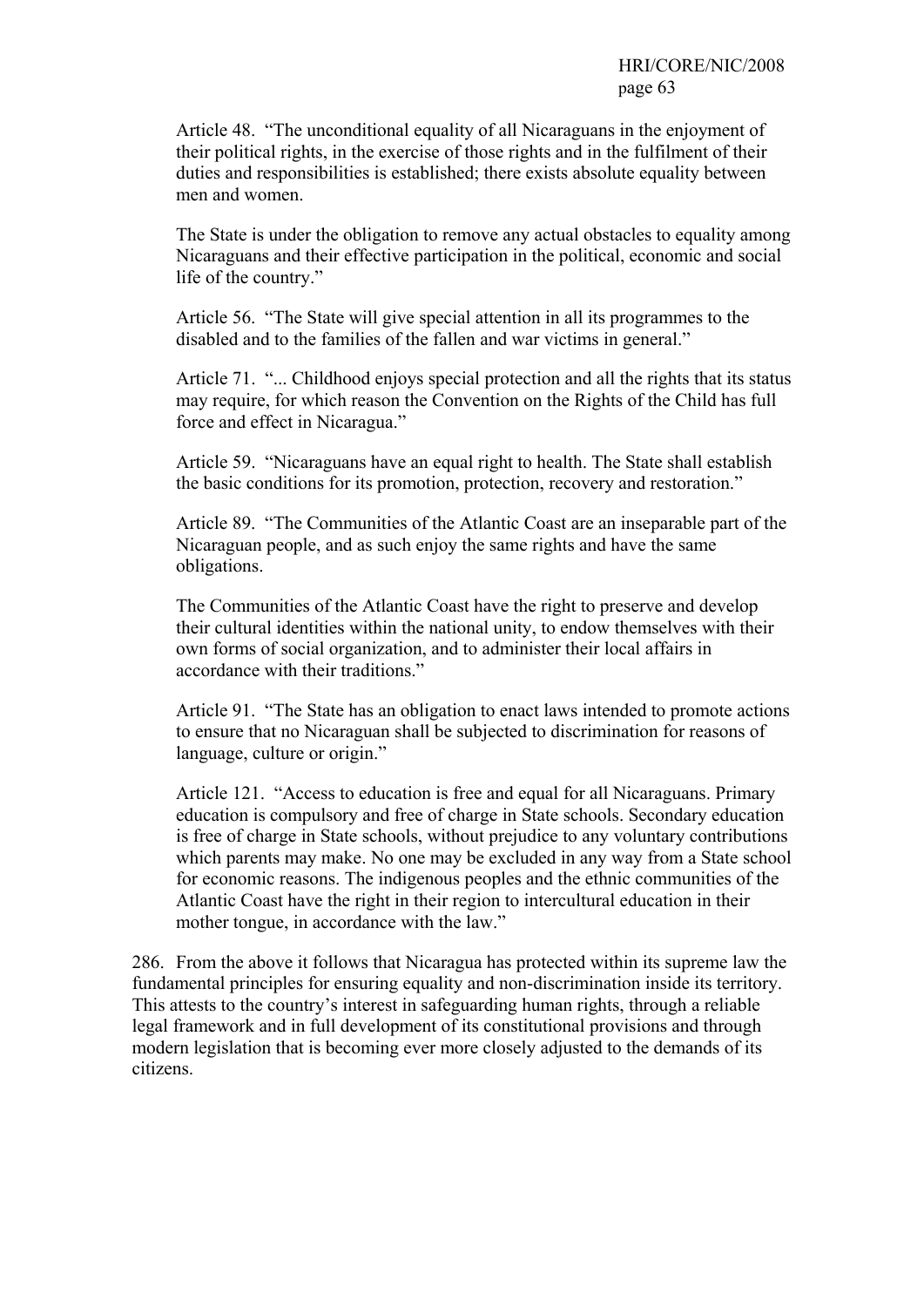Article 48. "The unconditional equality of all Nicaraguans in the enjoyment of their political rights, in the exercise of those rights and in the fulfilment of their duties and responsibilities is established; there exists absolute equality between men and women.

The State is under the obligation to remove any actual obstacles to equality among Nicaraguans and their effective participation in the political, economic and social life of the country."

Article 56. "The State will give special attention in all its programmes to the disabled and to the families of the fallen and war victims in general."

Article 71. "... Childhood enjoys special protection and all the rights that its status may require, for which reason the Convention on the Rights of the Child has full force and effect in Nicaragua."

Article 59. "Nicaraguans have an equal right to health. The State shall establish the basic conditions for its promotion, protection, recovery and restoration."

Article 89. "The Communities of the Atlantic Coast are an inseparable part of the Nicaraguan people, and as such enjoy the same rights and have the same obligations.

The Communities of the Atlantic Coast have the right to preserve and develop their cultural identities within the national unity, to endow themselves with their own forms of social organization, and to administer their local affairs in accordance with their traditions."

Article 91. "The State has an obligation to enact laws intended to promote actions to ensure that no Nicaraguan shall be subjected to discrimination for reasons of language, culture or origin."

Article 121. "Access to education is free and equal for all Nicaraguans. Primary education is compulsory and free of charge in State schools. Secondary education is free of charge in State schools, without prejudice to any voluntary contributions which parents may make. No one may be excluded in any way from a State school for economic reasons. The indigenous peoples and the ethnic communities of the Atlantic Coast have the right in their region to intercultural education in their mother tongue, in accordance with the law."

286. From the above it follows that Nicaragua has protected within its supreme law the fundamental principles for ensuring equality and non-discrimination inside its territory. This attests to the country's interest in safeguarding human rights, through a reliable legal framework and in full development of its constitutional provisions and through modern legislation that is becoming ever more closely adjusted to the demands of its citizens.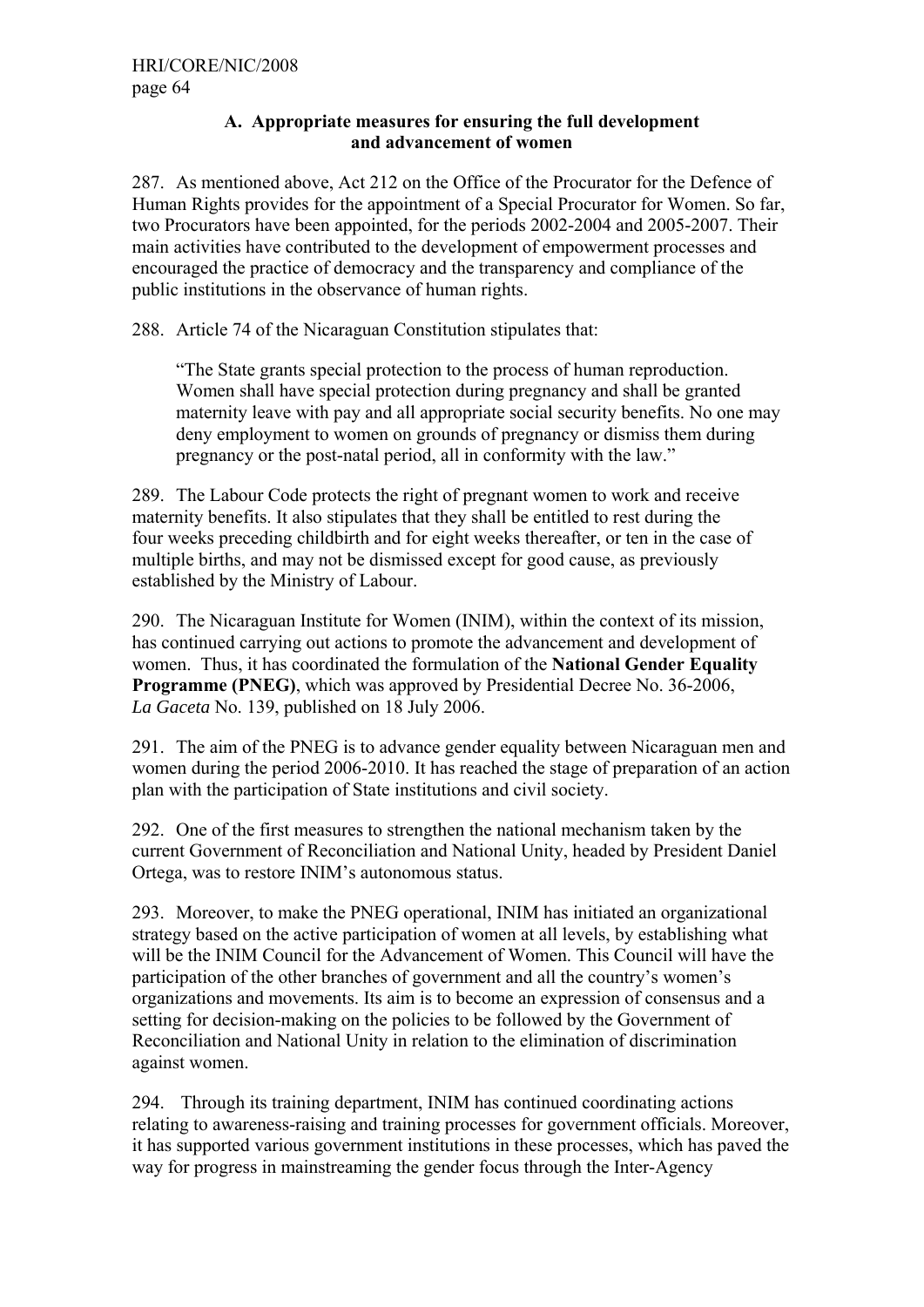### A. Appropriate measures for ensuring the full development and advancement of women

287. As mentioned above, Act 212 on the Office of the Procurator for the Defence of Human Rights provides for the appointment of a Special Procurator for Women. So far, two Procurators have been appointed, for the periods 2002-2004 and 2005-2007. Their main activities have contributed to the development of empowerment processes and encouraged the practice of democracy and the transparency and compliance of the public institutions in the observance of human rights.

288. Article 74 of the Nicaraguan Constitution stipulates that:

> "The State grants special protection to the process of human reproduction. Women shall have special protection during pregnancy and shall be granted maternity leave with pay and all appropriate social security benefits. No one may deny employment to women on grounds of pregnancy or dismiss them during pregnancy or the post-natal period, all in conformity with the law."

289. The Labour Code protects the right of pregnant women to work and receive maternity benefits. It also stipulates that they shall be entitled to rest during the four weeks preceding childbirth and for eight weeks thereafter, or ten in the case of multiple births, and may not be dismissed except for good cause, as previously established by the Ministry of Labour.

290. The Nicaraguan Institute for Women (INIM), within the context of its mission, has continued carrying out actions to promote the advancement and development of women. Thus, it has coordinated the formulation of the **National Gender Equality Programme (PNEG)**, which was approved by Presidential Decree No. 36-2006, *La Gaceta* No. 139, published on 18 July 2006.

291. The aim of the PNEG is to advance gender equality between Nicaraguan men and women during the period 2006-2010. It has reached the stage of preparation of an action plan with the participation of State institutions and civil society.

292. One of the first measures to strengthen the national mechanism taken by the current Government of Reconciliation and National Unity, headed by President Daniel Ortega, was to restore INIM's autonomous status.

293. Moreover, to make the PNEG operational, INIM has initiated an organizational strategy based on the active participation of women at all levels, by establishing what will be the INIM Council for the Advancement of Women. This Council will have the participation of the other branches of government and all the country's women's organizations and movements. Its aim is to become an expression of consensus and a setting for decision-making on the policies to be followed by the Government of Reconciliation and National Unity in relation to the elimination of discrimination against women.

294. Through its training department, INIM has continued coordinating actions relating to awareness-raising and training processes for government officials. Moreover, it has supported various government institutions in these processes, which has paved the way for progress in mainstreaming the gender focus through the Inter-Agency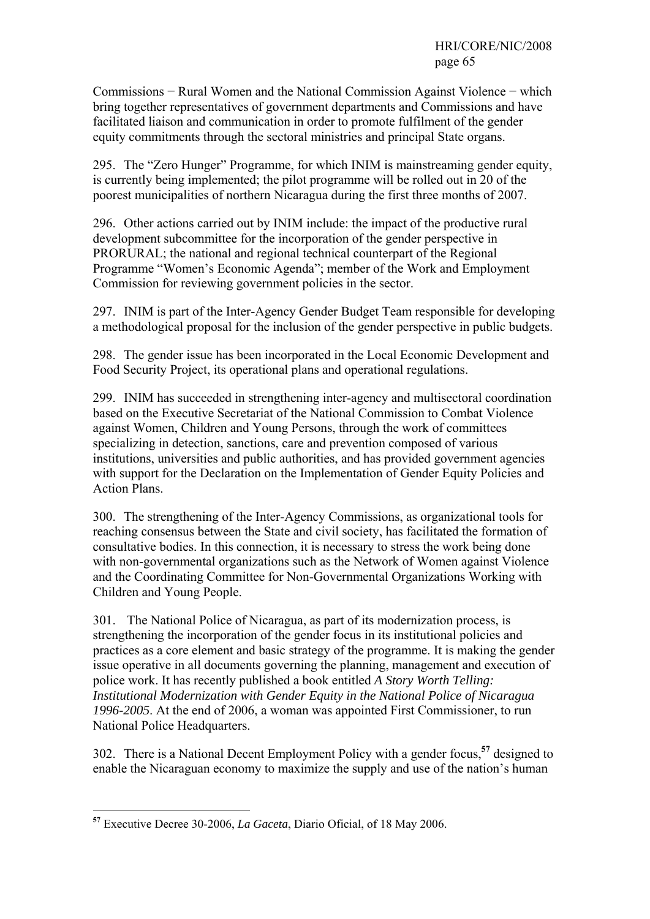Commissions − Rural Women and the National Commission Against Violence − which bring together representatives of government departments and Commissions and have facilitated liaison and communication in order to promote fulfilment of the gender equity commitments through the sectoral ministries and principal State organs.

295. The "Zero Hunger" Programme, for which INIM is mainstreaming gender equity, is currently being implemented; the pilot programme will be rolled out in 20 of the poorest municipalities of northern Nicaragua during the first three months of 2007.

296. Other actions carried out by INIM include: the impact of the productive rural development subcommittee for the incorporation of the gender perspective in PRORURAL; the national and regional technical counterpart of the Regional Programme "Women's Economic Agenda"; member of the Work and Employment Commission for reviewing government policies in the sector.

297. INIM is part of the Inter-Agency Gender Budget Team responsible for developing a methodological proposal for the inclusion of the gender perspective in public budgets.

298. The gender issue has been incorporated in the Local Economic Development and Food Security Project, its operational plans and operational regulations.

299. INIM has succeeded in strengthening inter-agency and multisectoral coordination based on the Executive Secretariat of the National Commission to Combat Violence against Women, Children and Young Persons, through the work of committees specializing in detection, sanctions, care and prevention composed of various institutions, universities and public authorities, and has provided government agencies with support for the Declaration on the Implementation of Gender Equity Policies and Action Plans.

300. The strengthening of the Inter-Agency Commissions, as organizational tools for reaching consensus between the State and civil society, has facilitated the formation of consultative bodies. In this connection, it is necessary to stress the work being done with non-governmental organizations such as the Network of Women against Violence and the Coordinating Committee for Non-Governmental Organizations Working with Children and Young People.

301. The National Police of Nicaragua, as part of its modernization process, is strengthening the incorporation of the gender focus in its institutional policies and practices as a core element and basic strategy of the programme. It is making the gender issue operative in all documents governing the planning, management and execution of police work. It has recently published a book entitled *A Story Worth Telling: Institutional Modernization with Gender Equity in the National Police of Nicaragua 1996-2005*. At the end of 2006, a woman was appointed First Commissioner, to run National Police Headquarters.

302. There is a National Decent Employment Policy with a gender focus,[57] designed to enable the Nicaraguan economy to maximize the supply and use of the nation's human

---

[57] Executive Decree 30-2006, *La Gaceta*, Diario Oficial, of 18 May 2006.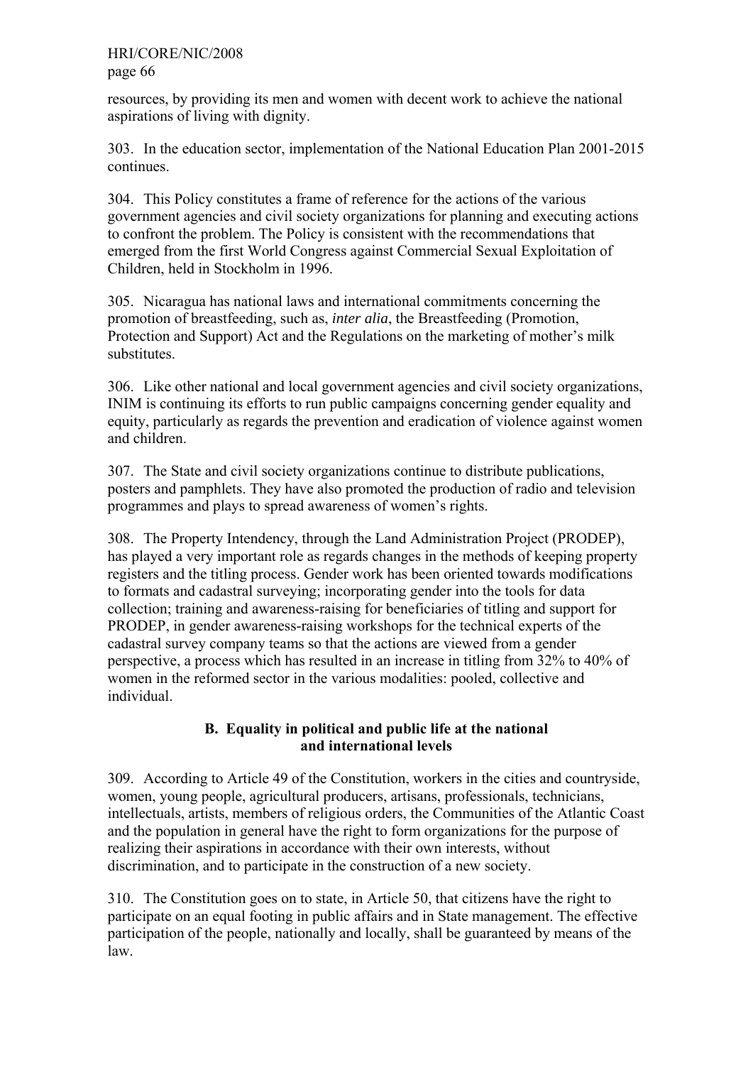resources, by providing its men and women with decent work to achieve the national aspirations of living with dignity.

303. In the education sector, implementation of the National Education Plan 2001-2015 continues.

304. This Policy constitutes a frame of reference for the actions of the various government agencies and civil society organizations for planning and executing actions to confront the problem. The Policy is consistent with the recommendations that emerged from the first World Congress against Commercial Sexual Exploitation of Children, held in Stockholm in 1996.

305. Nicaragua has national laws and international commitments concerning the promotion of breastfeeding, such as, *inter alia*, the Breastfeeding (Promotion, Protection and Support) Act and the Regulations on the marketing of mother's milk substitutes.

306. Like other national and local government agencies and civil society organizations, INIM is continuing its efforts to run public campaigns concerning gender equality and equity, particularly as regards the prevention and eradication of violence against women and children.

307. The State and civil society organizations continue to distribute publications, posters and pamphlets. They have also promoted the production of radio and television programmes and plays to spread awareness of women's rights.

308. The Property Intendency, through the Land Administration Project (PRODEP), has played a very important role as regards changes in the methods of keeping property registers and the titling process. Gender work has been oriented towards modifications to formats and cadastral surveying; incorporating gender into the tools for data collection; training and awareness-raising for beneficiaries of titling and support for PRODEP, in gender awareness-raising workshops for the technical experts of the cadastral survey company teams so that the actions are viewed from a gender perspective, a process which has resulted in an increase in titling from 32% to 40% of women in the reformed sector in the various modalities: pooled, collective and individual.

### B. Equality in political and public life at the national and international levels

309. According to Article 49 of the Constitution, workers in the cities and countryside, women, young people, agricultural producers, artisans, professionals, technicians, intellectuals, artists, members of religious orders, the Communities of the Atlantic Coast and the population in general have the right to form organizations for the purpose of realizing their aspirations in accordance with their own interests, without discrimination, and to participate in the construction of a new society.

310. The Constitution goes on to state, in Article 50, that citizens have the right to participate on an equal footing in public affairs and in State management. The effective participation of the people, nationally and locally, shall be guaranteed by means of the law.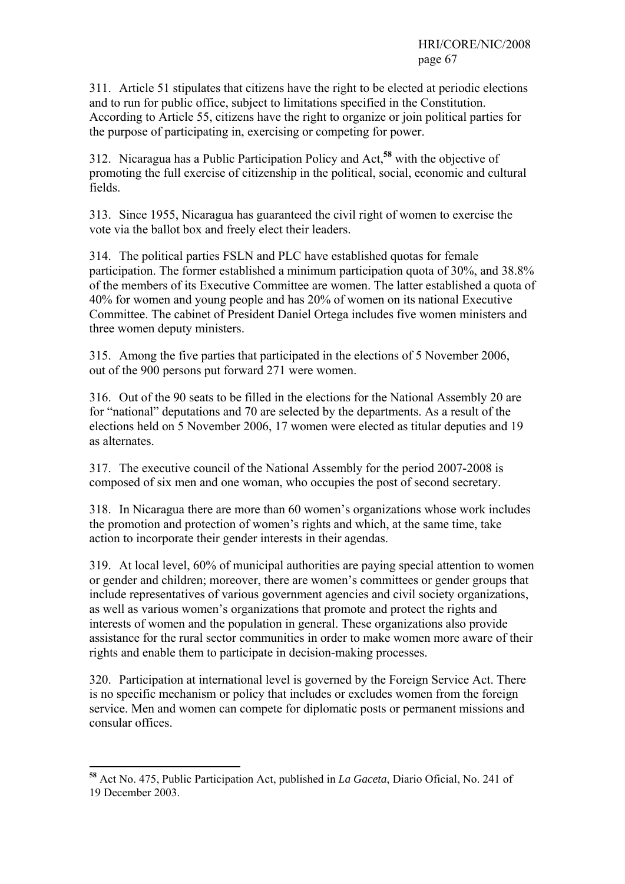311. Article 51 stipulates that citizens have the right to be elected at periodic elections and to run for public office, subject to limitations specified in the Constitution. According to Article 55, citizens have the right to organize or join political parties for the purpose of participating in, exercising or competing for power.

312. Nicaragua has a Public Participation Policy and Act,[58] with the objective of promoting the full exercise of citizenship in the political, social, economic and cultural fields.

313. Since 1955, Nicaragua has guaranteed the civil right of women to exercise the vote via the ballot box and freely elect their leaders.

314. The political parties FSLN and PLC have established quotas for female participation. The former established a minimum participation quota of 30%, and 38.8% of the members of its Executive Committee are women. The latter established a quota of 40% for women and young people and has 20% of women on its national Executive Committee. The cabinet of President Daniel Ortega includes five women ministers and three women deputy ministers.

315. Among the five parties that participated in the elections of 5 November 2006, out of the 900 persons put forward 271 were women.

316. Out of the 90 seats to be filled in the elections for the National Assembly 20 are for "national" deputations and 70 are selected by the departments. As a result of the elections held on 5 November 2006, 17 women were elected as titular deputies and 19 as alternates.

317. The executive council of the National Assembly for the period 2007-2008 is composed of six men and one woman, who occupies the post of second secretary.

318. In Nicaragua there are more than 60 women's organizations whose work includes the promotion and protection of women's rights and which, at the same time, take action to incorporate their gender interests in their agendas.

319. At local level, 60% of municipal authorities are paying special attention to women or gender and children; moreover, there are women's committees or gender groups that include representatives of various government agencies and civil society organizations, as well as various women's organizations that promote and protect the rights and interests of women and the population in general. These organizations also provide assistance for the rural sector communities in order to make women more aware of their rights and enable them to participate in decision-making processes.

320. Participation at international level is governed by the Foreign Service Act. There is no specific mechanism or policy that includes or excludes women from the foreign service. Men and women can compete for diplomatic posts or permanent missions and consular offices.

---

[58] Act No. 475, Public Participation Act, published in *La Gaceta*, Diario Oficial, No. 241 of 19 December 2003.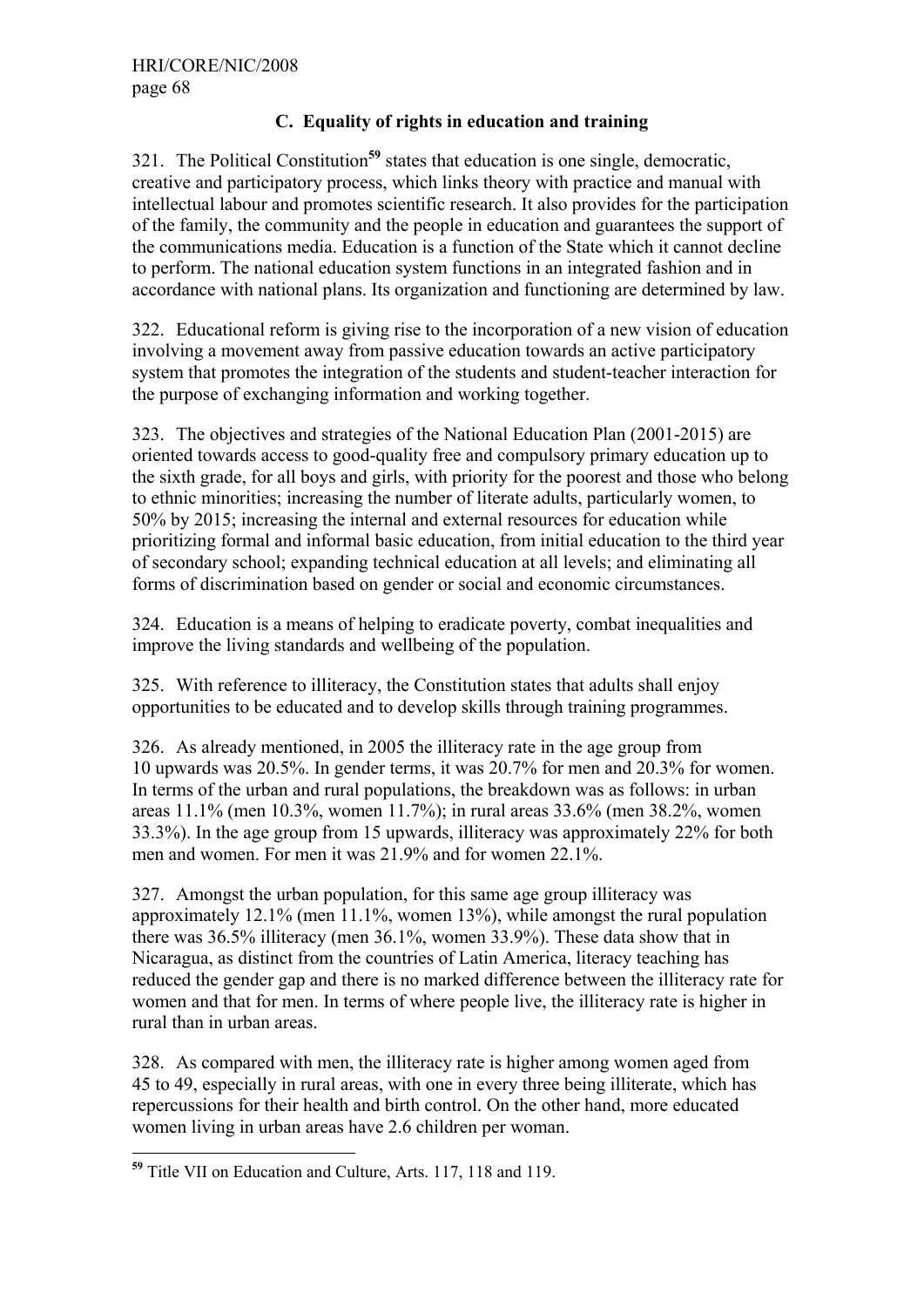### C. Equality of rights in education and training

321. The Political Constitution[59] states that education is one single, democratic, creative and participatory process, which links theory with practice and manual with intellectual labour and promotes scientific research. It also provides for the participation of the family, the community and the people in education and guarantees the support of the communications media. Education is a function of the State which it cannot decline to perform. The national education system functions in an integrated fashion and in accordance with national plans. Its organization and functioning are determined by law.

322. Educational reform is giving rise to the incorporation of a new vision of education involving a movement away from passive education towards an active participatory system that promotes the integration of the students and student-teacher interaction for the purpose of exchanging information and working together.

323. The objectives and strategies of the National Education Plan (2001-2015) are oriented towards access to good-quality free and compulsory primary education up to the sixth grade, for all boys and girls, with priority for the poorest and those who belong to ethnic minorities; increasing the number of literate adults, particularly women, to 50% by 2015; increasing the internal and external resources for education while prioritizing formal and informal basic education, from initial education to the third year of secondary school; expanding technical education at all levels; and eliminating all forms of discrimination based on gender or social and economic circumstances.

324. Education is a means of helping to eradicate poverty, combat inequalities and improve the living standards and wellbeing of the population.

325. With reference to illiteracy, the Constitution states that adults shall enjoy opportunities to be educated and to develop skills through training programmes.

326. As already mentioned, in 2005 the illiteracy rate in the age group from 10 upwards was 20.5%. In gender terms, it was 20.7% for men and 20.3% for women. In terms of the urban and rural populations, the breakdown was as follows: in urban areas 11.1% (men 10.3%, women 11.7%); in rural areas 33.6% (men 38.2%, women 33.3%). In the age group from 15 upwards, illiteracy was approximately 22% for both men and women. For men it was 21.9% and for women 22.1%.

327. Amongst the urban population, for this same age group illiteracy was approximately 12.1% (men 11.1%, women 13%), while amongst the rural population there was 36.5% illiteracy (men 36.1%, women 33.9%). These data show that in Nicaragua, as distinct from the countries of Latin America, literacy teaching has reduced the gender gap and there is no marked difference between the illiteracy rate for women and that for men. In terms of where people live, the illiteracy rate is higher in rural than in urban areas.

328. As compared with men, the illiteracy rate is higher among women aged from 45 to 49, especially in rural areas, with one in every three being illiterate, which has repercussions for their health and birth control. On the other hand, more educated women living in urban areas have 2.6 children per woman.

---

[59] Title VII on Education and Culture, Arts. 117, 118 and 119.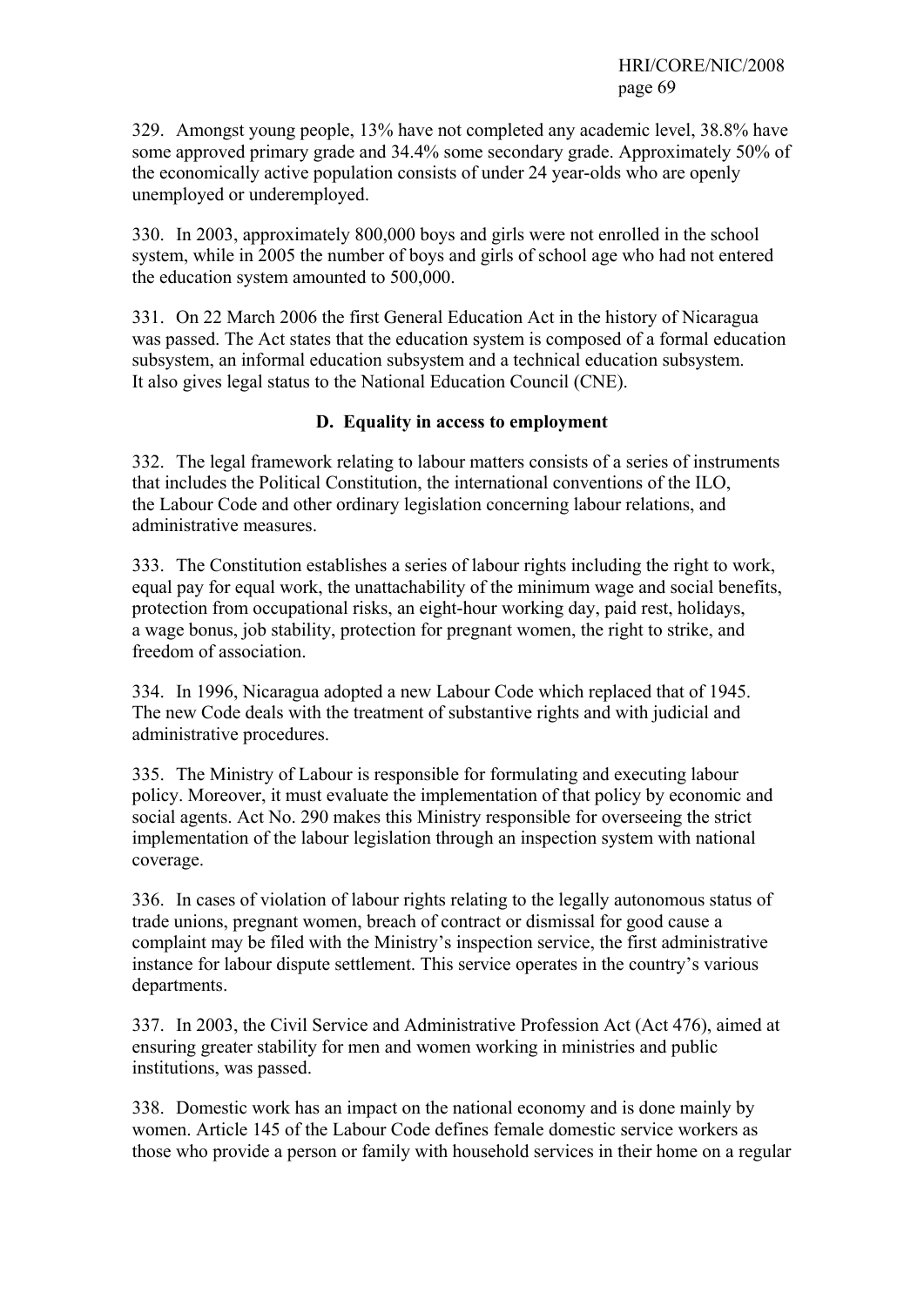329. Amongst young people, 13% have not completed any academic level, 38.8% have some approved primary grade and 34.4% some secondary grade. Approximately 50% of the economically active population consists of under 24 year-olds who are openly unemployed or underemployed.

330. In 2003, approximately 800,000 boys and girls were not enrolled in the school system, while in 2005 the number of boys and girls of school age who had not entered the education system amounted to 500,000.

331. On 22 March 2006 the first General Education Act in the history of Nicaragua was passed. The Act states that the education system is composed of a formal education subsystem, an informal education subsystem and a technical education subsystem. It also gives legal status to the National Education Council (CNE).

### D. Equality in access to employment

332. The legal framework relating to labour matters consists of a series of instruments that includes the Political Constitution, the international conventions of the ILO, the Labour Code and other ordinary legislation concerning labour relations, and administrative measures.

333. The Constitution establishes a series of labour rights including the right to work, equal pay for equal work, the unattachability of the minimum wage and social benefits, protection from occupational risks, an eight-hour working day, paid rest, holidays, a wage bonus, job stability, protection for pregnant women, the right to strike, and freedom of association.

334. In 1996, Nicaragua adopted a new Labour Code which replaced that of 1945. The new Code deals with the treatment of substantive rights and with judicial and administrative procedures.

335. The Ministry of Labour is responsible for formulating and executing labour policy. Moreover, it must evaluate the implementation of that policy by economic and social agents. Act No. 290 makes this Ministry responsible for overseeing the strict implementation of the labour legislation through an inspection system with national coverage.

336. In cases of violation of labour rights relating to the legally autonomous status of trade unions, pregnant women, breach of contract or dismissal for good cause a complaint may be filed with the Ministry's inspection service, the first administrative instance for labour dispute settlement. This service operates in the country's various departments.

337. In 2003, the Civil Service and Administrative Profession Act (Act 476), aimed at ensuring greater stability for men and women working in ministries and public institutions, was passed.

338. Domestic work has an impact on the national economy and is done mainly by women. Article 145 of the Labour Code defines female domestic service workers as those who provide a person or family with household services in their home on a regular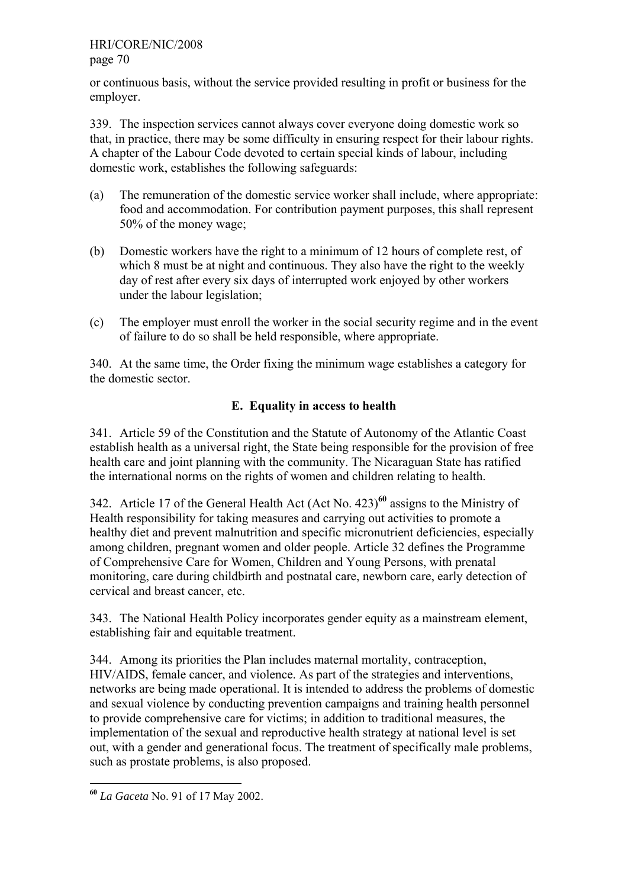or continuous basis, without the service provided resulting in profit or business for the employer.

339. The inspection services cannot always cover everyone doing domestic work so that, in practice, there may be some difficulty in ensuring respect for their labour rights. A chapter of the Labour Code devoted to certain special kinds of labour, including domestic work, establishes the following safeguards:

(a) The remuneration of the domestic service worker shall include, where appropriate: food and accommodation. For contribution payment purposes, this shall represent 50% of the money wage;

(b) Domestic workers have the right to a minimum of 12 hours of complete rest, of which 8 must be at night and continuous. They also have the right to the weekly day of rest after every six days of interrupted work enjoyed by other workers under the labour legislation;

(c) The employer must enroll the worker in the social security regime and in the event of failure to do so shall be held responsible, where appropriate.

340. At the same time, the Order fixing the minimum wage establishes a category for the domestic sector.

## E. Equality in access to health

341. Article 59 of the Constitution and the Statute of Autonomy of the Atlantic Coast establish health as a universal right, the State being responsible for the provision of free health care and joint planning with the community. The Nicaraguan State has ratified the international norms on the rights of women and children relating to health.

342. Article 17 of the General Health Act (Act No. 423)[60] assigns to the Ministry of Health responsibility for taking measures and carrying out activities to promote a healthy diet and prevent malnutrition and specific micronutrient deficiencies, especially among children, pregnant women and older people. Article 32 defines the Programme of Comprehensive Care for Women, Children and Young Persons, with prenatal monitoring, care during childbirth and postnatal care, newborn care, early detection of cervical and breast cancer, etc.

343. The National Health Policy incorporates gender equity as a mainstream element, establishing fair and equitable treatment.

344. Among its priorities the Plan includes maternal mortality, contraception, HIV/AIDS, female cancer, and violence. As part of the strategies and interventions, networks are being made operational. It is intended to address the problems of domestic and sexual violence by conducting prevention campaigns and training health personnel to provide comprehensive care for victims; in addition to traditional measures, the implementation of the sexual and reproductive health strategy at national level is set out, with a gender and generational focus. The treatment of specifically male problems, such as prostate problems, is also proposed.

---

[60] *La Gaceta* No. 91 of 17 May 2002.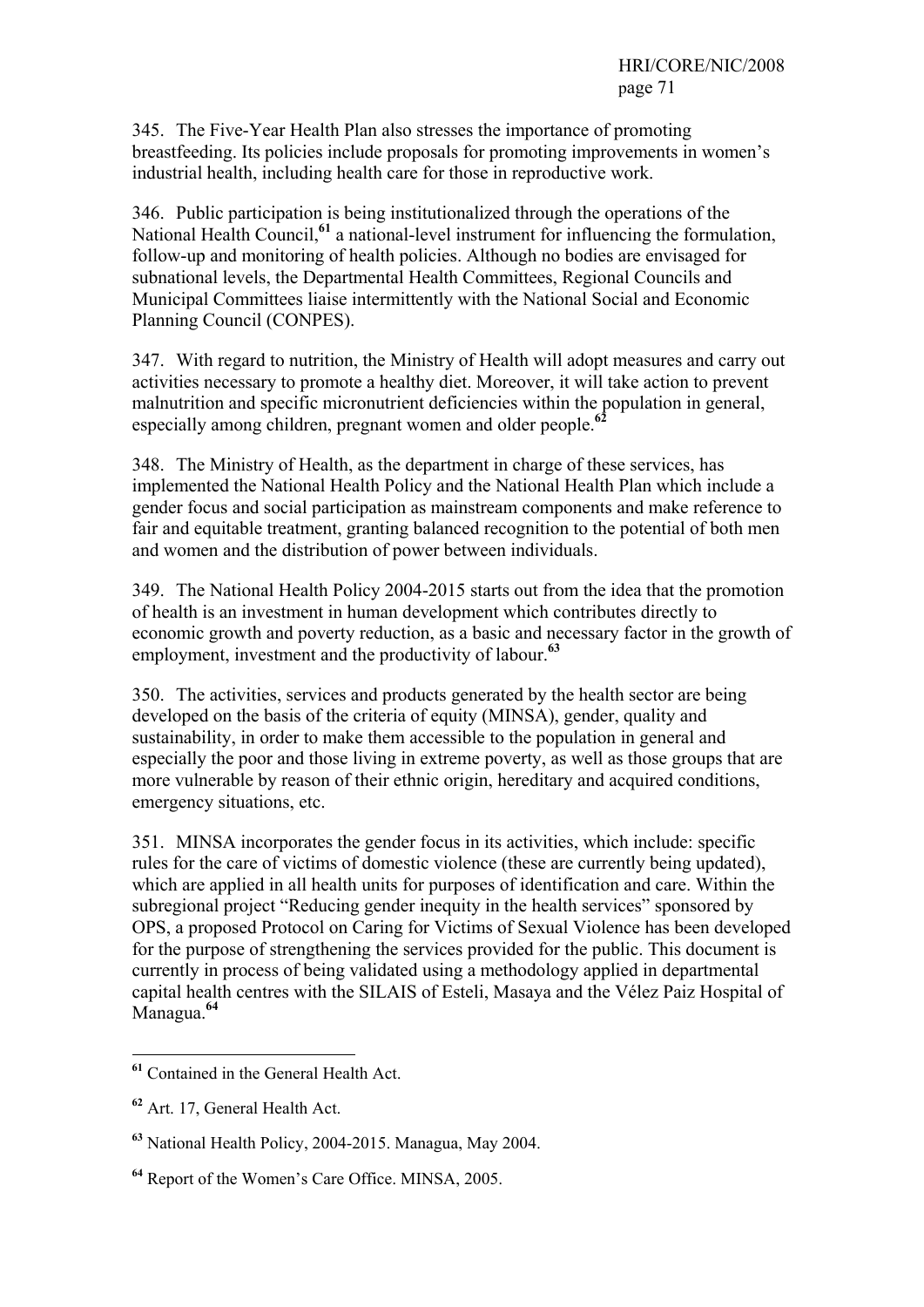345. The Five-Year Health Plan also stresses the importance of promoting breastfeeding. Its policies include proposals for promoting improvements in women's industrial health, including health care for those in reproductive work.

346. Public participation is being institutionalized through the operations of the National Health Council,[61] a national-level instrument for influencing the formulation, follow-up and monitoring of health policies. Although no bodies are envisaged for subnational levels, the Departmental Health Committees, Regional Councils and Municipal Committees liaise intermittently with the National Social and Economic Planning Council (CONPES).

347. With regard to nutrition, the Ministry of Health will adopt measures and carry out activities necessary to promote a healthy diet. Moreover, it will take action to prevent malnutrition and specific micronutrient deficiencies within the population in general, especially among children, pregnant women and older people.[62]

348. The Ministry of Health, as the department in charge of these services, has implemented the National Health Policy and the National Health Plan which include a gender focus and social participation as mainstream components and make reference to fair and equitable treatment, granting balanced recognition to the potential of both men and women and the distribution of power between individuals.

349. The National Health Policy 2004-2015 starts out from the idea that the promotion of health is an investment in human development which contributes directly to economic growth and poverty reduction, as a basic and necessary factor in the growth of employment, investment and the productivity of labour.[63]

350. The activities, services and products generated by the health sector are being developed on the basis of the criteria of equity (MINSA), gender, quality and sustainability, in order to make them accessible to the population in general and especially the poor and those living in extreme poverty, as well as those groups that are more vulnerable by reason of their ethnic origin, hereditary and acquired conditions, emergency situations, etc.

351. MINSA incorporates the gender focus in its activities, which include: specific rules for the care of victims of domestic violence (these are currently being updated), which are applied in all health units for purposes of identification and care. Within the subregional project "Reducing gender inequity in the health services" sponsored by OPS, a proposed Protocol on Caring for Victims of Sexual Violence has been developed for the purpose of strengthening the services provided for the public. This document is currently in process of being validated using a methodology applied in departmental capital health centres with the SILAIS of Esteli, Masaya and the Vélez Paiz Hospital of Managua.[64]

---

[61] Contained in the General Health Act.

[62] Art. 17, General Health Act.

[63] National Health Policy, 2004-2015. Managua, May 2004.

[64] Report of the Women's Care Office. MINSA, 2005.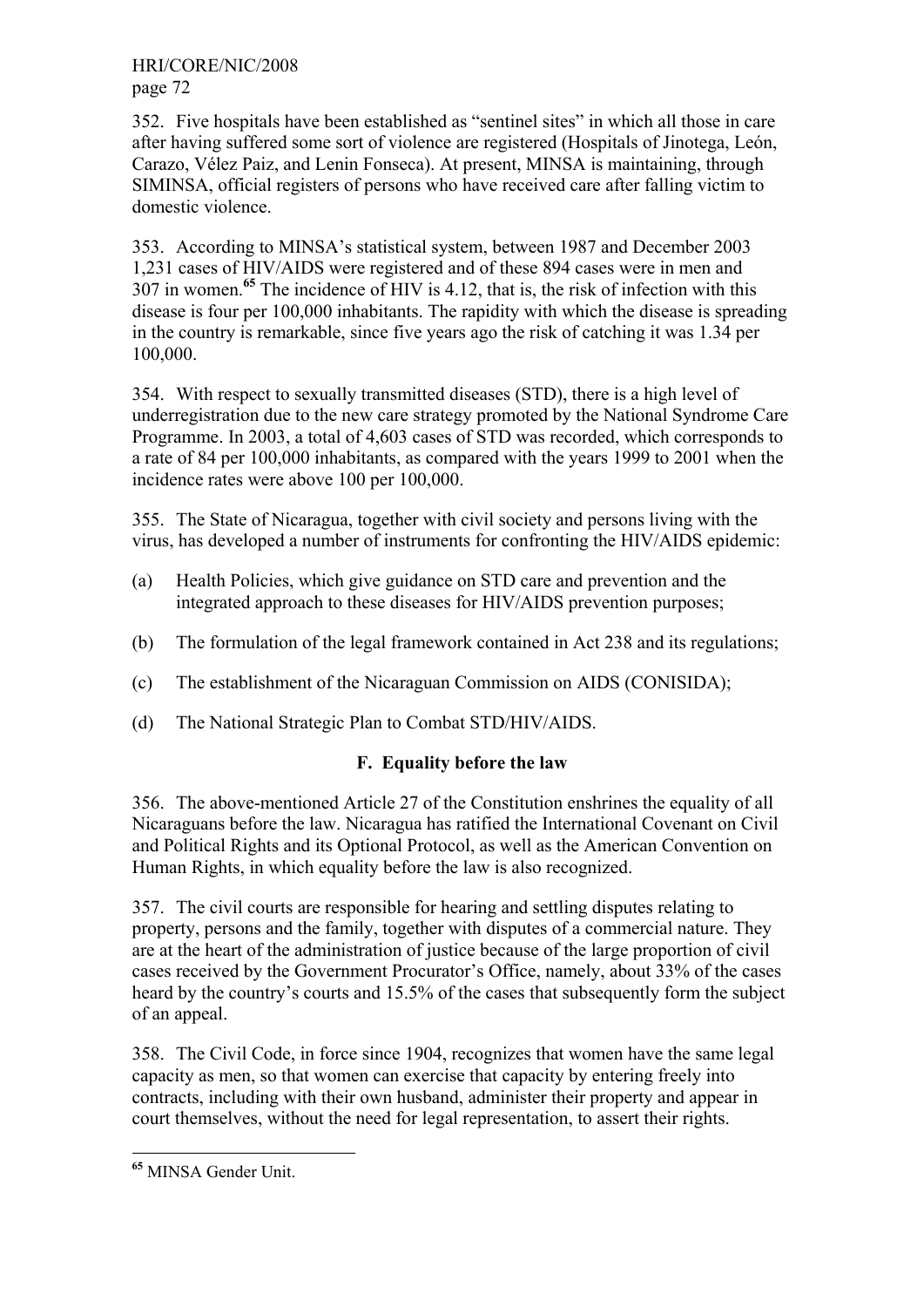352. Five hospitals have been established as “sentinel sites” in which all those in care after having suffered some sort of violence are registered (Hospitals of Jinotega, León, Carazo, Vélez Paiz, and Lenin Fonseca). At present, MINSA is maintaining, through SIMINSA, official registers of persons who have received care after falling victim to domestic violence.

353. According to MINSA’s statistical system, between 1987 and December 2003 1,231 cases of HIV/AIDS were registered and of these 894 cases were in men and 307 in women.[65] The incidence of HIV is 4.12, that is, the risk of infection with this disease is four per 100,000 inhabitants. The rapidity with which the disease is spreading in the country is remarkable, since five years ago the risk of catching it was 1.34 per 100,000.

354. With respect to sexually transmitted diseases (STD), there is a high level of underregistration due to the new care strategy promoted by the National Syndrome Care Programme. In 2003, a total of 4,603 cases of STD was recorded, which corresponds to a rate of 84 per 100,000 inhabitants, as compared with the years 1999 to 2001 when the incidence rates were above 100 per 100,000.

355. The State of Nicaragua, together with civil society and persons living with the virus, has developed a number of instruments for confronting the HIV/AIDS epidemic:

(a) Health Policies, which give guidance on STD care and prevention and the integrated approach to these diseases for HIV/AIDS prevention purposes;

(b) The formulation of the legal framework contained in Act 238 and its regulations;

(c) The establishment of the Nicaraguan Commission on AIDS (CONISIDA);

(d) The National Strategic Plan to Combat STD/HIV/AIDS.

## F. Equality before the law

356. The above-mentioned Article 27 of the Constitution enshrines the equality of all Nicaraguans before the law. Nicaragua has ratified the International Covenant on Civil and Political Rights and its Optional Protocol, as well as the American Convention on Human Rights, in which equality before the law is also recognized.

357. The civil courts are responsible for hearing and settling disputes relating to property, persons and the family, together with disputes of a commercial nature. They are at the heart of the administration of justice because of the large proportion of civil cases received by the Government Procurator’s Office, namely, about 33% of the cases heard by the country’s courts and 15.5% of the cases that subsequently form the subject of an appeal.

358. The Civil Code, in force since 1904, recognizes that women have the same legal capacity as men, so that women can exercise that capacity by entering freely into contracts, including with their own husband, administer their property and appear in court themselves, without the need for legal representation, to assert their rights.

---

[65] MINSA Gender Unit.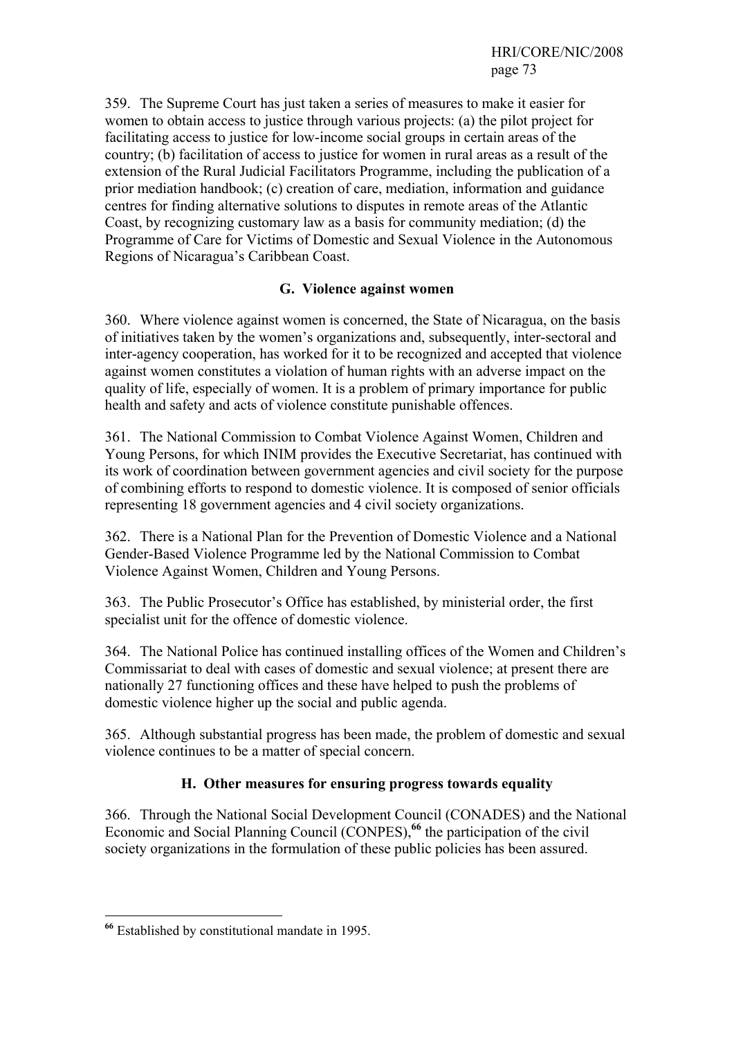359. The Supreme Court has just taken a series of measures to make it easier for women to obtain access to justice through various projects: (a) the pilot project for facilitating access to justice for low-income social groups in certain areas of the country; (b) facilitation of access to justice for women in rural areas as a result of the extension of the Rural Judicial Facilitators Programme, including the publication of a prior mediation handbook; (c) creation of care, mediation, information and guidance centres for finding alternative solutions to disputes in remote areas of the Atlantic Coast, by recognizing customary law as a basis for community mediation; (d) the Programme of Care for Victims of Domestic and Sexual Violence in the Autonomous Regions of Nicaragua's Caribbean Coast.

### G. Violence against women

360. Where violence against women is concerned, the State of Nicaragua, on the basis of initiatives taken by the women's organizations and, subsequently, inter-sectoral and inter-agency cooperation, has worked for it to be recognized and accepted that violence against women constitutes a violation of human rights with an adverse impact on the quality of life, especially of women. It is a problem of primary importance for public health and safety and acts of violence constitute punishable offences.

361. The National Commission to Combat Violence Against Women, Children and Young Persons, for which INIM provides the Executive Secretariat, has continued with its work of coordination between government agencies and civil society for the purpose of combining efforts to respond to domestic violence. It is composed of senior officials representing 18 government agencies and 4 civil society organizations.

362. There is a National Plan for the Prevention of Domestic Violence and a National Gender-Based Violence Programme led by the National Commission to Combat Violence Against Women, Children and Young Persons.

363. The Public Prosecutor's Office has established, by ministerial order, the first specialist unit for the offence of domestic violence.

364. The National Police has continued installing offices of the Women and Children's Commissariat to deal with cases of domestic and sexual violence; at present there are nationally 27 functioning offices and these have helped to push the problems of domestic violence higher up the social and public agenda.

365. Although substantial progress has been made, the problem of domestic and sexual violence continues to be a matter of special concern.

### H. Other measures for ensuring progress towards equality

366. Through the National Social Development Council (CONADES) and the National Economic and Social Planning Council (CONPES),[66] the participation of the civil society organizations in the formulation of these public policies has been assured.

---

[66] Established by constitutional mandate in 1995.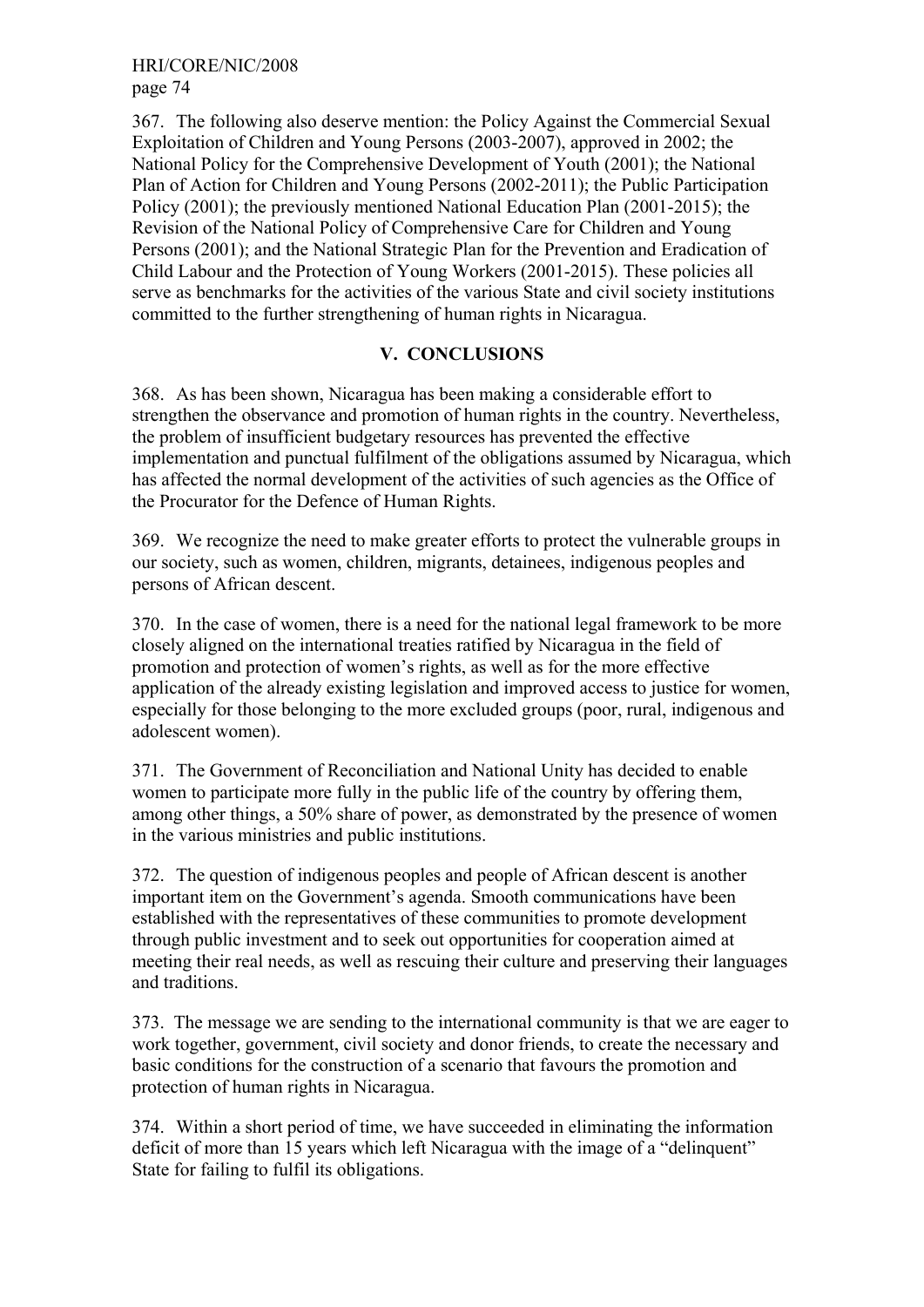367. The following also deserve mention: the Policy Against the Commercial Sexual Exploitation of Children and Young Persons (2003-2007), approved in 2002; the National Policy for the Comprehensive Development of Youth (2001); the National Plan of Action for Children and Young Persons (2002-2011); the Public Participation Policy (2001); the previously mentioned National Education Plan (2001-2015); the Revision of the National Policy of Comprehensive Care for Children and Young Persons (2001); and the National Strategic Plan for the Prevention and Eradication of Child Labour and the Protection of Young Workers (2001-2015). These policies all serve as benchmarks for the activities of the various State and civil society institutions committed to the further strengthening of human rights in Nicaragua.

## V. CONCLUSIONS

368. As has been shown, Nicaragua has been making a considerable effort to strengthen the observance and promotion of human rights in the country. Nevertheless, the problem of insufficient budgetary resources has prevented the effective implementation and punctual fulfilment of the obligations assumed by Nicaragua, which has affected the normal development of the activities of such agencies as the Office of the Procurator for the Defence of Human Rights.

369. We recognize the need to make greater efforts to protect the vulnerable groups in our society, such as women, children, migrants, detainees, indigenous peoples and persons of African descent.

370. In the case of women, there is a need for the national legal framework to be more closely aligned on the international treaties ratified by Nicaragua in the field of promotion and protection of women's rights, as well as for the more effective application of the already existing legislation and improved access to justice for women, especially for those belonging to the more excluded groups (poor, rural, indigenous and adolescent women).

371. The Government of Reconciliation and National Unity has decided to enable women to participate more fully in the public life of the country by offering them, among other things, a 50% share of power, as demonstrated by the presence of women in the various ministries and public institutions.

372. The question of indigenous peoples and people of African descent is another important item on the Government's agenda. Smooth communications have been established with the representatives of these communities to promote development through public investment and to seek out opportunities for cooperation aimed at meeting their real needs, as well as rescuing their culture and preserving their languages and traditions.

373. The message we are sending to the international community is that we are eager to work together, government, civil society and donor friends, to create the necessary and basic conditions for the construction of a scenario that favours the promotion and protection of human rights in Nicaragua.

374. Within a short period of time, we have succeeded in eliminating the information deficit of more than 15 years which left Nicaragua with the image of a "delinquent" State for failing to fulfil its obligations.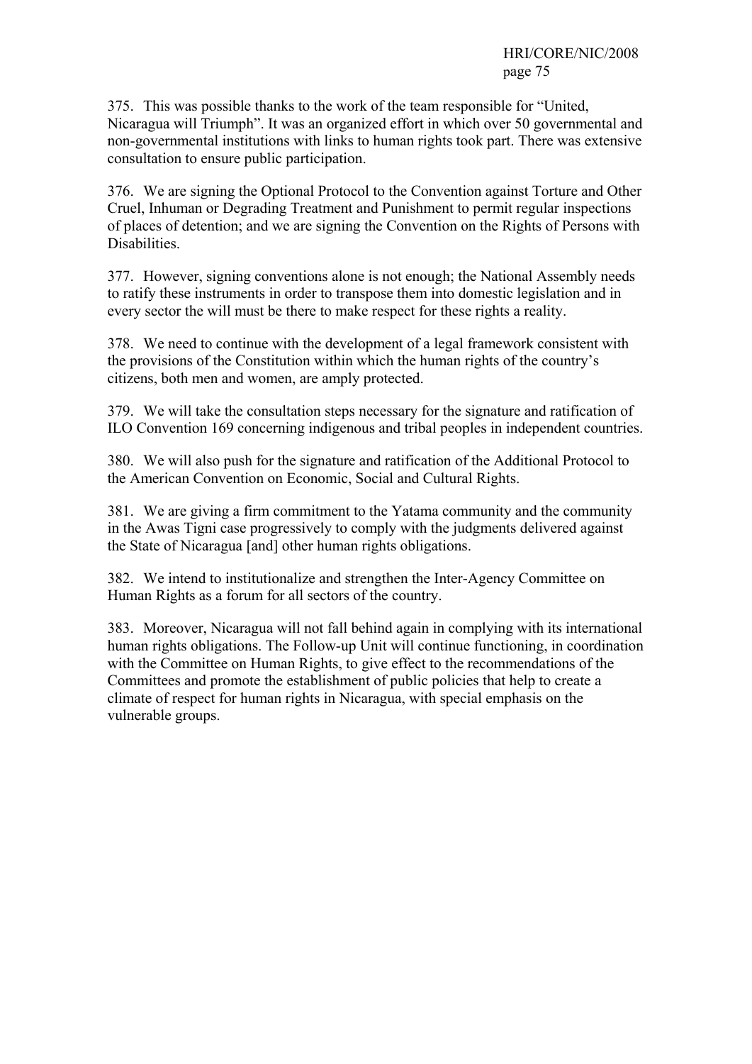375. This was possible thanks to the work of the team responsible for "United, Nicaragua will Triumph". It was an organized effort in which over 50 governmental and non-governmental institutions with links to human rights took part. There was extensive consultation to ensure public participation.

376. We are signing the Optional Protocol to the Convention against Torture and Other Cruel, Inhuman or Degrading Treatment and Punishment to permit regular inspections of places of detention; and we are signing the Convention on the Rights of Persons with Disabilities.

377. However, signing conventions alone is not enough; the National Assembly needs to ratify these instruments in order to transpose them into domestic legislation and in every sector the will must be there to make respect for these rights a reality.

378. We need to continue with the development of a legal framework consistent with the provisions of the Constitution within which the human rights of the country's citizens, both men and women, are amply protected.

379. We will take the consultation steps necessary for the signature and ratification of ILO Convention 169 concerning indigenous and tribal peoples in independent countries.

380. We will also push for the signature and ratification of the Additional Protocol to the American Convention on Economic, Social and Cultural Rights.

381. We are giving a firm commitment to the Yatama community and the community in the Awas Tigni case progressively to comply with the judgments delivered against the State of Nicaragua [and] other human rights obligations.

382. We intend to institutionalize and strengthen the Inter-Agency Committee on Human Rights as a forum for all sectors of the country.

383. Moreover, Nicaragua will not fall behind again in complying with its international human rights obligations. The Follow-up Unit will continue functioning, in coordination with the Committee on Human Rights, to give effect to the recommendations of the Committees and promote the establishment of public policies that help to create a climate of respect for human rights in Nicaragua, with special emphasis on the vulnerable groups.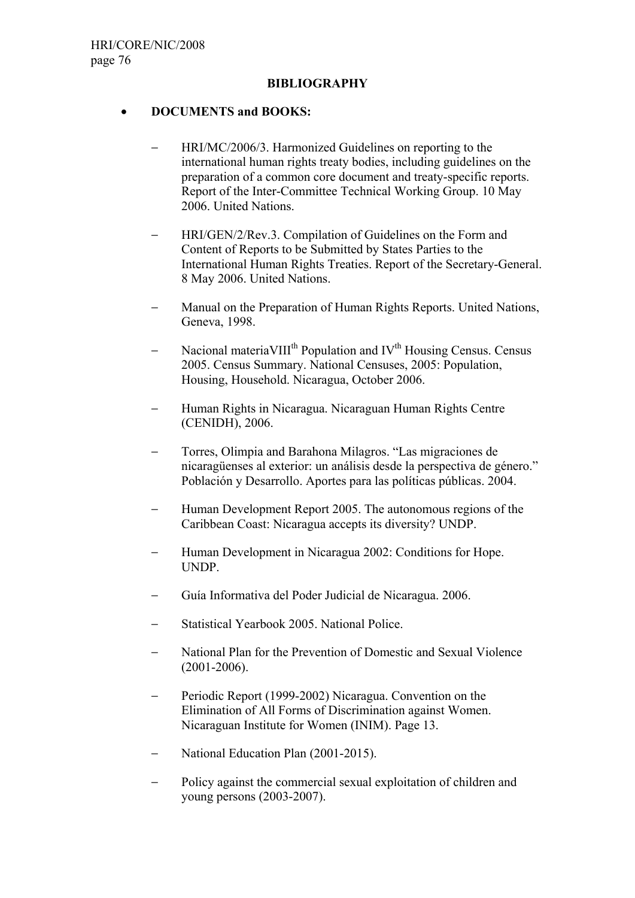## BIBLIOGRAPHY

- **DOCUMENTS and BOOKS:**

  - HRI/MC/2006/3. Harmonized Guidelines on reporting to the international human rights treaty bodies, including guidelines on the preparation of a common core document and treaty-specific reports. Report of the Inter-Committee Technical Working Group. 10 May 2006. United Nations.

  - HRI/GEN/2/Rev.3. Compilation of Guidelines on the Form and Content of Reports to be Submitted by States Parties to the International Human Rights Treaties. Report of the Secretary-General. 8 May 2006. United Nations.

  - Manual on the Preparation of Human Rights Reports. United Nations, Geneva, 1998.

  - Nacional materiaVIII[th] Population and IV[th] Housing Census. Census 2005. Census Summary. National Censuses, 2005: Population, Housing, Household. Nicaragua, October 2006.

  - Human Rights in Nicaragua. Nicaraguan Human Rights Centre (CENIDH), 2006.

  - Torres, Olimpia and Barahona Milagros. "Las migraciones de nicaragüenses al exterior: un análisis desde la perspectiva de género." Población y Desarrollo. Aportes para las políticas públicas. 2004.

  - Human Development Report 2005. The autonomous regions of the Caribbean Coast: Nicaragua accepts its diversity? UNDP.

  - Human Development in Nicaragua 2002: Conditions for Hope. UNDP.

  - Guía Informativa del Poder Judicial de Nicaragua. 2006.

  - Statistical Yearbook 2005. National Police.

  - National Plan for the Prevention of Domestic and Sexual Violence (2001-2006).

  - Periodic Report (1999-2002) Nicaragua. Convention on the Elimination of All Forms of Discrimination against Women. Nicaraguan Institute for Women (INIM). Page 13.

  - National Education Plan (2001-2015).

  - Policy against the commercial sexual exploitation of children and young persons (2003-2007).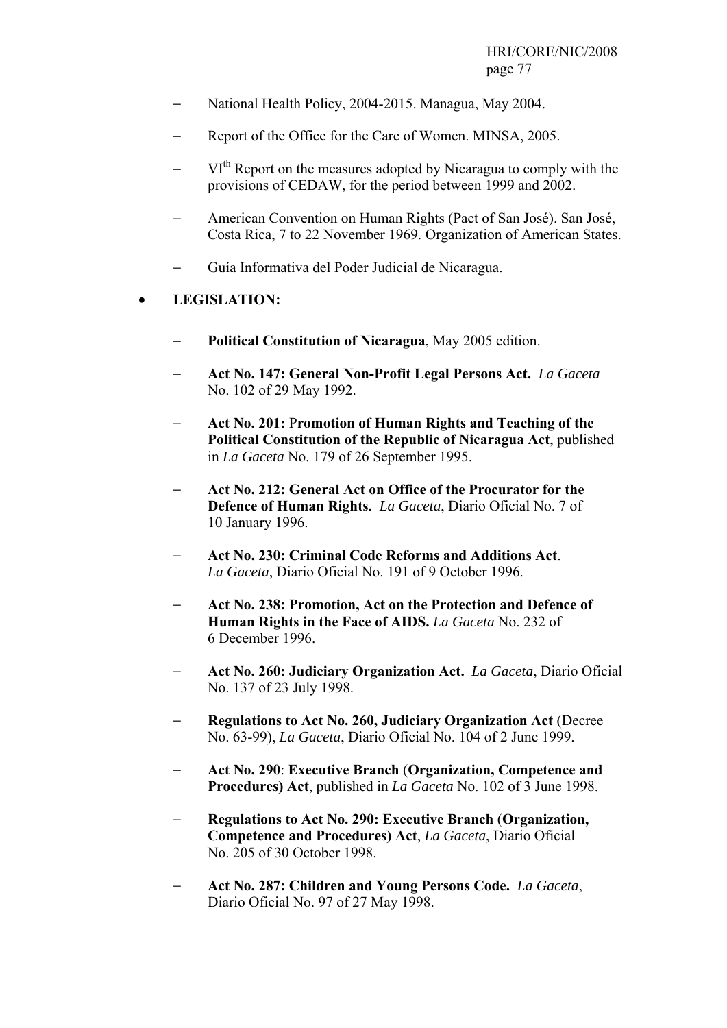- National Health Policy, 2004-2015. Managua, May 2004.

- Report of the Office for the Care of Women. MINSA, 2005.

- VI[th] Report on the measures adopted by Nicaragua to comply with the provisions of CEDAW, for the period between 1999 and 2002.

- American Convention on Human Rights (Pact of San José). San José, Costa Rica, 7 to 22 November 1969. Organization of American States.

- Guía Informativa del Poder Judicial de Nicaragua.

- **LEGISLATION:**

  - **Political Constitution of Nicaragua**, May 2005 edition.

  - **Act No. 147: General Non-Profit Legal Persons Act.** *La Gaceta* No. 102 of 29 May 1992.

  - **Act No. 201: Promotion of Human Rights and Teaching of the Political Constitution of the Republic of Nicaragua Act**, published in *La Gaceta* No. 179 of 26 September 1995.

  - **Act No. 212: General Act on Office of the Procurator for the Defence of Human Rights.** *La Gaceta*, Diario Oficial No. 7 of 10 January 1996.

  - **Act No. 230: Criminal Code Reforms and Additions Act**. *La Gaceta*, Diario Oficial No. 191 of 9 October 1996.

  - **Act No. 238: Promotion, Act on the Protection and Defence of Human Rights in the Face of AIDS.** *La Gaceta* No. 232 of 6 December 1996.

  - **Act No. 260: Judiciary Organization Act.** *La Gaceta*, Diario Oficial No. 137 of 23 July 1998.

  - **Regulations to Act No. 260, Judiciary Organization Act** (Decree No. 63-99), *La Gaceta*, Diario Oficial No. 104 of 2 June 1999.

  - **Act No. 290**: **Executive Branch** (**Organization, Competence and Procedures) Act**, published in *La Gaceta* No. 102 of 3 June 1998.

  - **Regulations to Act No. 290: Executive Branch** (**Organization, Competence and Procedures) Act**, *La Gaceta*, Diario Oficial No. 205 of 30 October 1998.

  - **Act No. 287: Children and Young Persons Code.** *La Gaceta*, Diario Oficial No. 97 of 27 May 1998.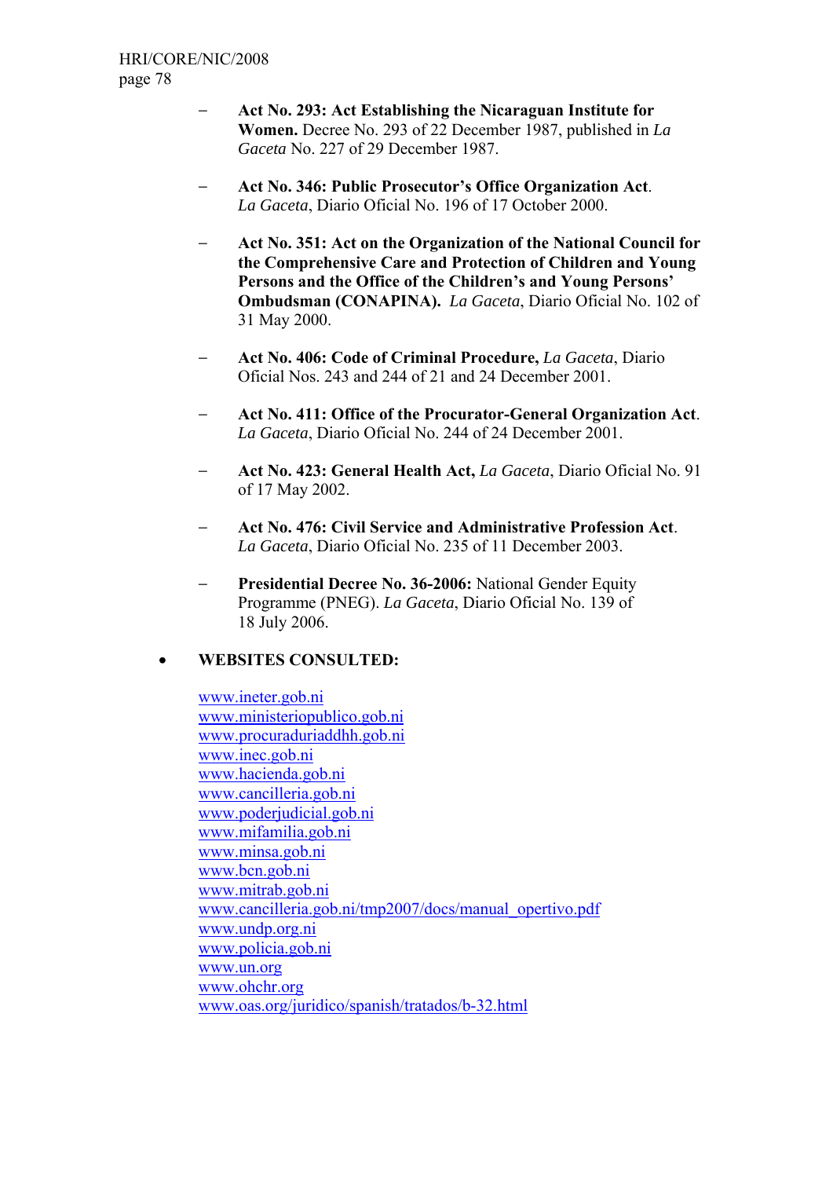- **Act No. 293: Act Establishing the Nicaraguan Institute for Women.** Decree No. 293 of 22 December 1987, published in *La Gaceta* No. 227 of 29 December 1987.

- **Act No. 346: Public Prosecutor's Office Organization Act**. *La Gaceta*, Diario Oficial No. 196 of 17 October 2000.

- **Act No. 351: Act on the Organization of the National Council for the Comprehensive Care and Protection of Children and Young Persons and the Office of the Children's and Young Persons' Ombudsman (CONAPINA).** *La Gaceta*, Diario Oficial No. 102 of 31 May 2000.

- **Act No. 406: Code of Criminal Procedure,** *La Gaceta*, Diario Oficial Nos. 243 and 244 of 21 and 24 December 2001.

- **Act No. 411: Office of the Procurator-General Organization Act**. *La Gaceta*, Diario Oficial No. 244 of 24 December 2001.

- **Act No. 423: General Health Act,** *La Gaceta*, Diario Oficial No. 91 of 17 May 2002.

- **Act No. 476: Civil Service and Administrative Profession Act**. *La Gaceta*, Diario Oficial No. 235 of 11 December 2003.

- **Presidential Decree No. 36-2006:** National Gender Equity Programme (PNEG). *La Gaceta*, Diario Oficial No. 139 of 18 July 2006.

- **WEBSITES CONSULTED:**

  www.ineter.gob.ni
  www.ministeriopublico.gob.ni
  www.procuraduriaddhh.gob.ni
  www.inec.gob.ni
  www.hacienda.gob.ni
  www.cancilleria.gob.ni
  www.poderjudicial.gob.ni
  www.mifamilia.gob.ni
  www.minsa.gob.ni
  www.bcn.gob.ni
  www.mitrab.gob.ni
  www.cancilleria.gob.ni/tmp2007/docs/manual_opertivo.pdf
  www.undp.org.ni
  www.policia.gob.ni
  www.un.org
  www.ohchr.org
  www.oas.org/juridico/spanish/tratados/b-32.html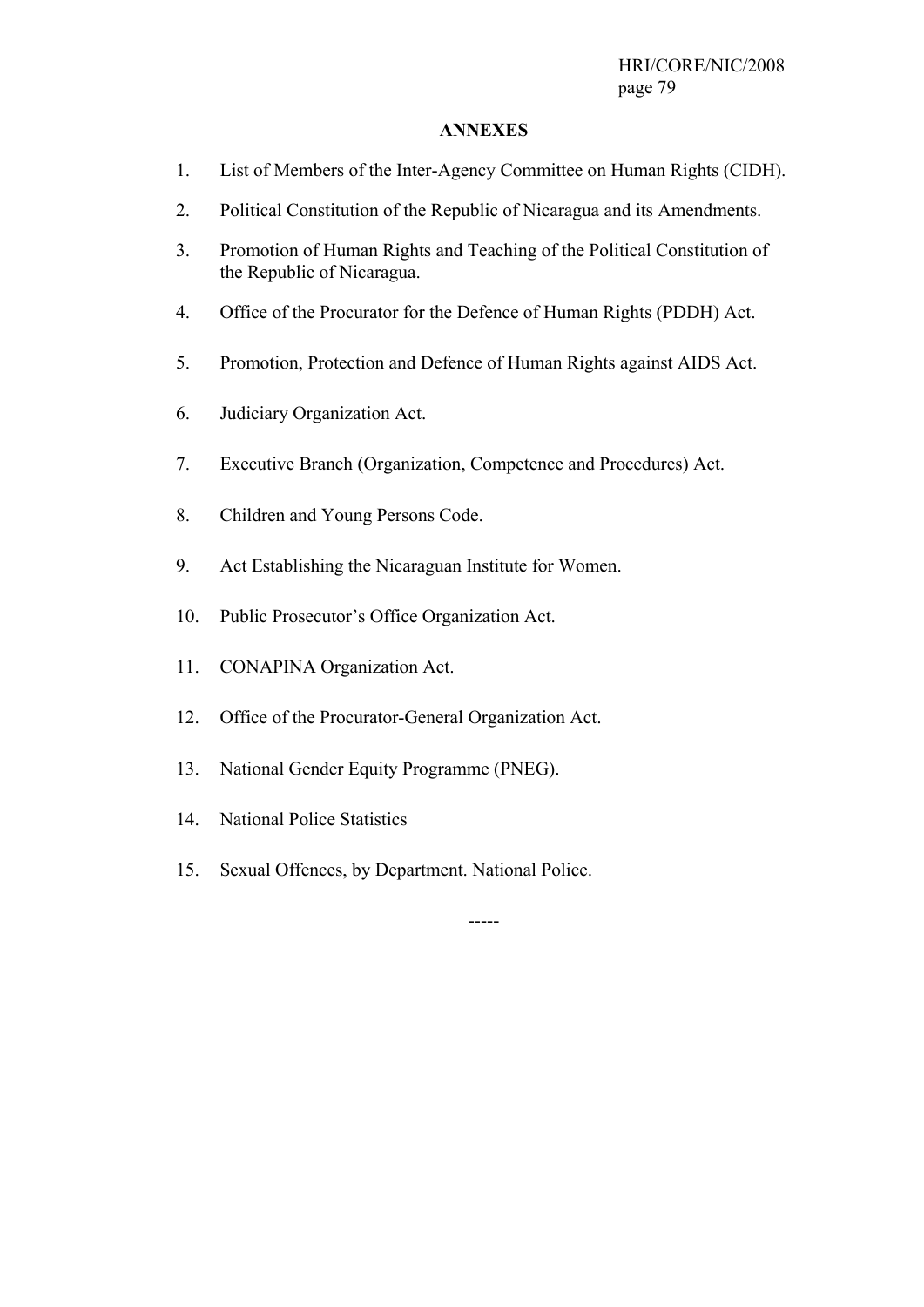## ANNEXES

1. List of Members of the Inter-Agency Committee on Human Rights (CIDH).
2. Political Constitution of the Republic of Nicaragua and its Amendments.
3. Promotion of Human Rights and Teaching of the Political Constitution of the Republic of Nicaragua.
4. Office of the Procurator for the Defence of Human Rights (PDDH) Act.
5. Promotion, Protection and Defence of Human Rights against AIDS Act.
6. Judiciary Organization Act.
7. Executive Branch (Organization, Competence and Procedures) Act.
8. Children and Young Persons Code.
9. Act Establishing the Nicaraguan Institute for Women.
10. Public Prosecutor's Office Organization Act.
11. CONAPINA Organization Act.
12. Office of the Procurator-General Organization Act.
13. National Gender Equity Programme (PNEG).
14. National Police Statistics
15. Sexual Offences, by Department. National Police.

-----